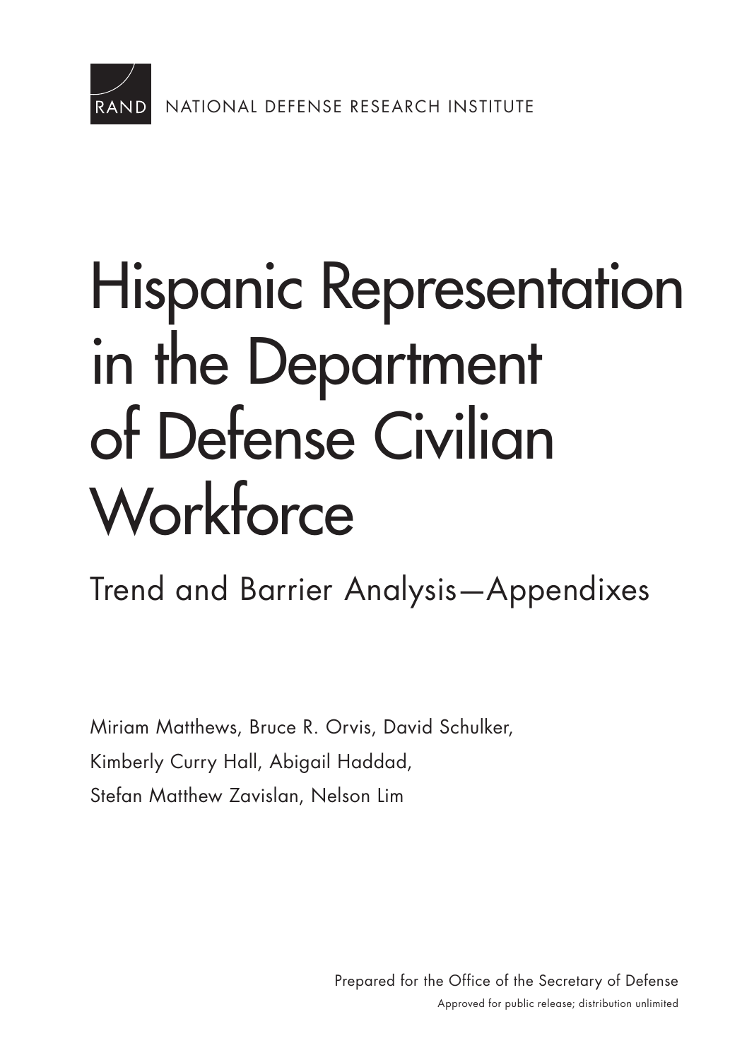RAND NATIONAL DEFENSE RESEARCH INSTITUTE

# Hispanic Representation in the Department of Defense Civilian Workforce

## Trend and Barrier Analysis—Appendixes

Miriam Matthews, Bruce R. Orvis, David Schulker, Kimberly Curry Hall, Abigail Haddad, Stefan Matthew Zavislan, Nelson Lim

Prepared for the Office of the Secretary of Defense

Approved for public release; distribution unlimited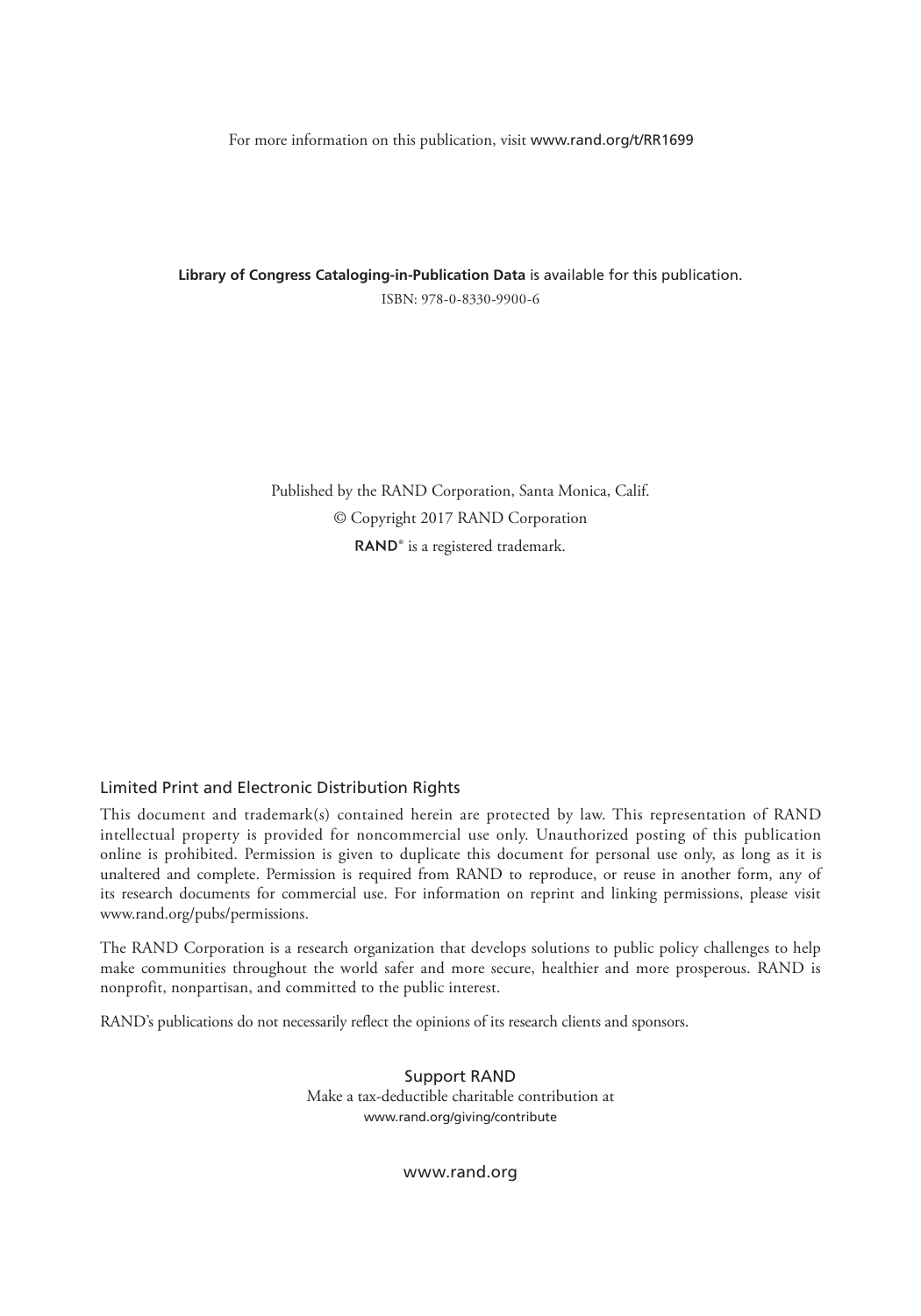For more information on this publication, visit www.rand.org/t/RR1699

**Library of Congress Cataloging-in-Publication Data** is available for this publication.

ISBN: 978-0-8330-9900-6

Published by the RAND Corporation, Santa Monica, Calif.

© Copyright 2017 RAND Corporation

RAND® is a registered trademark.

## Limited Print and Electronic Distribution Rights

This document and trademark(s) contained herein are protected by law. This representation of RAND intellectual property is provided for noncommercial use only. Unauthorized posting of this publication online is prohibited. Permission is given to duplicate this document for personal use only, as long as it is unaltered and complete. Permission is required from RAND to reproduce, or reuse in another form, any of its research documents for commercial use. For information on reprint and linking permissions, please visit www.rand.org/pubs/permissions.

The RAND Corporation is a research organization that develops solutions to public policy challenges to help make communities throughout the world safer and more secure, healthier and more prosperous. RAND is nonprofit, nonpartisan, and committed to the public interest.

RAND's publications do not necessarily reflect the opinions of its research clients and sponsors.

Support RAND

Make a tax-deductible charitable contribution at
www.rand.org/giving/contribute

www.rand.org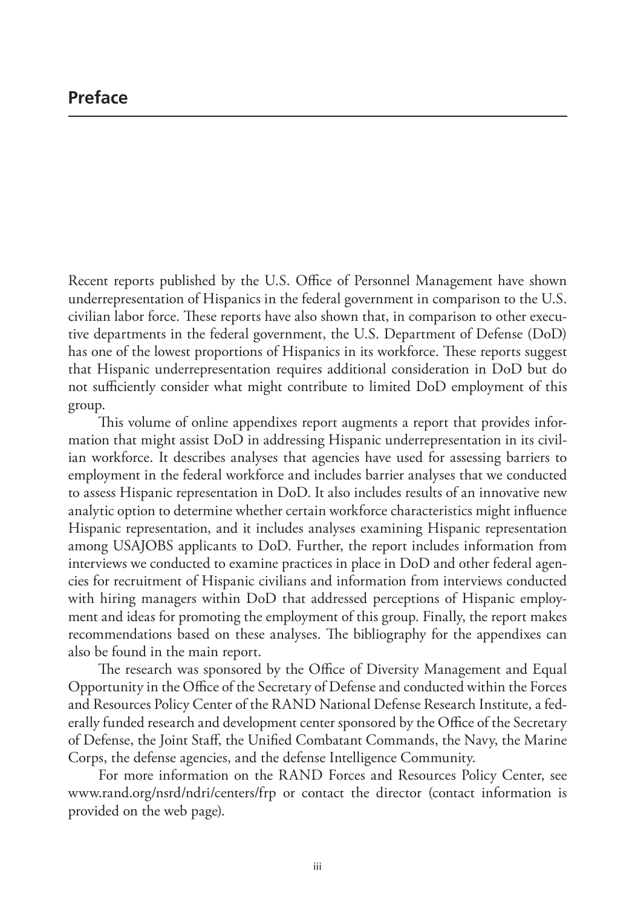# Preface

Recent reports published by the U.S. Office of Personnel Management have shown underrepresentation of Hispanics in the federal government in comparison to the U.S. civilian labor force. These reports have also shown that, in comparison to other executive departments in the federal government, the U.S. Department of Defense (DoD) has one of the lowest proportions of Hispanics in its workforce. These reports suggest that Hispanic underrepresentation requires additional consideration in DoD but do not sufficiently consider what might contribute to limited DoD employment of this group.

This volume of online appendixes report augments a report that provides information that might assist DoD in addressing Hispanic underrepresentation in its civilian workforce. It describes analyses that agencies have used for assessing barriers to employment in the federal workforce and includes barrier analyses that we conducted to assess Hispanic representation in DoD. It also includes results of an innovative new analytic option to determine whether certain workforce characteristics might influence Hispanic representation, and it includes analyses examining Hispanic representation among USAJOBS applicants to DoD. Further, the report includes information from interviews we conducted to examine practices in place in DoD and other federal agencies for recruitment of Hispanic civilians and information from interviews conducted with hiring managers within DoD that addressed perceptions of Hispanic employment and ideas for promoting the employment of this group. Finally, the report makes recommendations based on these analyses. The bibliography for the appendixes can also be found in the main report.

The research was sponsored by the Office of Diversity Management and Equal Opportunity in the Office of the Secretary of Defense and conducted within the Forces and Resources Policy Center of the RAND National Defense Research Institute, a federally funded research and development center sponsored by the Office of the Secretary of Defense, the Joint Staff, the Unified Combatant Commands, the Navy, the Marine Corps, the defense agencies, and the defense Intelligence Community.

For more information on the RAND Forces and Resources Policy Center, see www.rand.org/nsrd/ndri/centers/frp or contact the director (contact information is provided on the web page).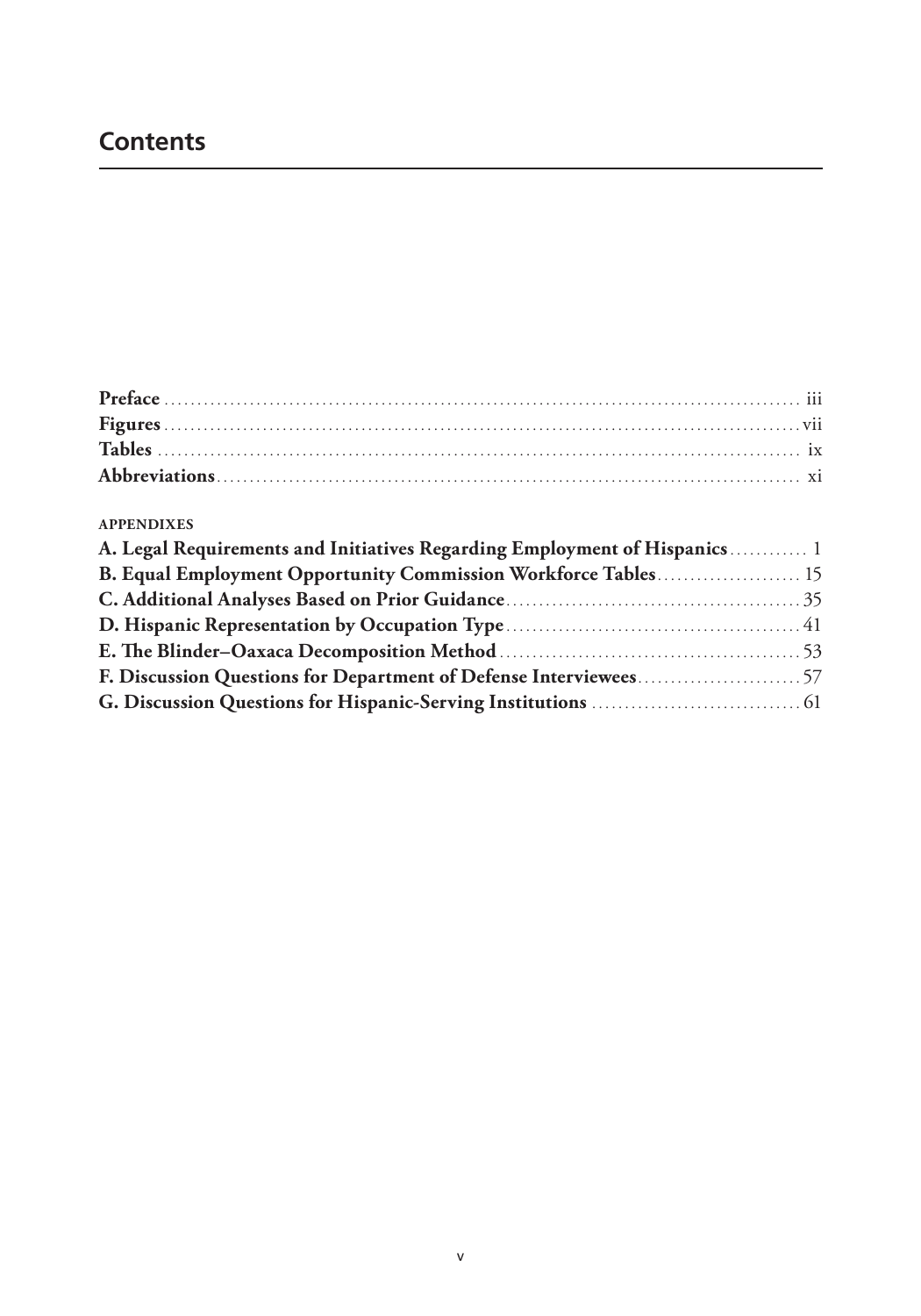# Contents

**Preface** ........................................................................................ iii
**Figures** ........................................................................................ vii
**Tables** ........................................................................................ ix
**Abbreviations** ........................................................................................ xi

APPENDIXES

**A. Legal Requirements and Initiatives Regarding Employment of Hispanics** ............ 1
**B. Equal Employment Opportunity Commission Workforce Tables** ...................... 15
**C. Additional Analyses Based on Prior Guidance** ........................................ 35
**D. Hispanic Representation by Occupation Type** ........................................ 41
**E. The Blinder–Oaxaca Decomposition Method** ........................................ 53
**F. Discussion Questions for Department of Defense Interviewees** ........................ 57
**G. Discussion Questions for Hispanic-Serving Institutions** ................................ 61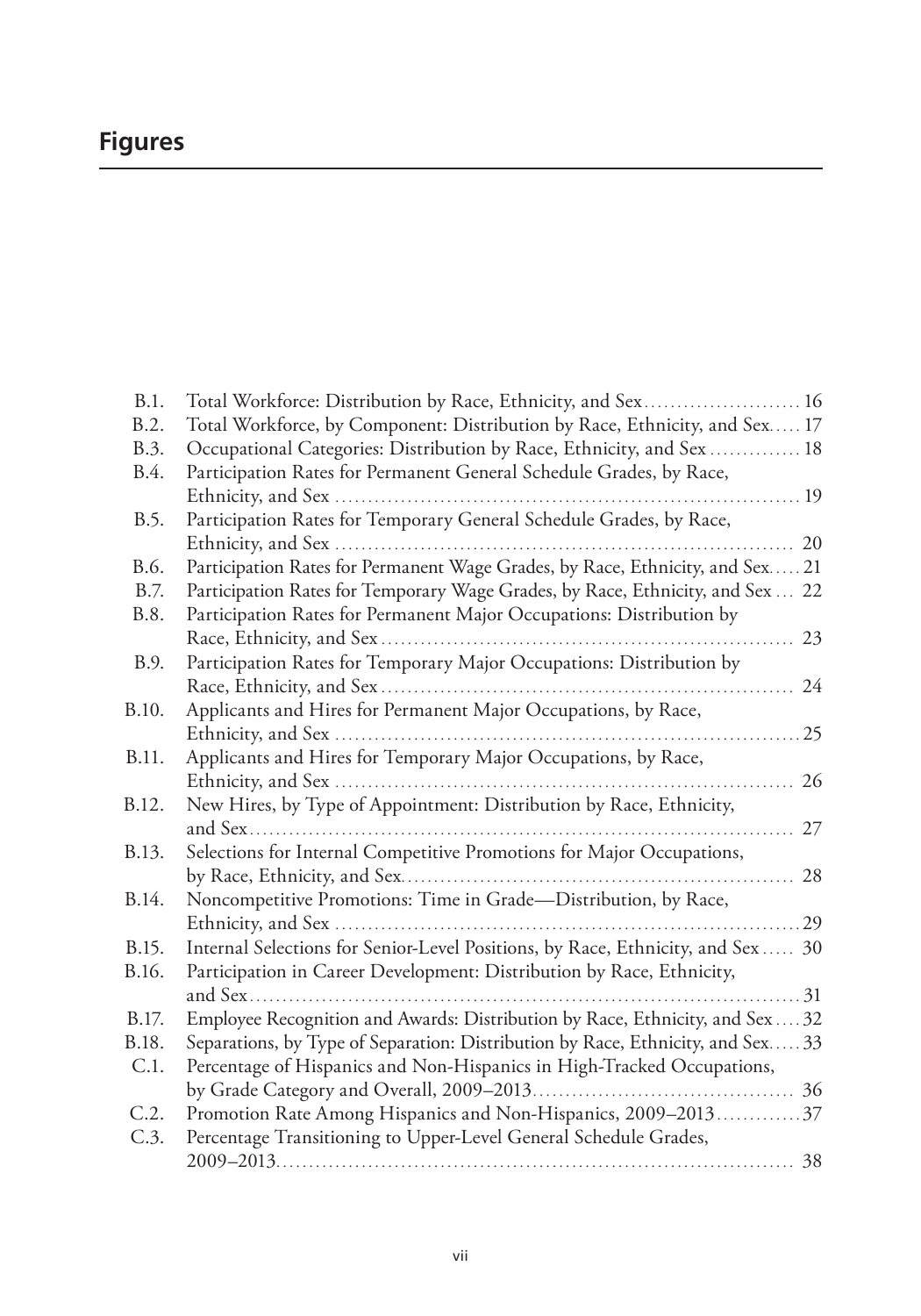## Figures

B.1. Total Workforce: Distribution by Race, Ethnicity, and Sex ........ 16
B.2. Total Workforce, by Component: Distribution by Race, Ethnicity, and Sex ........ 17
B.3. Occupational Categories: Distribution by Race, Ethnicity, and Sex ........ 18
B.4. Participation Rates for Permanent General Schedule Grades, by Race, Ethnicity, and Sex ........ 19
B.5. Participation Rates for Temporary General Schedule Grades, by Race, Ethnicity, and Sex ........ 20
B.6. Participation Rates for Permanent Wage Grades, by Race, Ethnicity, and Sex ........ 21
B.7. Participation Rates for Temporary Wage Grades, by Race, Ethnicity, and Sex ........ 22
B.8. Participation Rates for Permanent Major Occupations: Distribution by Race, Ethnicity, and Sex ........ 23
B.9. Participation Rates for Temporary Major Occupations: Distribution by Race, Ethnicity, and Sex ........ 24
B.10. Applicants and Hires for Permanent Major Occupations, by Race, Ethnicity, and Sex ........ 25
B.11. Applicants and Hires for Temporary Major Occupations, by Race, Ethnicity, and Sex ........ 26
B.12. New Hires, by Type of Appointment: Distribution by Race, Ethnicity, and Sex ........ 27
B.13. Selections for Internal Competitive Promotions for Major Occupations, by Race, Ethnicity, and Sex ........ 28
B.14. Noncompetitive Promotions: Time in Grade—Distribution, by Race, Ethnicity, and Sex ........ 29
B.15. Internal Selections for Senior-Level Positions, by Race, Ethnicity, and Sex ........ 30
B.16. Participation in Career Development: Distribution by Race, Ethnicity, and Sex ........ 31
B.17. Employee Recognition and Awards: Distribution by Race, Ethnicity, and Sex ........ 32
B.18. Separations, by Type of Separation: Distribution by Race, Ethnicity, and Sex ........ 33
C.1. Percentage of Hispanics and Non-Hispanics in High-Tracked Occupations, by Grade Category and Overall, 2009–2013 ........ 36
C.2. Promotion Rate Among Hispanics and Non-Hispanics, 2009–2013 ........ 37
C.3. Percentage Transitioning to Upper-Level General Schedule Grades, 2009–2013 ........ 38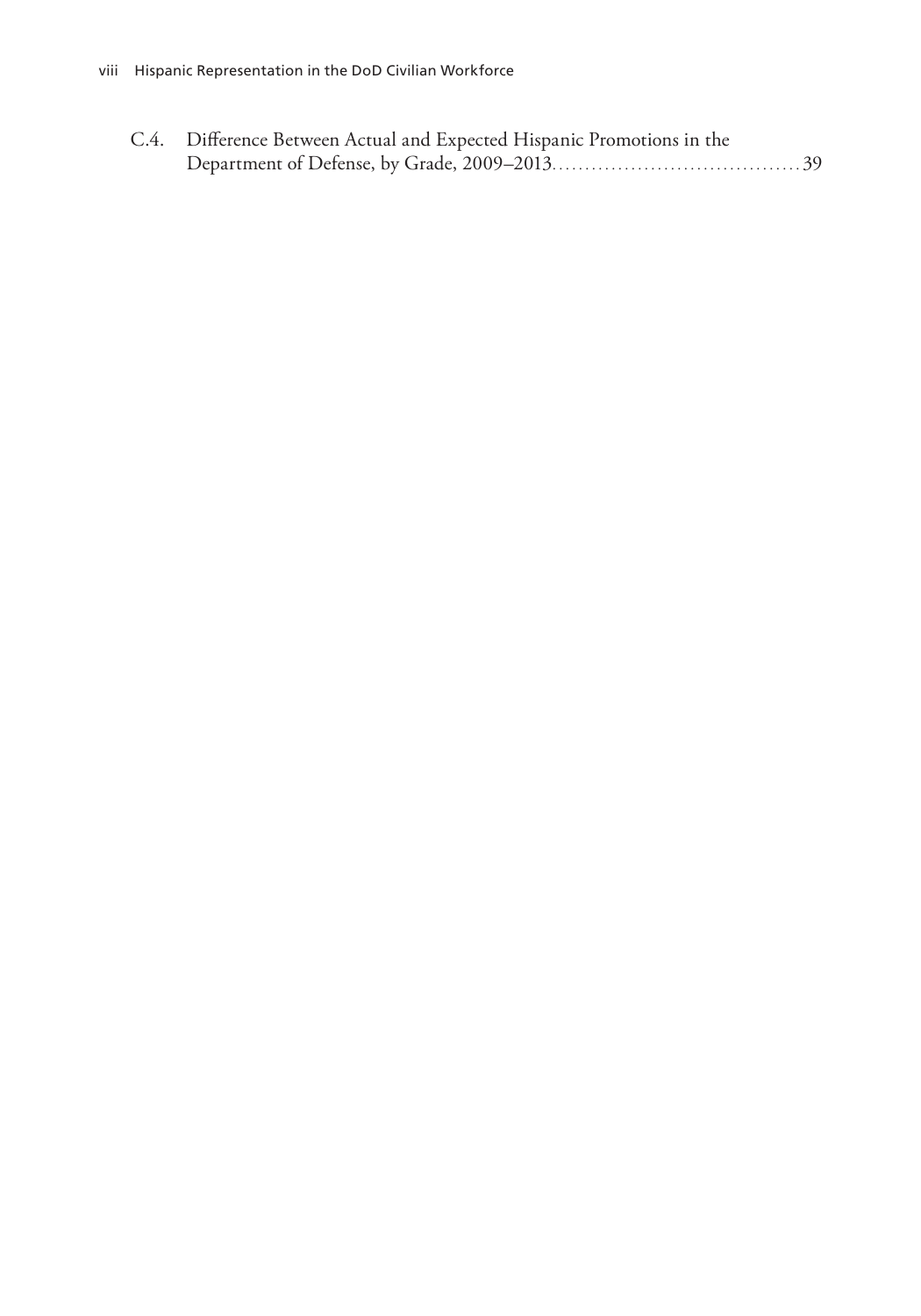C.4. Difference Between Actual and Expected Hispanic Promotions in the Department of Defense, by Grade, 2009–2013 . . . . . . . . . . . . . . . . . . . . . . . . . . . . . . . . . . . . 39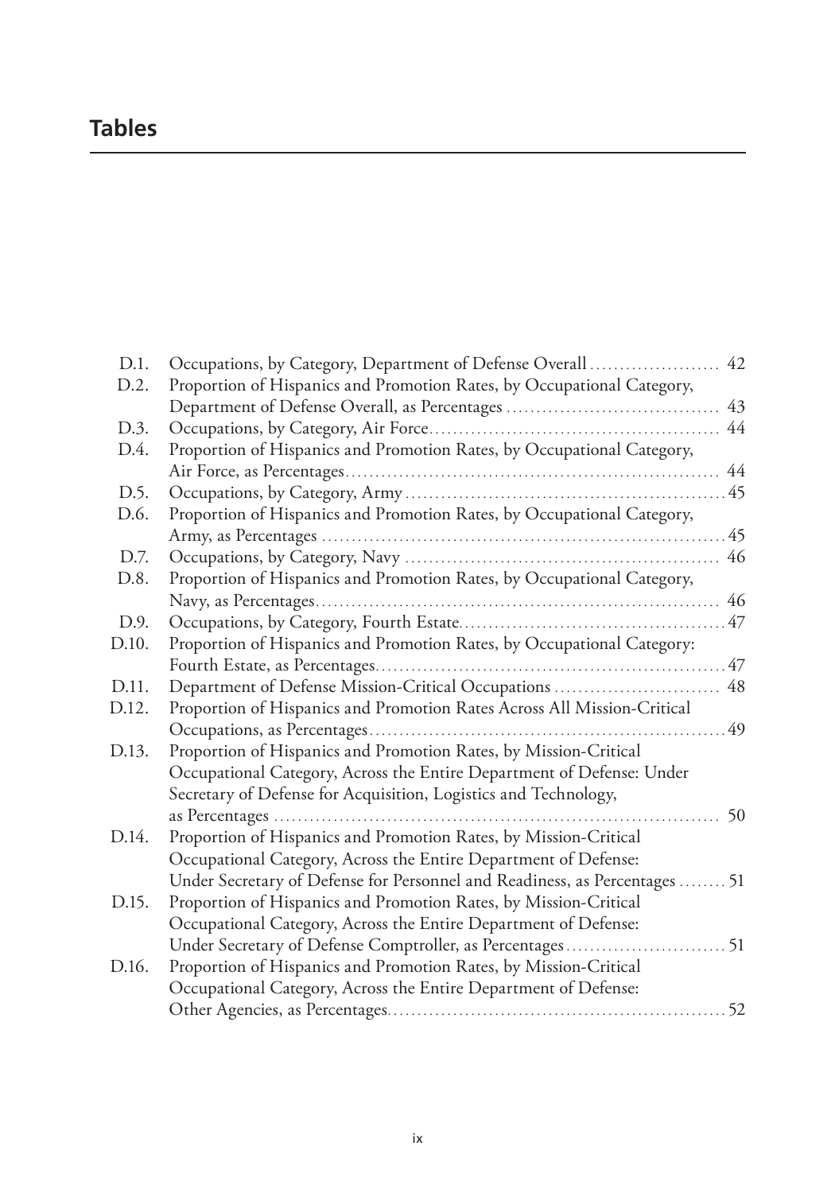# Tables

D.1. Occupations, by Category, Department of Defense Overall ...................... 42
D.2. Proportion of Hispanics and Promotion Rates, by Occupational Category, Department of Defense Overall, as Percentages .................................... 43
D.3. Occupations, by Category, Air Force................................................. 44
D.4. Proportion of Hispanics and Promotion Rates, by Occupational Category, Air Force, as Percentages.............................................................. 44
D.5. Occupations, by Category, Army.....................................................45
D.6. Proportion of Hispanics and Promotion Rates, by Occupational Category, Army, as Percentages ..................................................................45
D.7. Occupations, by Category, Navy .................................................... 46
D.8. Proportion of Hispanics and Promotion Rates, by Occupational Category, Navy, as Percentages.................................................................... 46
D.9. Occupations, by Category, Fourth Estate.............................................47
D.10. Proportion of Hispanics and Promotion Rates, by Occupational Category: Fourth Estate, as Percentages..........................................................47
D.11. Department of Defense Mission-Critical Occupations ............................ 48
D.12. Proportion of Hispanics and Promotion Rates Across All Mission-Critical Occupations, as Percentages............................................................49
D.13. Proportion of Hispanics and Promotion Rates, by Mission-Critical Occupational Category, Across the Entire Department of Defense: Under Secretary of Defense for Acquisition, Logistics and Technology, as Percentages ........................................................................ 50
D.14. Proportion of Hispanics and Promotion Rates, by Mission-Critical Occupational Category, Across the Entire Department of Defense: Under Secretary of Defense for Personnel and Readiness, as Percentages ........ 51
D.15. Proportion of Hispanics and Promotion Rates, by Mission-Critical Occupational Category, Across the Entire Department of Defense: Under Secretary of Defense Comptroller, as Percentages...........................51
D.16. Proportion of Hispanics and Promotion Rates, by Mission-Critical Occupational Category, Across the Entire Department of Defense: Other Agencies, as Percentages.........................................................52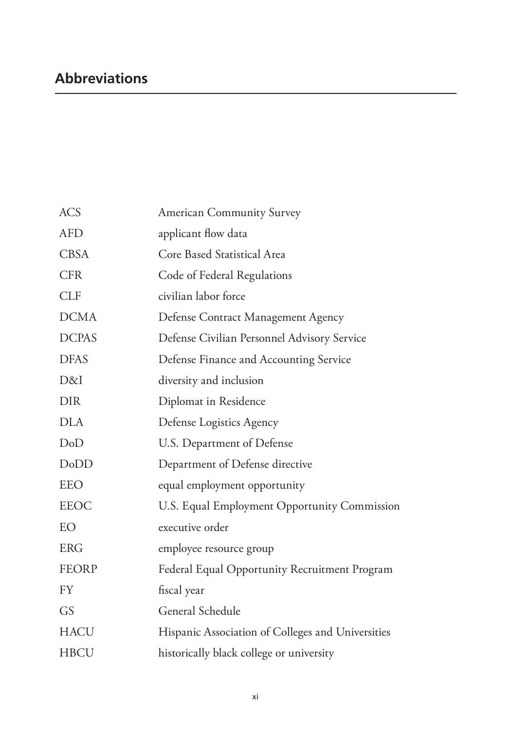## Abbreviations

| | |
|---|---|
| ACS | American Community Survey |
| AFD | applicant flow data |
| CBSA | Core Based Statistical Area |
| CFR | Code of Federal Regulations |
| CLF | civilian labor force |
| DCMA | Defense Contract Management Agency |
| DCPAS | Defense Civilian Personnel Advisory Service |
| DFAS | Defense Finance and Accounting Service |
| D&I | diversity and inclusion |
| DIR | Diplomat in Residence |
| DLA | Defense Logistics Agency |
| DoD | U.S. Department of Defense |
| DoDD | Department of Defense directive |
| EEO | equal employment opportunity |
| EEOC | U.S. Equal Employment Opportunity Commission |
| EO | executive order |
| ERG | employee resource group |
| FEORP | Federal Equal Opportunity Recruitment Program |
| FY | fiscal year |
| GS | General Schedule |
| HACU | Hispanic Association of Colleges and Universities |
| HBCU | historically black college or university |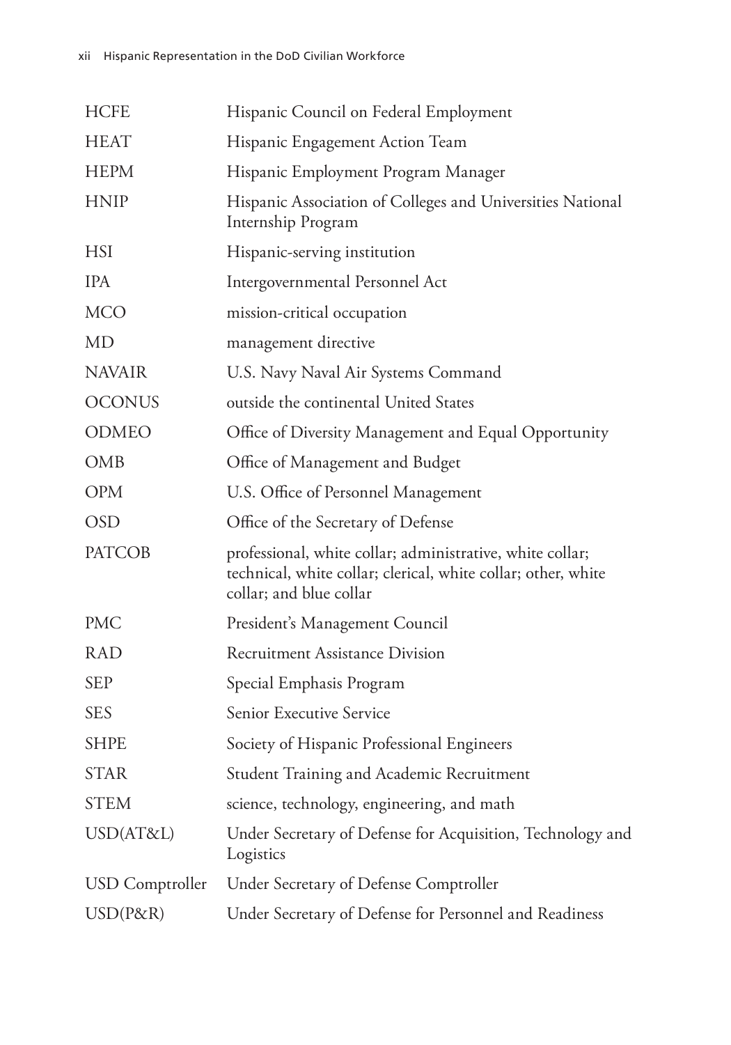| | |
|---|---|
| HCFE | Hispanic Council on Federal Employment |
| HEAT | Hispanic Engagement Action Team |
| HEPM | Hispanic Employment Program Manager |
| HNIP | Hispanic Association of Colleges and Universities National Internship Program |
| HSI | Hispanic-serving institution |
| IPA | Intergovernmental Personnel Act |
| MCO | mission-critical occupation |
| MD | management directive |
| NAVAIR | U.S. Navy Naval Air Systems Command |
| OCONUS | outside the continental United States |
| ODMEO | Office of Diversity Management and Equal Opportunity |
| OMB | Office of Management and Budget |
| OPM | U.S. Office of Personnel Management |
| OSD | Office of the Secretary of Defense |
| PATCOB | professional, white collar; administrative, white collar; technical, white collar; clerical, white collar; other, white collar; and blue collar |
| PMC | President's Management Council |
| RAD | Recruitment Assistance Division |
| SEP | Special Emphasis Program |
| SES | Senior Executive Service |
| SHPE | Society of Hispanic Professional Engineers |
| STAR | Student Training and Academic Recruitment |
| STEM | science, technology, engineering, and math |
| USD(AT&L) | Under Secretary of Defense for Acquisition, Technology and Logistics |
| USD Comptroller | Under Secretary of Defense Comptroller |
| USD(P&R) | Under Secretary of Defense for Personnel and Readiness |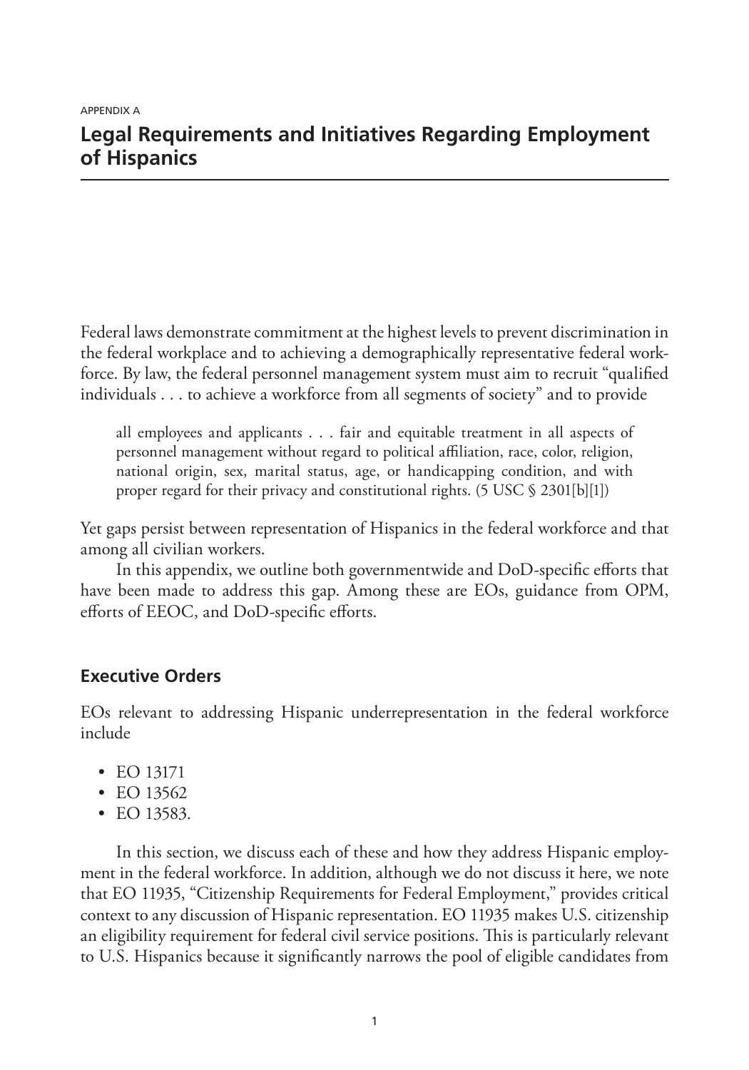APPENDIX A

# Legal Requirements and Initiatives Regarding Employment of Hispanics

Federal laws demonstrate commitment at the highest levels to prevent discrimination in the federal workplace and to achieving a demographically representative federal workforce. By law, the federal personnel management system must aim to recruit "qualified individuals . . . to achieve a workforce from all segments of society" and to provide

> all employees and applicants . . . fair and equitable treatment in all aspects of personnel management without regard to political affiliation, race, color, religion, national origin, sex, marital status, age, or handicapping condition, and with proper regard for their privacy and constitutional rights. (5 USC § 2301[b][1])

Yet gaps persist between representation of Hispanics in the federal workforce and that among all civilian workers.

In this appendix, we outline both governmentwide and DoD-specific efforts that have been made to address this gap. Among these are EOs, guidance from OPM, efforts of EEOC, and DoD-specific efforts.

## Executive Orders

EOs relevant to addressing Hispanic underrepresentation in the federal workforce include

- EO 13171
- EO 13562
- EO 13583.

In this section, we discuss each of these and how they address Hispanic employment in the federal workforce. In addition, although we do not discuss it here, we note that EO 11935, "Citizenship Requirements for Federal Employment," provides critical context to any discussion of Hispanic representation. EO 11935 makes U.S. citizenship an eligibility requirement for federal civil service positions. This is particularly relevant to U.S. Hispanics because it significantly narrows the pool of eligible candidates from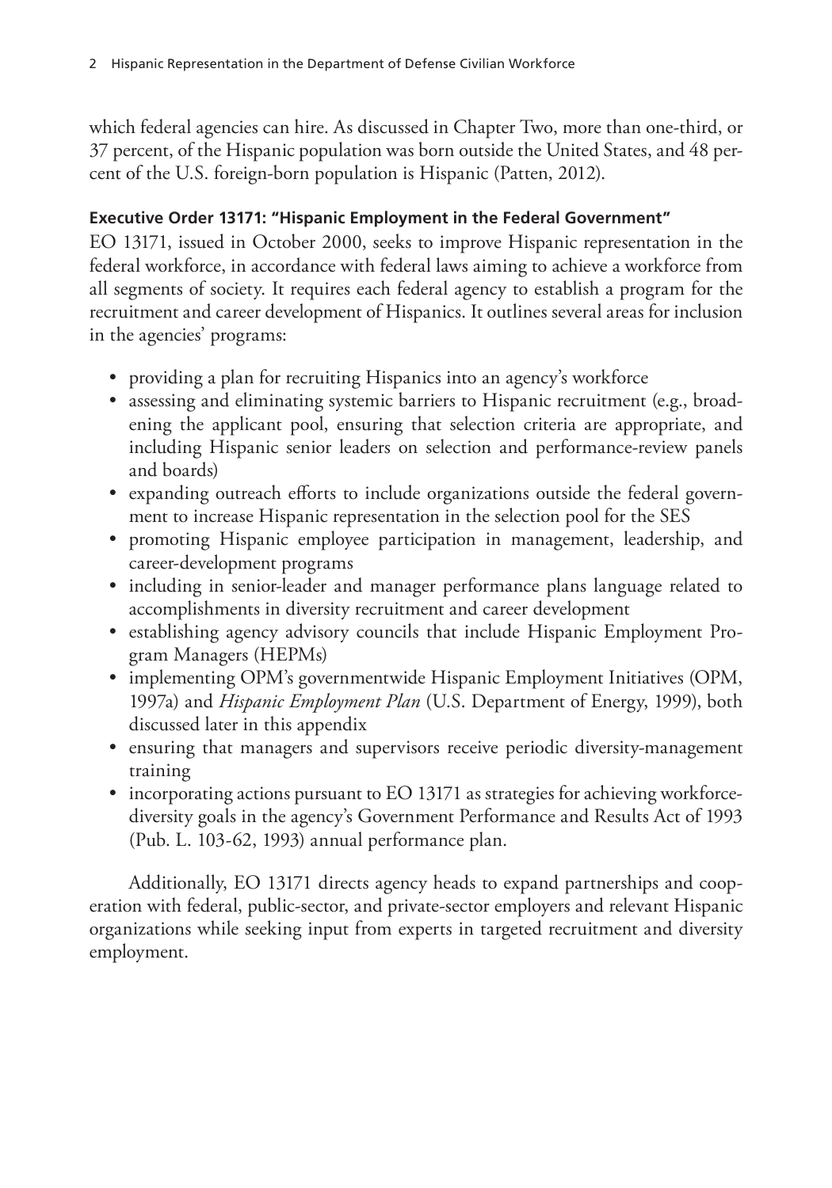which federal agencies can hire. As discussed in Chapter Two, more than one-third, or 37 percent, of the Hispanic population was born outside the United States, and 48 percent of the U.S. foreign-born population is Hispanic (Patten, 2012).

### Executive Order 13171: "Hispanic Employment in the Federal Government"

EO 13171, issued in October 2000, seeks to improve Hispanic representation in the federal workforce, in accordance with federal laws aiming to achieve a workforce from all segments of society. It requires each federal agency to establish a program for the recruitment and career development of Hispanics. It outlines several areas for inclusion in the agencies' programs:

- providing a plan for recruiting Hispanics into an agency's workforce
- assessing and eliminating systemic barriers to Hispanic recruitment (e.g., broadening the applicant pool, ensuring that selection criteria are appropriate, and including Hispanic senior leaders on selection and performance-review panels and boards)
- expanding outreach efforts to include organizations outside the federal government to increase Hispanic representation in the selection pool for the SES
- promoting Hispanic employee participation in management, leadership, and career-development programs
- including in senior-leader and manager performance plans language related to accomplishments in diversity recruitment and career development
- establishing agency advisory councils that include Hispanic Employment Program Managers (HEPMs)
- implementing OPM's governmentwide Hispanic Employment Initiatives (OPM, 1997a) and *Hispanic Employment Plan* (U.S. Department of Energy, 1999), both discussed later in this appendix
- ensuring that managers and supervisors receive periodic diversity-management training
- incorporating actions pursuant to EO 13171 as strategies for achieving workforce-diversity goals in the agency's Government Performance and Results Act of 1993 (Pub. L. 103-62, 1993) annual performance plan.

Additionally, EO 13171 directs agency heads to expand partnerships and cooperation with federal, public-sector, and private-sector employers and relevant Hispanic organizations while seeking input from experts in targeted recruitment and diversity employment.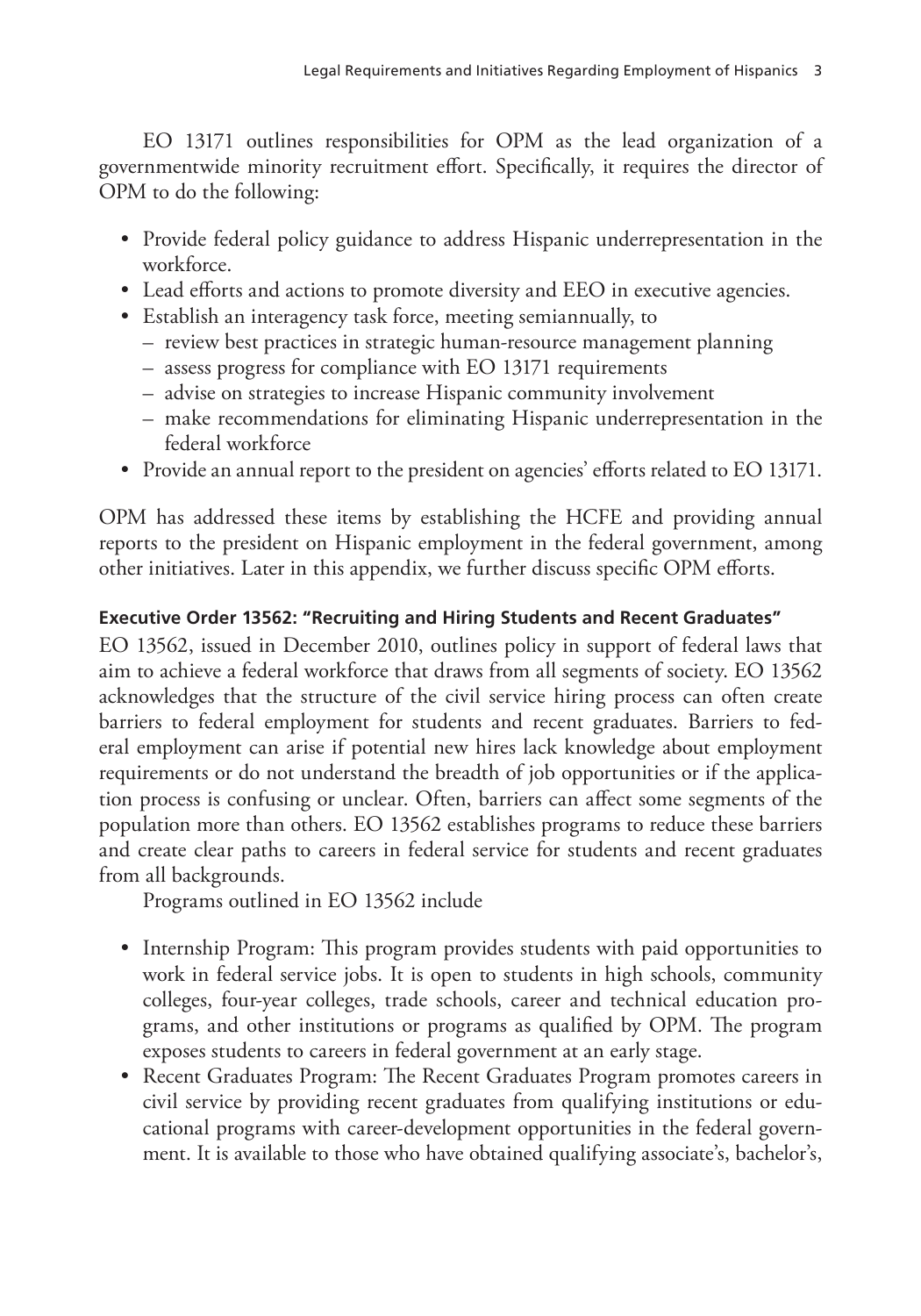EO 13171 outlines responsibilities for OPM as the lead organization of a governmentwide minority recruitment effort. Specifically, it requires the director of OPM to do the following:

- Provide federal policy guidance to address Hispanic underrepresentation in the workforce.
- Lead efforts and actions to promote diversity and EEO in executive agencies.
- Establish an interagency task force, meeting semiannually, to
  - review best practices in strategic human-resource management planning
  - assess progress for compliance with EO 13171 requirements
  - advise on strategies to increase Hispanic community involvement
  - make recommendations for eliminating Hispanic underrepresentation in the federal workforce
- Provide an annual report to the president on agencies' efforts related to EO 13171.

OPM has addressed these items by establishing the HCFE and providing annual reports to the president on Hispanic employment in the federal government, among other initiatives. Later in this appendix, we further discuss specific OPM efforts.

#### Executive Order 13562: "Recruiting and Hiring Students and Recent Graduates"

EO 13562, issued in December 2010, outlines policy in support of federal laws that aim to achieve a federal workforce that draws from all segments of society. EO 13562 acknowledges that the structure of the civil service hiring process can often create barriers to federal employment for students and recent graduates. Barriers to federal employment can arise if potential new hires lack knowledge about employment requirements or do not understand the breadth of job opportunities or if the application process is confusing or unclear. Often, barriers can affect some segments of the population more than others. EO 13562 establishes programs to reduce these barriers and create clear paths to careers in federal service for students and recent graduates from all backgrounds.

Programs outlined in EO 13562 include

- Internship Program: This program provides students with paid opportunities to work in federal service jobs. It is open to students in high schools, community colleges, four-year colleges, trade schools, career and technical education programs, and other institutions or programs as qualified by OPM. The program exposes students to careers in federal government at an early stage.
- Recent Graduates Program: The Recent Graduates Program promotes careers in civil service by providing recent graduates from qualifying institutions or educational programs with career-development opportunities in the federal government. It is available to those who have obtained qualifying associate's, bachelor's,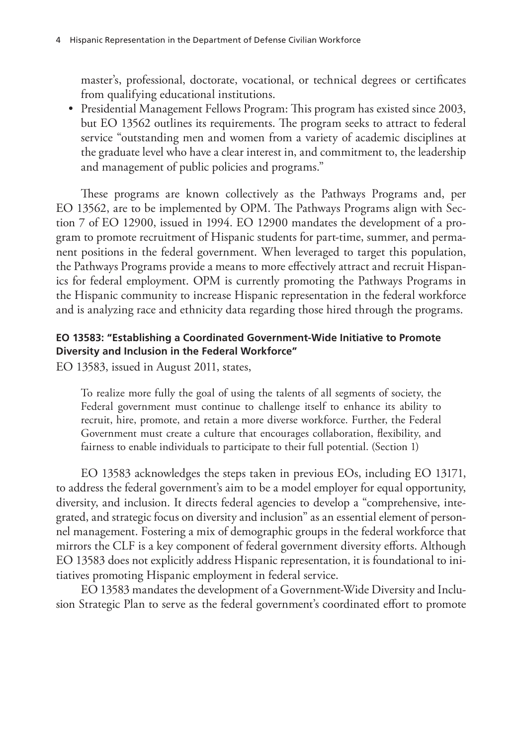master's, professional, doctorate, vocational, or technical degrees or certificates from qualifying educational institutions.

- Presidential Management Fellows Program: This program has existed since 2003, but EO 13562 outlines its requirements. The program seeks to attract to federal service "outstanding men and women from a variety of academic disciplines at the graduate level who have a clear interest in, and commitment to, the leadership and management of public policies and programs."

These programs are known collectively as the Pathways Programs and, per EO 13562, are to be implemented by OPM. The Pathways Programs align with Section 7 of EO 12900, issued in 1994. EO 12900 mandates the development of a program to promote recruitment of Hispanic students for part-time, summer, and permanent positions in the federal government. When leveraged to target this population, the Pathways Programs provide a means to more effectively attract and recruit Hispanics for federal employment. OPM is currently promoting the Pathways Programs in the Hispanic community to increase Hispanic representation in the federal workforce and is analyzing race and ethnicity data regarding those hired through the programs.

#### EO 13583: "Establishing a Coordinated Government-Wide Initiative to Promote Diversity and Inclusion in the Federal Workforce"

EO 13583, issued in August 2011, states,

> To realize more fully the goal of using the talents of all segments of society, the Federal government must continue to challenge itself to enhance its ability to recruit, hire, promote, and retain a more diverse workforce. Further, the Federal Government must create a culture that encourages collaboration, flexibility, and fairness to enable individuals to participate to their full potential. (Section 1)

EO 13583 acknowledges the steps taken in previous EOs, including EO 13171, to address the federal government's aim to be a model employer for equal opportunity, diversity, and inclusion. It directs federal agencies to develop a "comprehensive, integrated, and strategic focus on diversity and inclusion" as an essential element of personnel management. Fostering a mix of demographic groups in the federal workforce that mirrors the CLF is a key component of federal government diversity efforts. Although EO 13583 does not explicitly address Hispanic representation, it is foundational to initiatives promoting Hispanic employment in federal service.

EO 13583 mandates the development of a Government-Wide Diversity and Inclusion Strategic Plan to serve as the federal government's coordinated effort to promote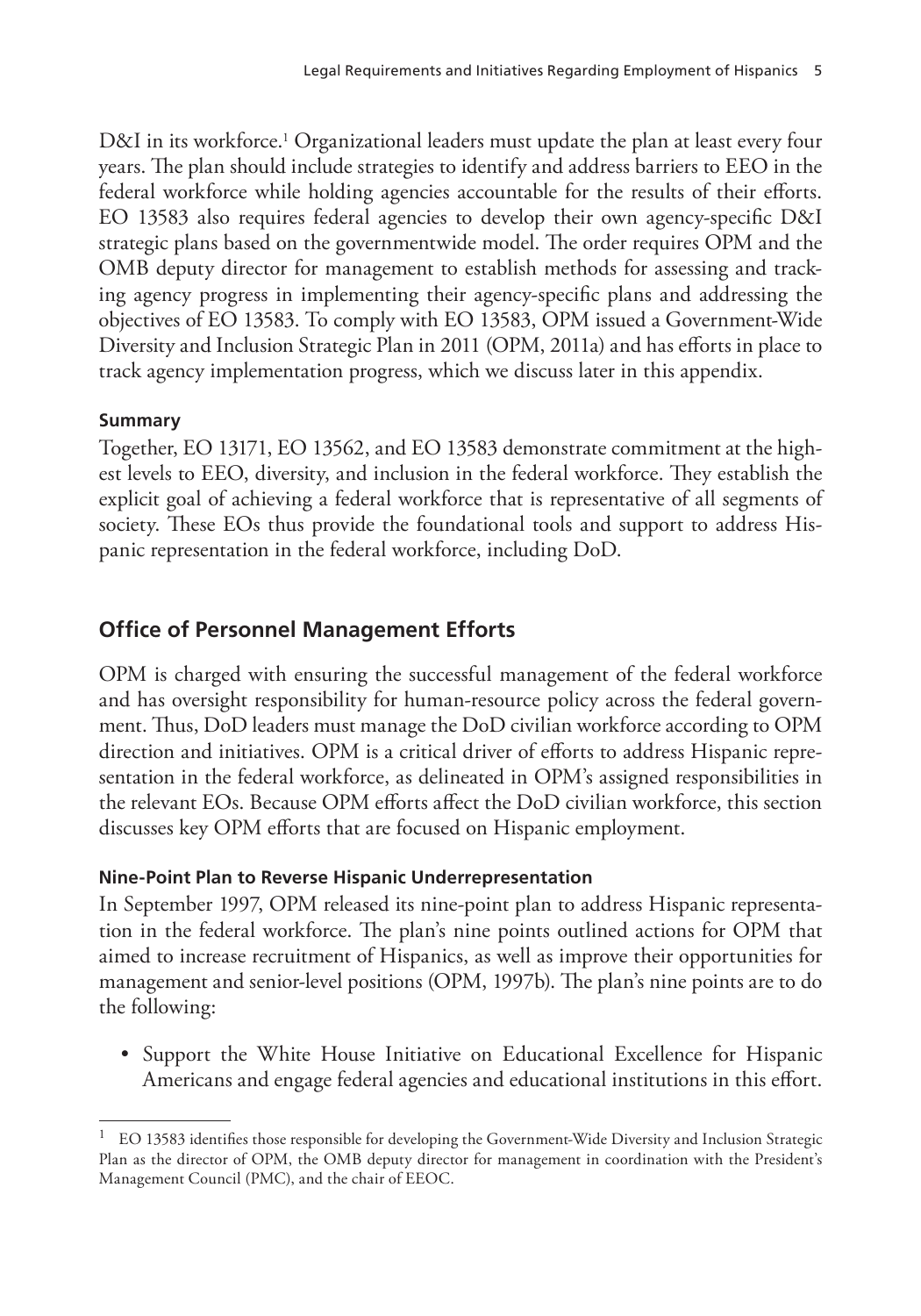D&I in its workforce.[1] Organizational leaders must update the plan at least every four years. The plan should include strategies to identify and address barriers to EEO in the federal workforce while holding agencies accountable for the results of their efforts. EO 13583 also requires federal agencies to develop their own agency-specific D&I strategic plans based on the governmentwide model. The order requires OPM and the OMB deputy director for management to establish methods for assessing and tracking agency progress in implementing their agency-specific plans and addressing the objectives of EO 13583. To comply with EO 13583, OPM issued a Government-Wide Diversity and Inclusion Strategic Plan in 2011 (OPM, 2011a) and has efforts in place to track agency implementation progress, which we discuss later in this appendix.

#### Summary

Together, EO 13171, EO 13562, and EO 13583 demonstrate commitment at the highest levels to EEO, diversity, and inclusion in the federal workforce. They establish the explicit goal of achieving a federal workforce that is representative of all segments of society. These EOs thus provide the foundational tools and support to address Hispanic representation in the federal workforce, including DoD.

## Office of Personnel Management Efforts

OPM is charged with ensuring the successful management of the federal workforce and has oversight responsibility for human-resource policy across the federal government. Thus, DoD leaders must manage the DoD civilian workforce according to OPM direction and initiatives. OPM is a critical driver of efforts to address Hispanic representation in the federal workforce, as delineated in OPM's assigned responsibilities in the relevant EOs. Because OPM efforts affect the DoD civilian workforce, this section discusses key OPM efforts that are focused on Hispanic employment.

#### Nine-Point Plan to Reverse Hispanic Underrepresentation

In September 1997, OPM released its nine-point plan to address Hispanic representation in the federal workforce. The plan's nine points outlined actions for OPM that aimed to increase recruitment of Hispanics, as well as improve their opportunities for management and senior-level positions (OPM, 1997b). The plan's nine points are to do the following:

- Support the White House Initiative on Educational Excellence for Hispanic Americans and engage federal agencies and educational institutions in this effort.

---

[1] EO 13583 identifies those responsible for developing the Government-Wide Diversity and Inclusion Strategic Plan as the director of OPM, the OMB deputy director for management in coordination with the President's Management Council (PMC), and the chair of EEOC.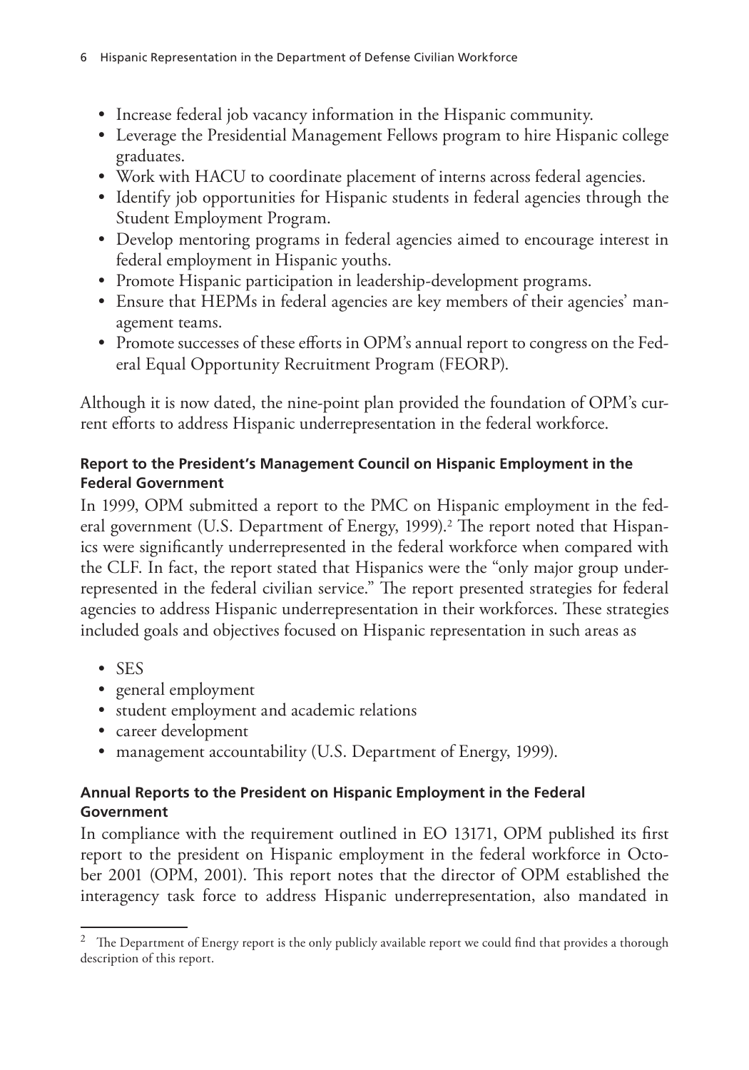- Increase federal job vacancy information in the Hispanic community.
- Leverage the Presidential Management Fellows program to hire Hispanic college graduates.
- Work with HACU to coordinate placement of interns across federal agencies.
- Identify job opportunities for Hispanic students in federal agencies through the Student Employment Program.
- Develop mentoring programs in federal agencies aimed to encourage interest in federal employment in Hispanic youths.
- Promote Hispanic participation in leadership-development programs.
- Ensure that HEPMs in federal agencies are key members of their agencies' management teams.
- Promote successes of these efforts in OPM's annual report to congress on the Federal Equal Opportunity Recruitment Program (FEORP).

Although it is now dated, the nine-point plan provided the foundation of OPM's current efforts to address Hispanic underrepresentation in the federal workforce.

### Report to the President's Management Council on Hispanic Employment in the Federal Government

In 1999, OPM submitted a report to the PMC on Hispanic employment in the federal government (U.S. Department of Energy, 1999).[2] The report noted that Hispanics were significantly underrepresented in the federal workforce when compared with the CLF. In fact, the report stated that Hispanics were the "only major group underrepresented in the federal civilian service." The report presented strategies for federal agencies to address Hispanic underrepresentation in their workforces. These strategies included goals and objectives focused on Hispanic representation in such areas as

- SES
- general employment
- student employment and academic relations
- career development
- management accountability (U.S. Department of Energy, 1999).

### Annual Reports to the President on Hispanic Employment in the Federal Government

In compliance with the requirement outlined in EO 13171, OPM published its first report to the president on Hispanic employment in the federal workforce in October 2001 (OPM, 2001). This report notes that the director of OPM established the interagency task force to address Hispanic underrepresentation, also mandated in

[2] The Department of Energy report is the only publicly available report we could find that provides a thorough description of this report.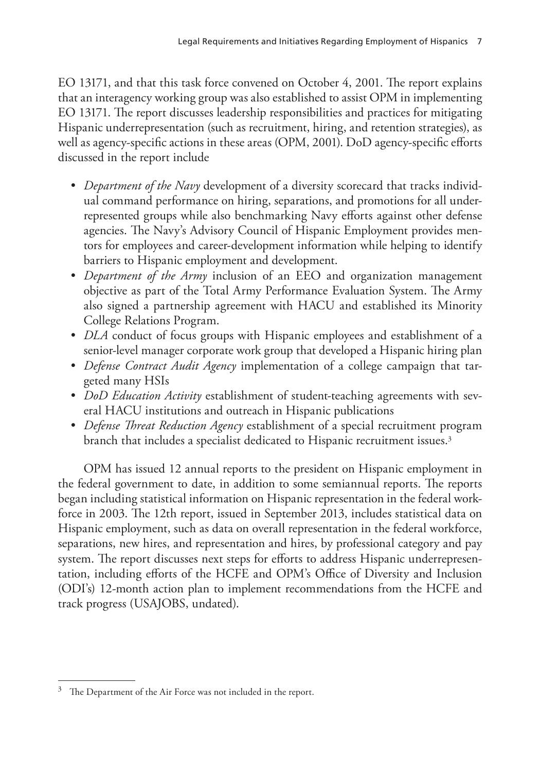EO 13171, and that this task force convened on October 4, 2001. The report explains that an interagency working group was also established to assist OPM in implementing EO 13171. The report discusses leadership responsibilities and practices for mitigating Hispanic underrepresentation (such as recruitment, hiring, and retention strategies), as well as agency-specific actions in these areas (OPM, 2001). DoD agency-specific efforts discussed in the report include

- *Department of the Navy* development of a diversity scorecard that tracks individual command performance on hiring, separations, and promotions for all underrepresented groups while also benchmarking Navy efforts against other defense agencies. The Navy's Advisory Council of Hispanic Employment provides mentors for employees and career-development information while helping to identify barriers to Hispanic employment and development.
- *Department of the Army* inclusion of an EEO and organization management objective as part of the Total Army Performance Evaluation System. The Army also signed a partnership agreement with HACU and established its Minority College Relations Program.
- *DLA* conduct of focus groups with Hispanic employees and establishment of a senior-level manager corporate work group that developed a Hispanic hiring plan
- *Defense Contract Audit Agency* implementation of a college campaign that targeted many HSIs
- *DoD Education Activity* establishment of student-teaching agreements with several HACU institutions and outreach in Hispanic publications
- *Defense Threat Reduction Agency* establishment of a special recruitment program branch that includes a specialist dedicated to Hispanic recruitment issues.[3]

OPM has issued 12 annual reports to the president on Hispanic employment in the federal government to date, in addition to some semiannual reports. The reports began including statistical information on Hispanic representation in the federal workforce in 2003. The 12th report, issued in September 2013, includes statistical data on Hispanic employment, such as data on overall representation in the federal workforce, separations, new hires, and representation and hires, by professional category and pay system. The report discusses next steps for efforts to address Hispanic underrepresentation, including efforts of the HCFE and OPM's Office of Diversity and Inclusion (ODI's) 12-month action plan to implement recommendations from the HCFE and track progress (USAJOBS, undated).

---

[3] The Department of the Air Force was not included in the report.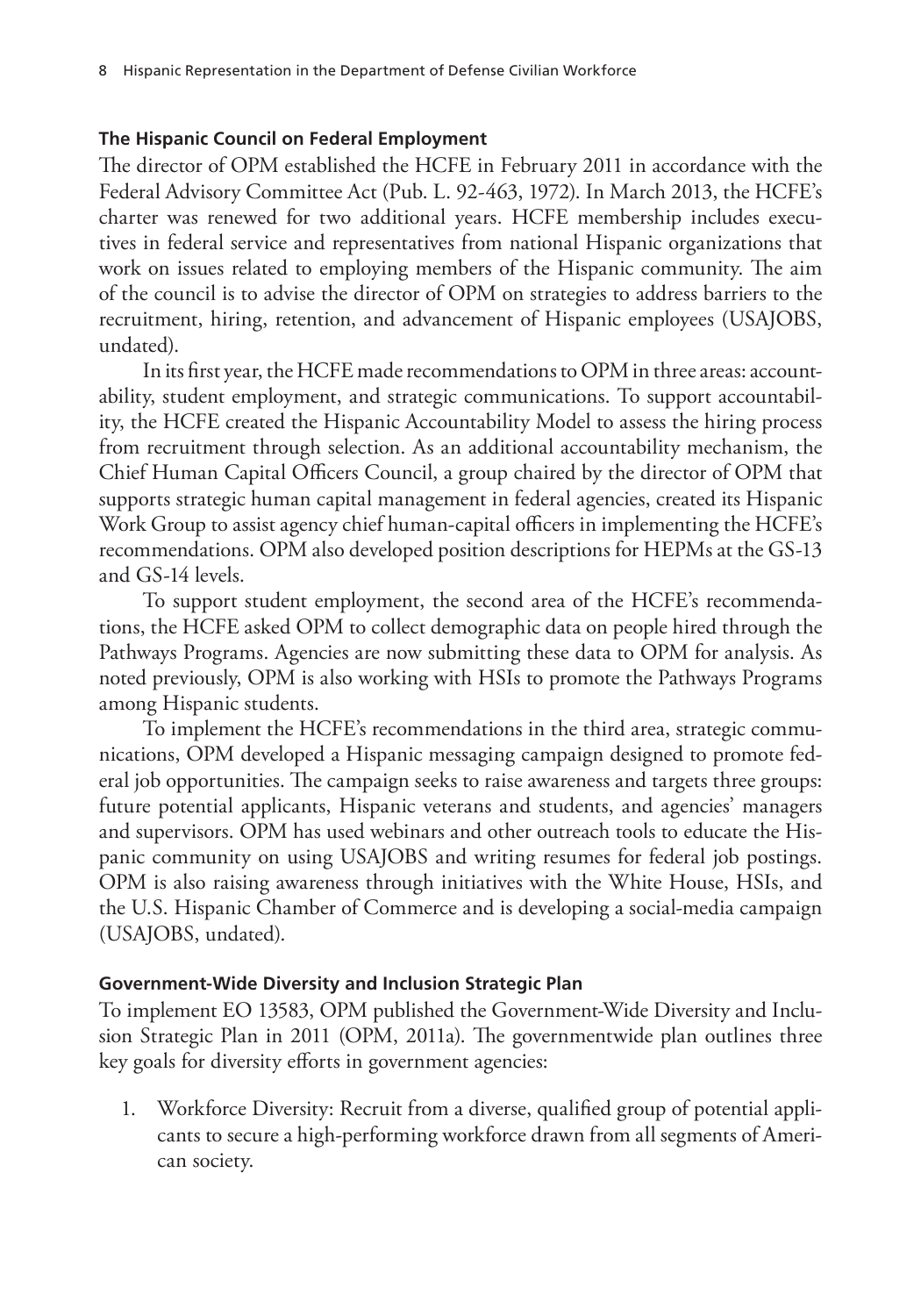### The Hispanic Council on Federal Employment

The director of OPM established the HCFE in February 2011 in accordance with the Federal Advisory Committee Act (Pub. L. 92-463, 1972). In March 2013, the HCFE's charter was renewed for two additional years. HCFE membership includes executives in federal service and representatives from national Hispanic organizations that work on issues related to employing members of the Hispanic community. The aim of the council is to advise the director of OPM on strategies to address barriers to the recruitment, hiring, retention, and advancement of Hispanic employees (USAJOBS, undated).

In its first year, the HCFE made recommendations to OPM in three areas: accountability, student employment, and strategic communications. To support accountability, the HCFE created the Hispanic Accountability Model to assess the hiring process from recruitment through selection. As an additional accountability mechanism, the Chief Human Capital Officers Council, a group chaired by the director of OPM that supports strategic human capital management in federal agencies, created its Hispanic Work Group to assist agency chief human-capital officers in implementing the HCFE's recommendations. OPM also developed position descriptions for HEPMs at the GS-13 and GS-14 levels.

To support student employment, the second area of the HCFE's recommendations, the HCFE asked OPM to collect demographic data on people hired through the Pathways Programs. Agencies are now submitting these data to OPM for analysis. As noted previously, OPM is also working with HSIs to promote the Pathways Programs among Hispanic students.

To implement the HCFE's recommendations in the third area, strategic communications, OPM developed a Hispanic messaging campaign designed to promote federal job opportunities. The campaign seeks to raise awareness and targets three groups: future potential applicants, Hispanic veterans and students, and agencies' managers and supervisors. OPM has used webinars and other outreach tools to educate the Hispanic community on using USAJOBS and writing resumes for federal job postings. OPM is also raising awareness through initiatives with the White House, HSIs, and the U.S. Hispanic Chamber of Commerce and is developing a social-media campaign (USAJOBS, undated).

### Government-Wide Diversity and Inclusion Strategic Plan

To implement EO 13583, OPM published the Government-Wide Diversity and Inclusion Strategic Plan in 2011 (OPM, 2011a). The governmentwide plan outlines three key goals for diversity efforts in government agencies:

1. Workforce Diversity: Recruit from a diverse, qualified group of potential applicants to secure a high-performing workforce drawn from all segments of American society.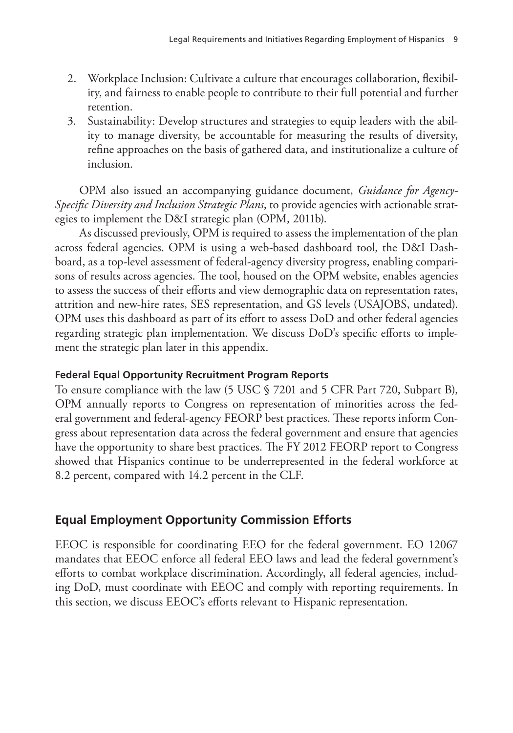2. Workplace Inclusion: Cultivate a culture that encourages collaboration, flexibility, and fairness to enable people to contribute to their full potential and further retention.
3. Sustainability: Develop structures and strategies to equip leaders with the ability to manage diversity, be accountable for measuring the results of diversity, refine approaches on the basis of gathered data, and institutionalize a culture of inclusion.

OPM also issued an accompanying guidance document, *Guidance for Agency-Specific Diversity and Inclusion Strategic Plans*, to provide agencies with actionable strategies to implement the D&I strategic plan (OPM, 2011b).

As discussed previously, OPM is required to assess the implementation of the plan across federal agencies. OPM is using a web-based dashboard tool, the D&I Dashboard, as a top-level assessment of federal-agency diversity progress, enabling comparisons of results across agencies. The tool, housed on the OPM website, enables agencies to assess the success of their efforts and view demographic data on representation rates, attrition and new-hire rates, SES representation, and GS levels (USAJOBS, undated). OPM uses this dashboard as part of its effort to assess DoD and other federal agencies regarding strategic plan implementation. We discuss DoD's specific efforts to implement the strategic plan later in this appendix.

#### Federal Equal Opportunity Recruitment Program Reports

To ensure compliance with the law (5 USC § 7201 and 5 CFR Part 720, Subpart B), OPM annually reports to Congress on representation of minorities across the federal government and federal-agency FEORP best practices. These reports inform Congress about representation data across the federal government and ensure that agencies have the opportunity to share best practices. The FY 2012 FEORP report to Congress showed that Hispanics continue to be underrepresented in the federal workforce at 8.2 percent, compared with 14.2 percent in the CLF.

## Equal Employment Opportunity Commission Efforts

EEOC is responsible for coordinating EEO for the federal government. EO 12067 mandates that EEOC enforce all federal EEO laws and lead the federal government's efforts to combat workplace discrimination. Accordingly, all federal agencies, including DoD, must coordinate with EEOC and comply with reporting requirements. In this section, we discuss EEOC's efforts relevant to Hispanic representation.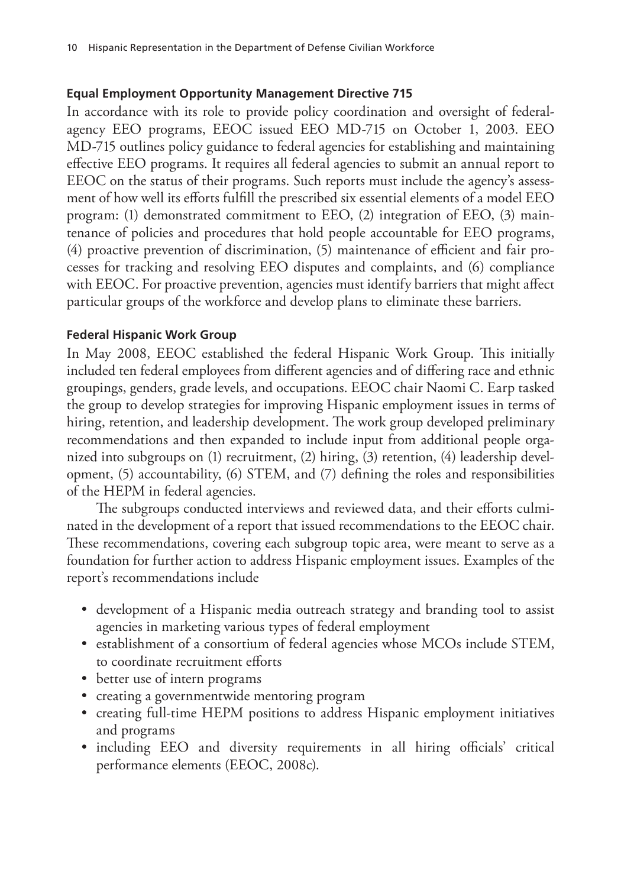### Equal Employment Opportunity Management Directive 715

In accordance with its role to provide policy coordination and oversight of federal-agency EEO programs, EEOC issued EEO MD-715 on October 1, 2003. EEO MD-715 outlines policy guidance to federal agencies for establishing and maintaining effective EEO programs. It requires all federal agencies to submit an annual report to EEOC on the status of their programs. Such reports must include the agency's assessment of how well its efforts fulfill the prescribed six essential elements of a model EEO program: (1) demonstrated commitment to EEO, (2) integration of EEO, (3) maintenance of policies and procedures that hold people accountable for EEO programs, (4) proactive prevention of discrimination, (5) maintenance of efficient and fair processes for tracking and resolving EEO disputes and complaints, and (6) compliance with EEOC. For proactive prevention, agencies must identify barriers that might affect particular groups of the workforce and develop plans to eliminate these barriers.

### Federal Hispanic Work Group

In May 2008, EEOC established the federal Hispanic Work Group. This initially included ten federal employees from different agencies and of differing race and ethnic groupings, genders, grade levels, and occupations. EEOC chair Naomi C. Earp tasked the group to develop strategies for improving Hispanic employment issues in terms of hiring, retention, and leadership development. The work group developed preliminary recommendations and then expanded to include input from additional people organized into subgroups on (1) recruitment, (2) hiring, (3) retention, (4) leadership development, (5) accountability, (6) STEM, and (7) defining the roles and responsibilities of the HEPM in federal agencies.

The subgroups conducted interviews and reviewed data, and their efforts culminated in the development of a report that issued recommendations to the EEOC chair. These recommendations, covering each subgroup topic area, were meant to serve as a foundation for further action to address Hispanic employment issues. Examples of the report's recommendations include

- development of a Hispanic media outreach strategy and branding tool to assist agencies in marketing various types of federal employment
- establishment of a consortium of federal agencies whose MCOs include STEM, to coordinate recruitment efforts
- better use of intern programs
- creating a governmentwide mentoring program
- creating full-time HEPM positions to address Hispanic employment initiatives and programs
- including EEO and diversity requirements in all hiring officials' critical performance elements (EEOC, 2008c).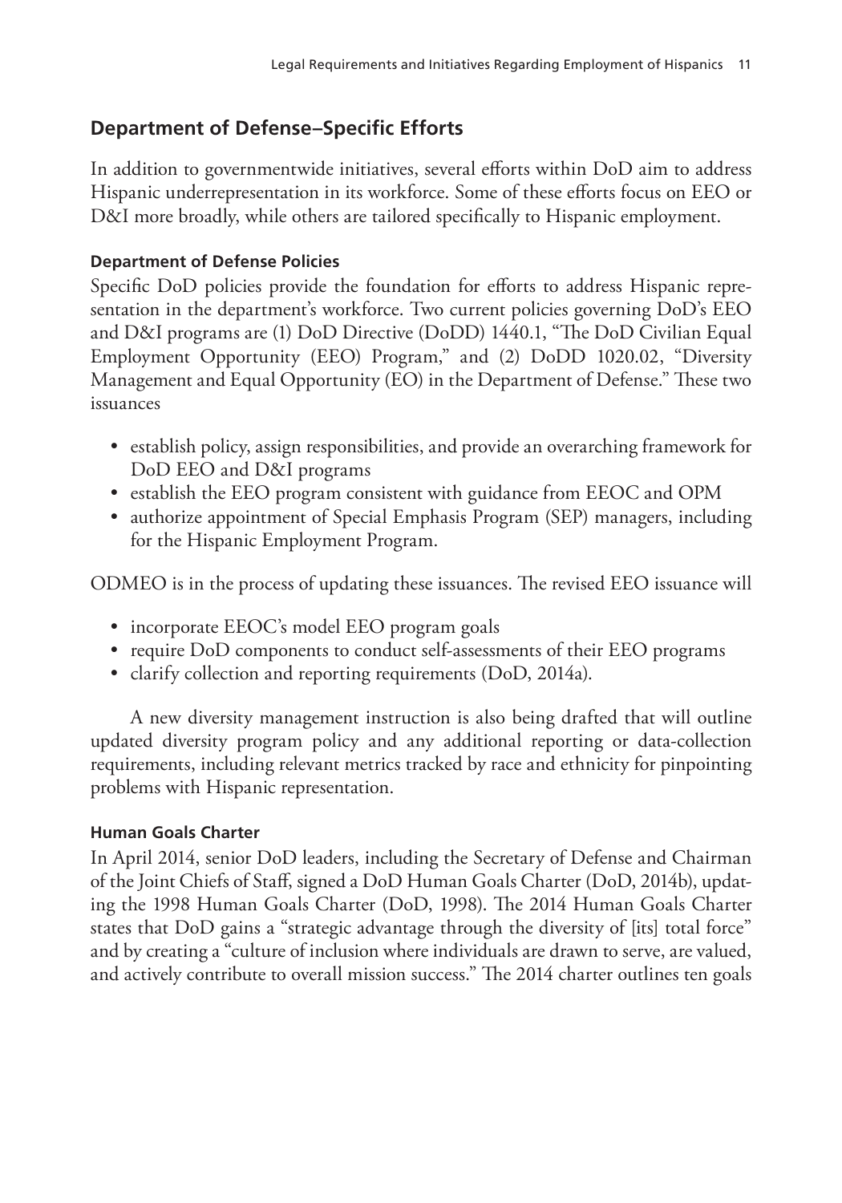## Department of Defense–Specific Efforts

In addition to governmentwide initiatives, several efforts within DoD aim to address Hispanic underrepresentation in its workforce. Some of these efforts focus on EEO or D&I more broadly, while others are tailored specifically to Hispanic employment.

### Department of Defense Policies

Specific DoD policies provide the foundation for efforts to address Hispanic representation in the department's workforce. Two current policies governing DoD's EEO and D&I programs are (1) DoD Directive (DoDD) 1440.1, "The DoD Civilian Equal Employment Opportunity (EEO) Program," and (2) DoDD 1020.02, "Diversity Management and Equal Opportunity (EO) in the Department of Defense." These two issuances

- establish policy, assign responsibilities, and provide an overarching framework for DoD EEO and D&I programs
- establish the EEO program consistent with guidance from EEOC and OPM
- authorize appointment of Special Emphasis Program (SEP) managers, including for the Hispanic Employment Program.

ODMEO is in the process of updating these issuances. The revised EEO issuance will

- incorporate EEOC's model EEO program goals
- require DoD components to conduct self-assessments of their EEO programs
- clarify collection and reporting requirements (DoD, 2014a).

A new diversity management instruction is also being drafted that will outline updated diversity program policy and any additional reporting or data-collection requirements, including relevant metrics tracked by race and ethnicity for pinpointing problems with Hispanic representation.

### Human Goals Charter

In April 2014, senior DoD leaders, including the Secretary of Defense and Chairman of the Joint Chiefs of Staff, signed a DoD Human Goals Charter (DoD, 2014b), updating the 1998 Human Goals Charter (DoD, 1998). The 2014 Human Goals Charter states that DoD gains a "strategic advantage through the diversity of [its] total force" and by creating a "culture of inclusion where individuals are drawn to serve, are valued, and actively contribute to overall mission success." The 2014 charter outlines ten goals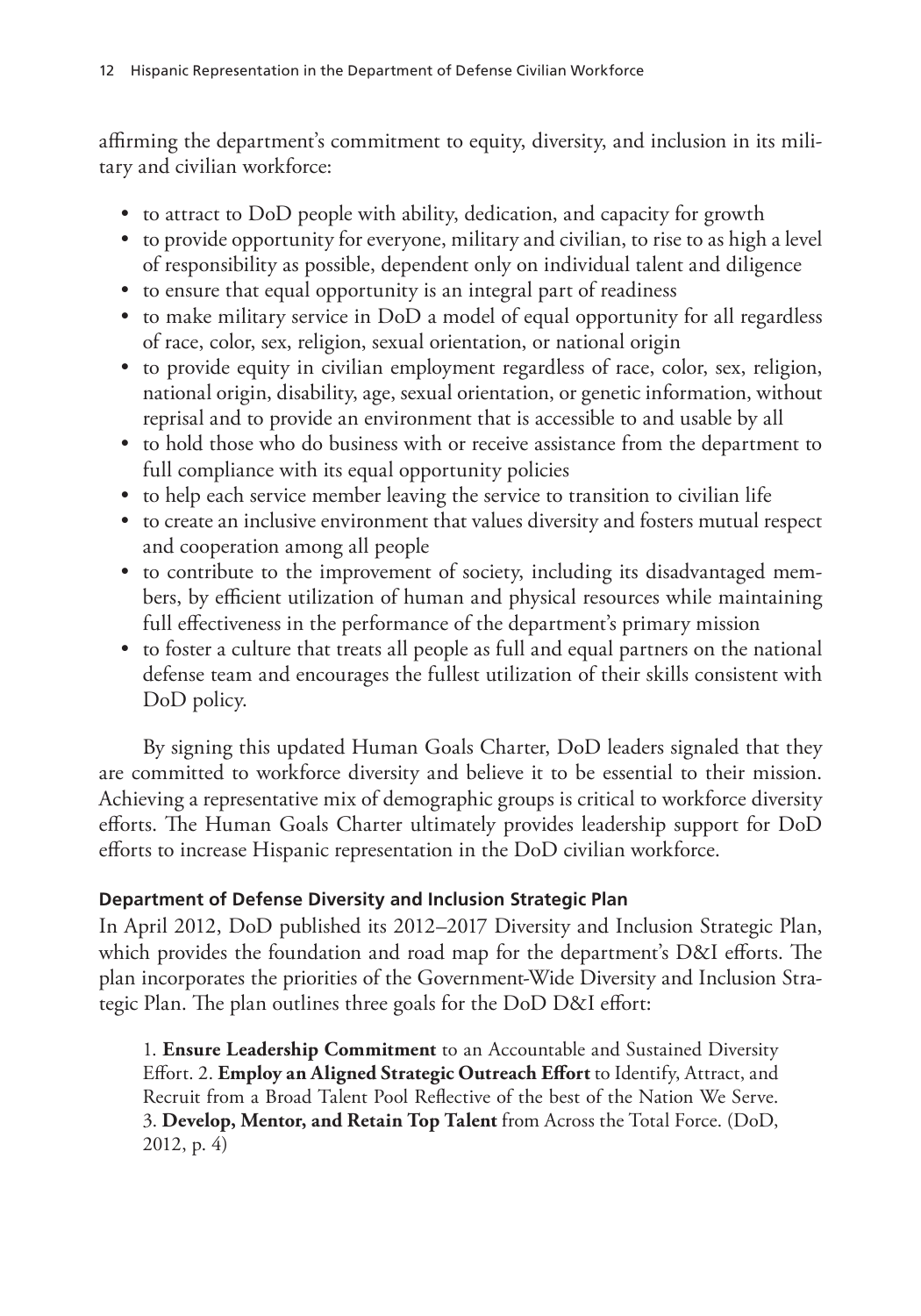affirming the department's commitment to equity, diversity, and inclusion in its military and civilian workforce:

- to attract to DoD people with ability, dedication, and capacity for growth
- to provide opportunity for everyone, military and civilian, to rise to as high a level of responsibility as possible, dependent only on individual talent and diligence
- to ensure that equal opportunity is an integral part of readiness
- to make military service in DoD a model of equal opportunity for all regardless of race, color, sex, religion, sexual orientation, or national origin
- to provide equity in civilian employment regardless of race, color, sex, religion, national origin, disability, age, sexual orientation, or genetic information, without reprisal and to provide an environment that is accessible to and usable by all
- to hold those who do business with or receive assistance from the department to full compliance with its equal opportunity policies
- to help each service member leaving the service to transition to civilian life
- to create an inclusive environment that values diversity and fosters mutual respect and cooperation among all people
- to contribute to the improvement of society, including its disadvantaged members, by efficient utilization of human and physical resources while maintaining full effectiveness in the performance of the department's primary mission
- to foster a culture that treats all people as full and equal partners on the national defense team and encourages the fullest utilization of their skills consistent with DoD policy.

By signing this updated Human Goals Charter, DoD leaders signaled that they are committed to workforce diversity and believe it to be essential to their mission. Achieving a representative mix of demographic groups is critical to workforce diversity efforts. The Human Goals Charter ultimately provides leadership support for DoD efforts to increase Hispanic representation in the DoD civilian workforce.

#### Department of Defense Diversity and Inclusion Strategic Plan

In April 2012, DoD published its 2012–2017 Diversity and Inclusion Strategic Plan, which provides the foundation and road map for the department's D&I efforts. The plan incorporates the priorities of the Government-Wide Diversity and Inclusion Strategic Plan. The plan outlines three goals for the DoD D&I effort:

> 1. **Ensure Leadership Commitment** to an Accountable and Sustained Diversity Effort. 2. **Employ an Aligned Strategic Outreach Effort** to Identify, Attract, and Recruit from a Broad Talent Pool Reflective of the best of the Nation We Serve. 3. **Develop, Mentor, and Retain Top Talent** from Across the Total Force. (DoD, 2012, p. 4)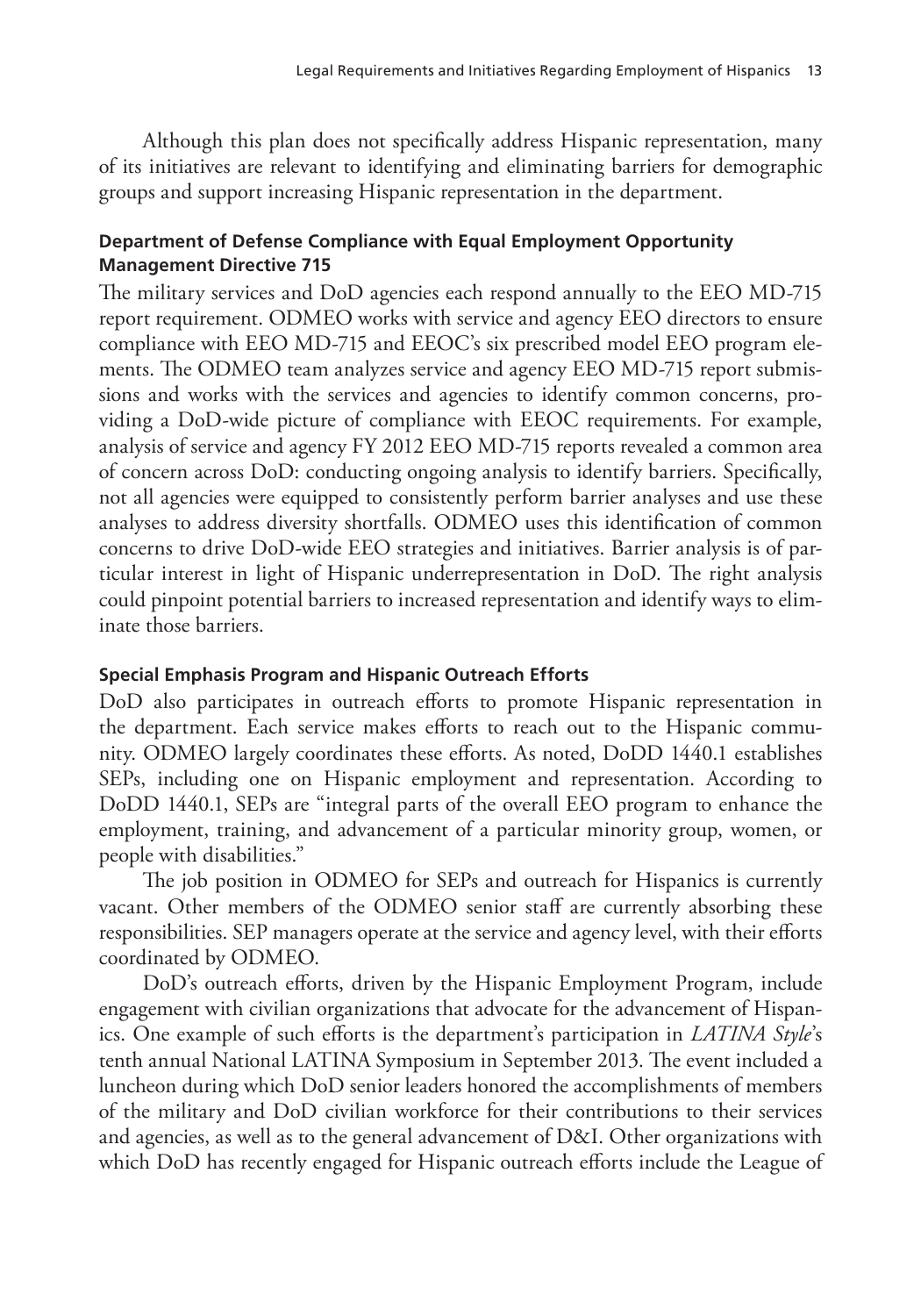Although this plan does not specifically address Hispanic representation, many of its initiatives are relevant to identifying and eliminating barriers for demographic groups and support increasing Hispanic representation in the department.

### Department of Defense Compliance with Equal Employment Opportunity Management Directive 715

The military services and DoD agencies each respond annually to the EEO MD-715 report requirement. ODMEO works with service and agency EEO directors to ensure compliance with EEO MD-715 and EEOC's six prescribed model EEO program elements. The ODMEO team analyzes service and agency EEO MD-715 report submissions and works with the services and agencies to identify common concerns, providing a DoD-wide picture of compliance with EEOC requirements. For example, analysis of service and agency FY 2012 EEO MD-715 reports revealed a common area of concern across DoD: conducting ongoing analysis to identify barriers. Specifically, not all agencies were equipped to consistently perform barrier analyses and use these analyses to address diversity shortfalls. ODMEO uses this identification of common concerns to drive DoD-wide EEO strategies and initiatives. Barrier analysis is of particular interest in light of Hispanic underrepresentation in DoD. The right analysis could pinpoint potential barriers to increased representation and identify ways to eliminate those barriers.

### Special Emphasis Program and Hispanic Outreach Efforts

DoD also participates in outreach efforts to promote Hispanic representation in the department. Each service makes efforts to reach out to the Hispanic community. ODMEO largely coordinates these efforts. As noted, DoDD 1440.1 establishes SEPs, including one on Hispanic employment and representation. According to DoDD 1440.1, SEPs are "integral parts of the overall EEO program to enhance the employment, training, and advancement of a particular minority group, women, or people with disabilities."

The job position in ODMEO for SEPs and outreach for Hispanics is currently vacant. Other members of the ODMEO senior staff are currently absorbing these responsibilities. SEP managers operate at the service and agency level, with their efforts coordinated by ODMEO.

DoD's outreach efforts, driven by the Hispanic Employment Program, include engagement with civilian organizations that advocate for the advancement of Hispanics. One example of such efforts is the department's participation in *LATINA Style*'s tenth annual National LATINA Symposium in September 2013. The event included a luncheon during which DoD senior leaders honored the accomplishments of members of the military and DoD civilian workforce for their contributions to their services and agencies, as well as to the general advancement of D&I. Other organizations with which DoD has recently engaged for Hispanic outreach efforts include the League of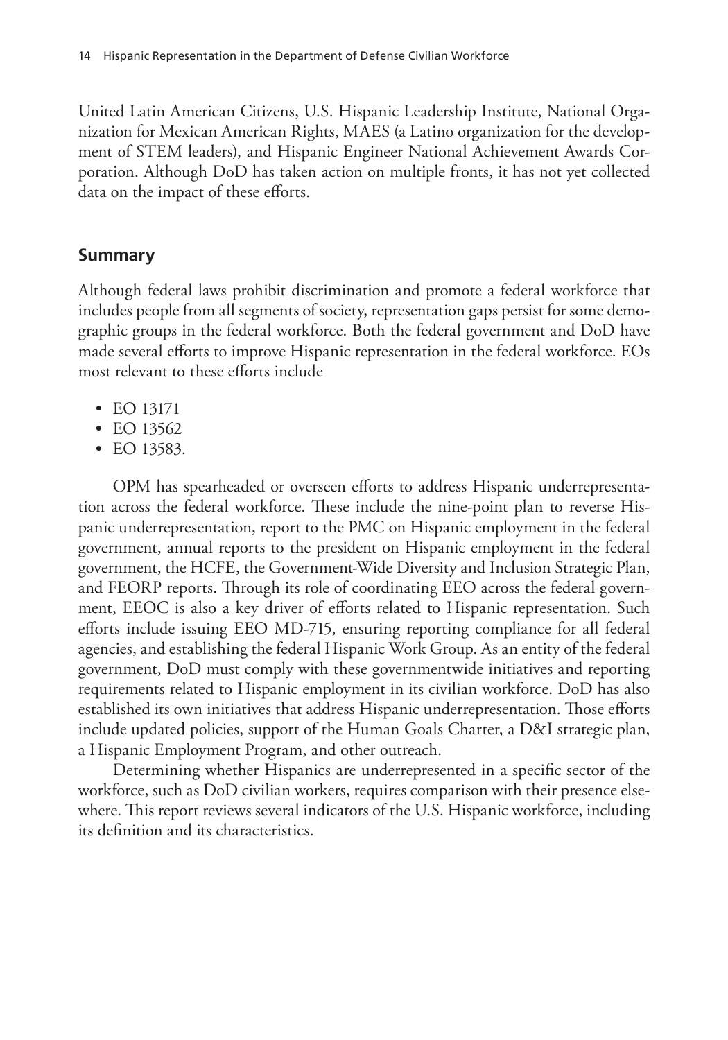United Latin American Citizens, U.S. Hispanic Leadership Institute, National Organization for Mexican American Rights, MAES (a Latino organization for the development of STEM leaders), and Hispanic Engineer National Achievement Awards Corporation. Although DoD has taken action on multiple fronts, it has not yet collected data on the impact of these efforts.

## Summary

Although federal laws prohibit discrimination and promote a federal workforce that includes people from all segments of society, representation gaps persist for some demographic groups in the federal workforce. Both the federal government and DoD have made several efforts to improve Hispanic representation in the federal workforce. EOs most relevant to these efforts include

- EO 13171
- EO 13562
- EO 13583.

OPM has spearheaded or overseen efforts to address Hispanic underrepresentation across the federal workforce. These include the nine-point plan to reverse Hispanic underrepresentation, report to the PMC on Hispanic employment in the federal government, annual reports to the president on Hispanic employment in the federal government, the HCFE, the Government-Wide Diversity and Inclusion Strategic Plan, and FEORP reports. Through its role of coordinating EEO across the federal government, EEOC is also a key driver of efforts related to Hispanic representation. Such efforts include issuing EEO MD-715, ensuring reporting compliance for all federal agencies, and establishing the federal Hispanic Work Group. As an entity of the federal government, DoD must comply with these governmentwide initiatives and reporting requirements related to Hispanic employment in its civilian workforce. DoD has also established its own initiatives that address Hispanic underrepresentation. Those efforts include updated policies, support of the Human Goals Charter, a D&I strategic plan, a Hispanic Employment Program, and other outreach.

Determining whether Hispanics are underrepresented in a specific sector of the workforce, such as DoD civilian workers, requires comparison with their presence elsewhere. This report reviews several indicators of the U.S. Hispanic workforce, including its definition and its characteristics.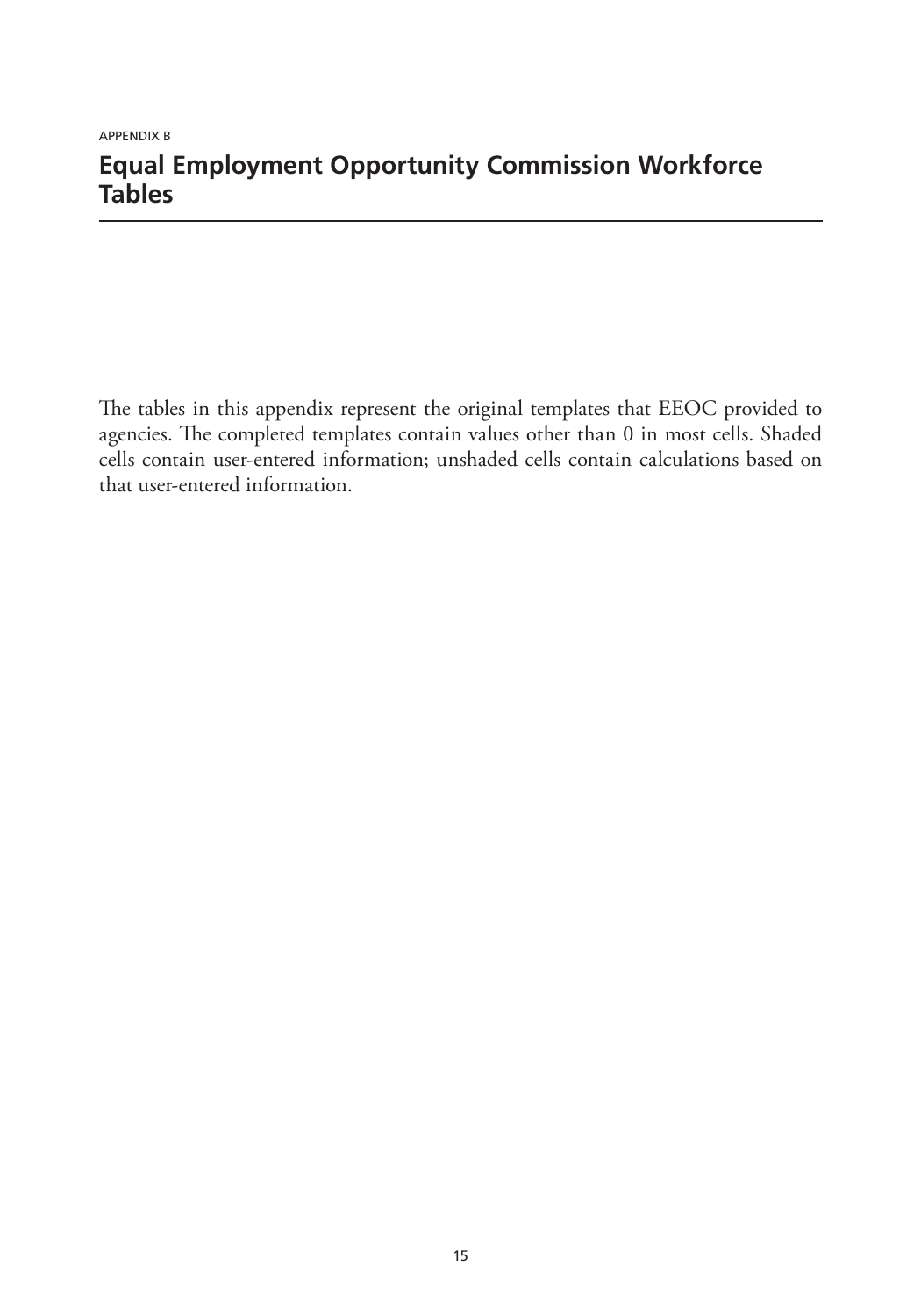APPENDIX B

# Equal Employment Opportunity Commission Workforce Tables

The tables in this appendix represent the original templates that EEOC provided to agencies. The completed templates contain values other than 0 in most cells. Shaded cells contain user-entered information; unshaded cells contain calculations based on that user-entered information.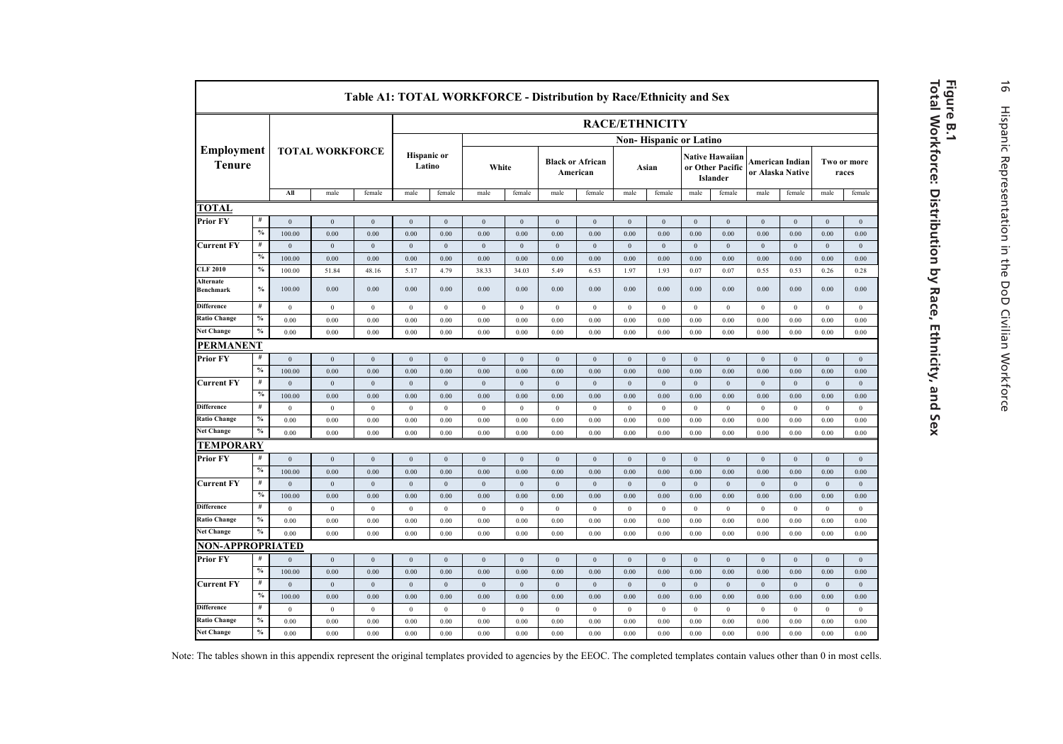**Figure B.1**
**Total Workforce: Distribution by Race, Ethnicity, and Sex**

| Table A1: TOTAL WORKFORCE - Distribution by Race/Ethnicity and Sex | | | | | | | | | | | | | | | | | | | |
|---|---|---|---|---|---|---|---|---|---|---|---|---|---|---|---|---|---|---|---|
| **Employment Tenure** | | **TOTAL WORKFORCE** | | | **RACE/ETHNICITY** | | | | | | | | | | | | | | |
| | | | | | **Hispanic or Latino** | | **Non- Hispanic or Latino** | | | | | | | | | | | | |
| | | | | | | | **White** | | **Black or African American** | | **Asian** | | **Native Hawaiian or Other Pacific Islander** | | **American Indian or Alaska Native** | | **Two or more races** | | |
| | | All | male | female | male | female | male | female | male | female | male | female | male | female | male | female | male | female | |
| **TOTAL** | | | | | | | | | | | | | | | | | | | |
| **Prior FY** | # | 0 | 0 | 0 | 0 | 0 | 0 | 0 | 0 | 0 | 0 | 0 | 0 | 0 | 0 | 0 | 0 | 0 | |
| | % | 100.00 | 0.00 | 0.00 | 0.00 | 0.00 | 0.00 | 0.00 | 0.00 | 0.00 | 0.00 | 0.00 | 0.00 | 0.00 | 0.00 | 0.00 | 0.00 | 0.00 | |
| **Current FY** | # | 0 | 0 | 0 | 0 | 0 | 0 | 0 | 0 | 0 | 0 | 0 | 0 | 0 | 0 | 0 | 0 | 0 | |
| | % | 100.00 | 0.00 | 0.00 | 0.00 | 0.00 | 0.00 | 0.00 | 0.00 | 0.00 | 0.00 | 0.00 | 0.00 | 0.00 | 0.00 | 0.00 | 0.00 | 0.00 | |
| **CLF 2010** | % | 100.00 | 51.84 | 48.16 | 5.17 | 4.79 | 38.33 | 34.03 | 5.49 | 6.53 | 1.97 | 1.93 | 0.07 | 0.07 | 0.55 | 0.53 | 0.26 | 0.28 | |
| **Alternate Benchmark** | % | 100.00 | 0.00 | 0.00 | 0.00 | 0.00 | 0.00 | 0.00 | 0.00 | 0.00 | 0.00 | 0.00 | 0.00 | 0.00 | 0.00 | 0.00 | 0.00 | 0.00 | |
| **Difference** | # | 0 | 0 | 0 | 0 | 0 | 0 | 0 | 0 | 0 | 0 | 0 | 0 | 0 | 0 | 0 | 0 | 0 | |
| **Ratio Change** | % | 0.00 | 0.00 | 0.00 | 0.00 | 0.00 | 0.00 | 0.00 | 0.00 | 0.00 | 0.00 | 0.00 | 0.00 | 0.00 | 0.00 | 0.00 | 0.00 | 0.00 | |
| **Net Change** | % | 0.00 | 0.00 | 0.00 | 0.00 | 0.00 | 0.00 | 0.00 | 0.00 | 0.00 | 0.00 | 0.00 | 0.00 | 0.00 | 0.00 | 0.00 | 0.00 | 0.00 | |
| **PERMANENT** | | | | | | | | | | | | | | | | | | | |
| **Prior FY** | # | 0 | 0 | 0 | 0 | 0 | 0 | 0 | 0 | 0 | 0 | 0 | 0 | 0 | 0 | 0 | 0 | 0 | |
| | % | 100.00 | 0.00 | 0.00 | 0.00 | 0.00 | 0.00 | 0.00 | 0.00 | 0.00 | 0.00 | 0.00 | 0.00 | 0.00 | 0.00 | 0.00 | 0.00 | 0.00 | |
| **Current FY** | # | 0 | 0 | 0 | 0 | 0 | 0 | 0 | 0 | 0 | 0 | 0 | 0 | 0 | 0 | 0 | 0 | 0 | |
| | % | 100.00 | 0.00 | 0.00 | 0.00 | 0.00 | 0.00 | 0.00 | 0.00 | 0.00 | 0.00 | 0.00 | 0.00 | 0.00 | 0.00 | 0.00 | 0.00 | 0.00 | |
| **Difference** | # | 0 | 0 | 0 | 0 | 0 | 0 | 0 | 0 | 0 | 0 | 0 | 0 | 0 | 0 | 0 | 0 | 0 | |
| **Ratio Change** | % | 0.00 | 0.00 | 0.00 | 0.00 | 0.00 | 0.00 | 0.00 | 0.00 | 0.00 | 0.00 | 0.00 | 0.00 | 0.00 | 0.00 | 0.00 | 0.00 | 0.00 | |
| **Net Change** | % | 0.00 | 0.00 | 0.00 | 0.00 | 0.00 | 0.00 | 0.00 | 0.00 | 0.00 | 0.00 | 0.00 | 0.00 | 0.00 | 0.00 | 0.00 | 0.00 | 0.00 | |
| **TEMPORARY** | | | | | | | | | | | | | | | | | | | |
| **Prior FY** | # | 0 | 0 | 0 | 0 | 0 | 0 | 0 | 0 | 0 | 0 | 0 | 0 | 0 | 0 | 0 | 0 | 0 | |
| | % | 100.00 | 0.00 | 0.00 | 0.00 | 0.00 | 0.00 | 0.00 | 0.00 | 0.00 | 0.00 | 0.00 | 0.00 | 0.00 | 0.00 | 0.00 | 0.00 | 0.00 | |
| **Current FY** | # | 0 | 0 | 0 | 0 | 0 | 0 | 0 | 0 | 0 | 0 | 0 | 0 | 0 | 0 | 0 | 0 | 0 | |
| | % | 100.00 | 0.00 | 0.00 | 0.00 | 0.00 | 0.00 | 0.00 | 0.00 | 0.00 | 0.00 | 0.00 | 0.00 | 0.00 | 0.00 | 0.00 | 0.00 | 0.00 | |
| **Difference** | # | 0 | 0 | 0 | 0 | 0 | 0 | 0 | 0 | 0 | 0 | 0 | 0 | 0 | 0 | 0 | 0 | 0 | |
| **Ratio Change** | % | 0.00 | 0.00 | 0.00 | 0.00 | 0.00 | 0.00 | 0.00 | 0.00 | 0.00 | 0.00 | 0.00 | 0.00 | 0.00 | 0.00 | 0.00 | 0.00 | 0.00 | |
| **Net Change** | % | 0.00 | 0.00 | 0.00 | 0.00 | 0.00 | 0.00 | 0.00 | 0.00 | 0.00 | 0.00 | 0.00 | 0.00 | 0.00 | 0.00 | 0.00 | 0.00 | 0.00 | |
| **NON-APPROPRIATED** | | | | | | | | | | | | | | | | | | | |
| **Prior FY** | # | 0 | 0 | 0 | 0 | 0 | 0 | 0 | 0 | 0 | 0 | 0 | 0 | 0 | 0 | 0 | 0 | 0 | |
| | % | 100.00 | 0.00 | 0.00 | 0.00 | 0.00 | 0.00 | 0.00 | 0.00 | 0.00 | 0.00 | 0.00 | 0.00 | 0.00 | 0.00 | 0.00 | 0.00 | 0.00 | |
| **Current FY** | # | 0 | 0 | 0 | 0 | 0 | 0 | 0 | 0 | 0 | 0 | 0 | 0 | 0 | 0 | 0 | 0 | 0 | |
| | % | 100.00 | 0.00 | 0.00 | 0.00 | 0.00 | 0.00 | 0.00 | 0.00 | 0.00 | 0.00 | 0.00 | 0.00 | 0.00 | 0.00 | 0.00 | 0.00 | 0.00 | |
| **Difference** | # | 0 | 0 | 0 | 0 | 0 | 0 | 0 | 0 | 0 | 0 | 0 | 0 | 0 | 0 | 0 | 0 | 0 | |
| **Ratio Change** | % | 0.00 | 0.00 | 0.00 | 0.00 | 0.00 | 0.00 | 0.00 | 0.00 | 0.00 | 0.00 | 0.00 | 0.00 | 0.00 | 0.00 | 0.00 | 0.00 | 0.00 | |
| **Net Change** | % | 0.00 | 0.00 | 0.00 | 0.00 | 0.00 | 0.00 | 0.00 | 0.00 | 0.00 | 0.00 | 0.00 | 0.00 | 0.00 | 0.00 | 0.00 | 0.00 | 0.00 | |

Note: The tables shown in this appendix represent the original templates provided to agencies by the EEOC. The completed templates contain values other than 0 in most cells.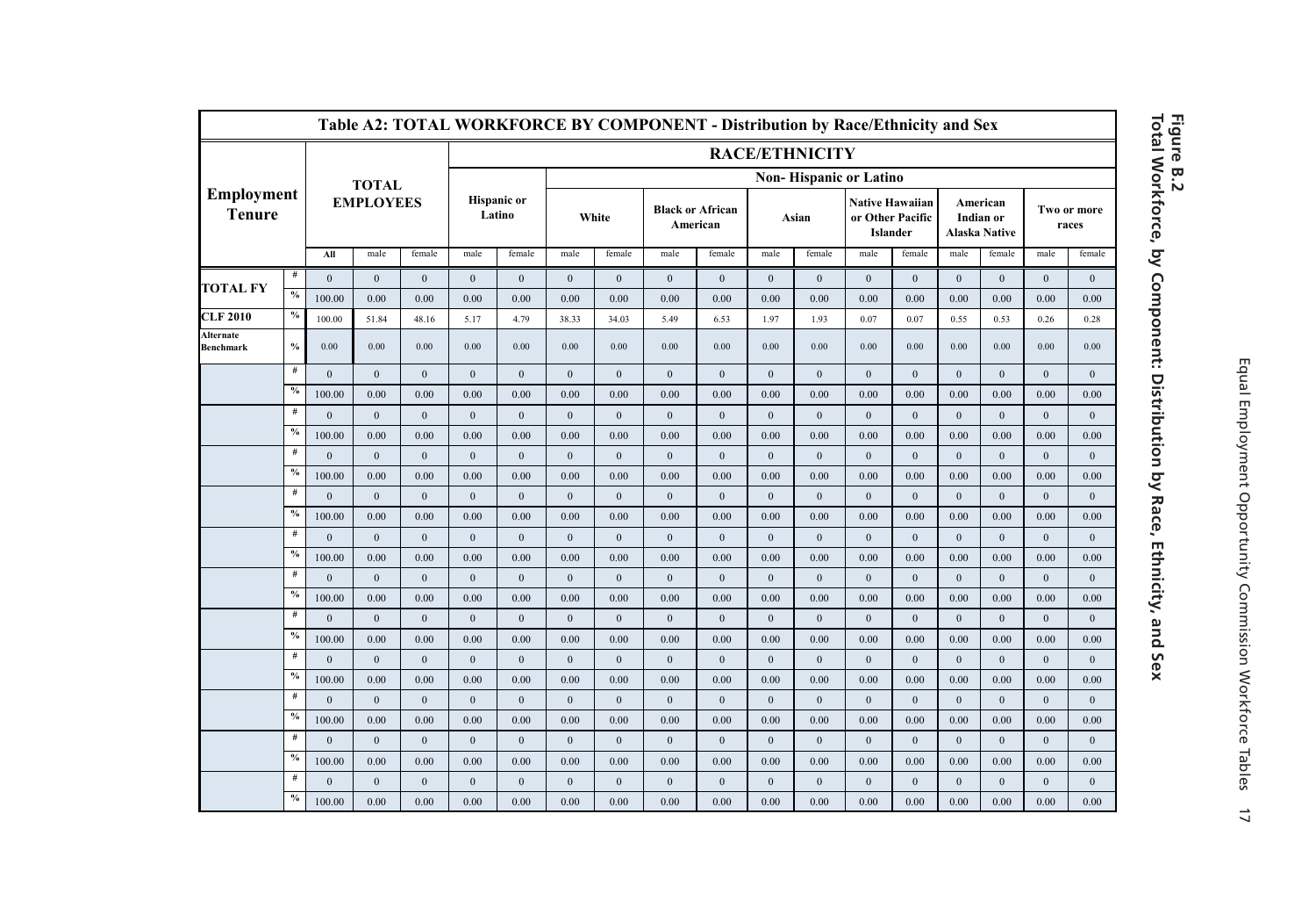# Figure B.2
## Total Workforce, by Component: Distribution by Race, Ethnicity, and Sex

**Table A2: TOTAL WORKFORCE BY COMPONENT - Distribution by Race/Ethnicity and Sex**

| Employment Tenure | | TOTAL EMPLOYEES | | | RACE/ETHNICITY | | | | | | | | | | | | | | |
|---|---|---|---|---|---|---|---|---|---|---|---|---|---|---|---|---|---|---|---|
| | | | | | Hispanic or Latino | | Non- Hispanic or Latino | | | | | | | | | | | | |
| | | | | | | | White | | Black or African American | | Asian | | Native Hawaiian or Other Pacific Islander | | American Indian or Alaska Native | | Two or more races | | |
| | | All | male | female | male | female | male | female | male | female | male | female | male | female | male | female | male | female |
| TOTAL FY | # | 0 | 0 | 0 | 0 | 0 | 0 | 0 | 0 | 0 | 0 | 0 | 0 | 0 | 0 | 0 | 0 | 0 |
| | % | 100.00 | 0.00 | 0.00 | 0.00 | 0.00 | 0.00 | 0.00 | 0.00 | 0.00 | 0.00 | 0.00 | 0.00 | 0.00 | 0.00 | 0.00 | 0.00 | 0.00 |
| CLF 2010 | % | 100.00 | 51.84 | 48.16 | 5.17 | 4.79 | 38.33 | 34.03 | 5.49 | 6.53 | 1.97 | 1.93 | 0.07 | 0.07 | 0.55 | 0.53 | 0.26 | 0.28 |
| Alternate Benchmark | % | 0.00 | 0.00 | 0.00 | 0.00 | 0.00 | 0.00 | 0.00 | 0.00 | 0.00 | 0.00 | 0.00 | 0.00 | 0.00 | 0.00 | 0.00 | 0.00 | 0.00 |
| | # | 0 | 0 | 0 | 0 | 0 | 0 | 0 | 0 | 0 | 0 | 0 | 0 | 0 | 0 | 0 | 0 | 0 |
| | % | 100.00 | 0.00 | 0.00 | 0.00 | 0.00 | 0.00 | 0.00 | 0.00 | 0.00 | 0.00 | 0.00 | 0.00 | 0.00 | 0.00 | 0.00 | 0.00 | 0.00 |
| | # | 0 | 0 | 0 | 0 | 0 | 0 | 0 | 0 | 0 | 0 | 0 | 0 | 0 | 0 | 0 | 0 | 0 |
| | % | 100.00 | 0.00 | 0.00 | 0.00 | 0.00 | 0.00 | 0.00 | 0.00 | 0.00 | 0.00 | 0.00 | 0.00 | 0.00 | 0.00 | 0.00 | 0.00 | 0.00 |
| | # | 0 | 0 | 0 | 0 | 0 | 0 | 0 | 0 | 0 | 0 | 0 | 0 | 0 | 0 | 0 | 0 | 0 |
| | % | 100.00 | 0.00 | 0.00 | 0.00 | 0.00 | 0.00 | 0.00 | 0.00 | 0.00 | 0.00 | 0.00 | 0.00 | 0.00 | 0.00 | 0.00 | 0.00 | 0.00 |
| | # | 0 | 0 | 0 | 0 | 0 | 0 | 0 | 0 | 0 | 0 | 0 | 0 | 0 | 0 | 0 | 0 | 0 |
| | % | 100.00 | 0.00 | 0.00 | 0.00 | 0.00 | 0.00 | 0.00 | 0.00 | 0.00 | 0.00 | 0.00 | 0.00 | 0.00 | 0.00 | 0.00 | 0.00 | 0.00 |
| | # | 0 | 0 | 0 | 0 | 0 | 0 | 0 | 0 | 0 | 0 | 0 | 0 | 0 | 0 | 0 | 0 | 0 |
| | % | 100.00 | 0.00 | 0.00 | 0.00 | 0.00 | 0.00 | 0.00 | 0.00 | 0.00 | 0.00 | 0.00 | 0.00 | 0.00 | 0.00 | 0.00 | 0.00 | 0.00 |
| | # | 0 | 0 | 0 | 0 | 0 | 0 | 0 | 0 | 0 | 0 | 0 | 0 | 0 | 0 | 0 | 0 | 0 |
| | % | 100.00 | 0.00 | 0.00 | 0.00 | 0.00 | 0.00 | 0.00 | 0.00 | 0.00 | 0.00 | 0.00 | 0.00 | 0.00 | 0.00 | 0.00 | 0.00 | 0.00 |
| | # | 0 | 0 | 0 | 0 | 0 | 0 | 0 | 0 | 0 | 0 | 0 | 0 | 0 | 0 | 0 | 0 | 0 |
| | % | 100.00 | 0.00 | 0.00 | 0.00 | 0.00 | 0.00 | 0.00 | 0.00 | 0.00 | 0.00 | 0.00 | 0.00 | 0.00 | 0.00 | 0.00 | 0.00 | 0.00 |
| | # | 0 | 0 | 0 | 0 | 0 | 0 | 0 | 0 | 0 | 0 | 0 | 0 | 0 | 0 | 0 | 0 | 0 |
| | % | 100.00 | 0.00 | 0.00 | 0.00 | 0.00 | 0.00 | 0.00 | 0.00 | 0.00 | 0.00 | 0.00 | 0.00 | 0.00 | 0.00 | 0.00 | 0.00 | 0.00 |
| | # | 0 | 0 | 0 | 0 | 0 | 0 | 0 | 0 | 0 | 0 | 0 | 0 | 0 | 0 | 0 | 0 | 0 |
| | % | 100.00 | 0.00 | 0.00 | 0.00 | 0.00 | 0.00 | 0.00 | 0.00 | 0.00 | 0.00 | 0.00 | 0.00 | 0.00 | 0.00 | 0.00 | 0.00 | 0.00 |
| | # | 0 | 0 | 0 | 0 | 0 | 0 | 0 | 0 | 0 | 0 | 0 | 0 | 0 | 0 | 0 | 0 | 0 |
| | % | 100.00 | 0.00 | 0.00 | 0.00 | 0.00 | 0.00 | 0.00 | 0.00 | 0.00 | 0.00 | 0.00 | 0.00 | 0.00 | 0.00 | 0.00 | 0.00 | 0.00 |
| | # | 0 | 0 | 0 | 0 | 0 | 0 | 0 | 0 | 0 | 0 | 0 | 0 | 0 | 0 | 0 | 0 | 0 |
| | % | 100.00 | 0.00 | 0.00 | 0.00 | 0.00 | 0.00 | 0.00 | 0.00 | 0.00 | 0.00 | 0.00 | 0.00 | 0.00 | 0.00 | 0.00 | 0.00 | 0.00 |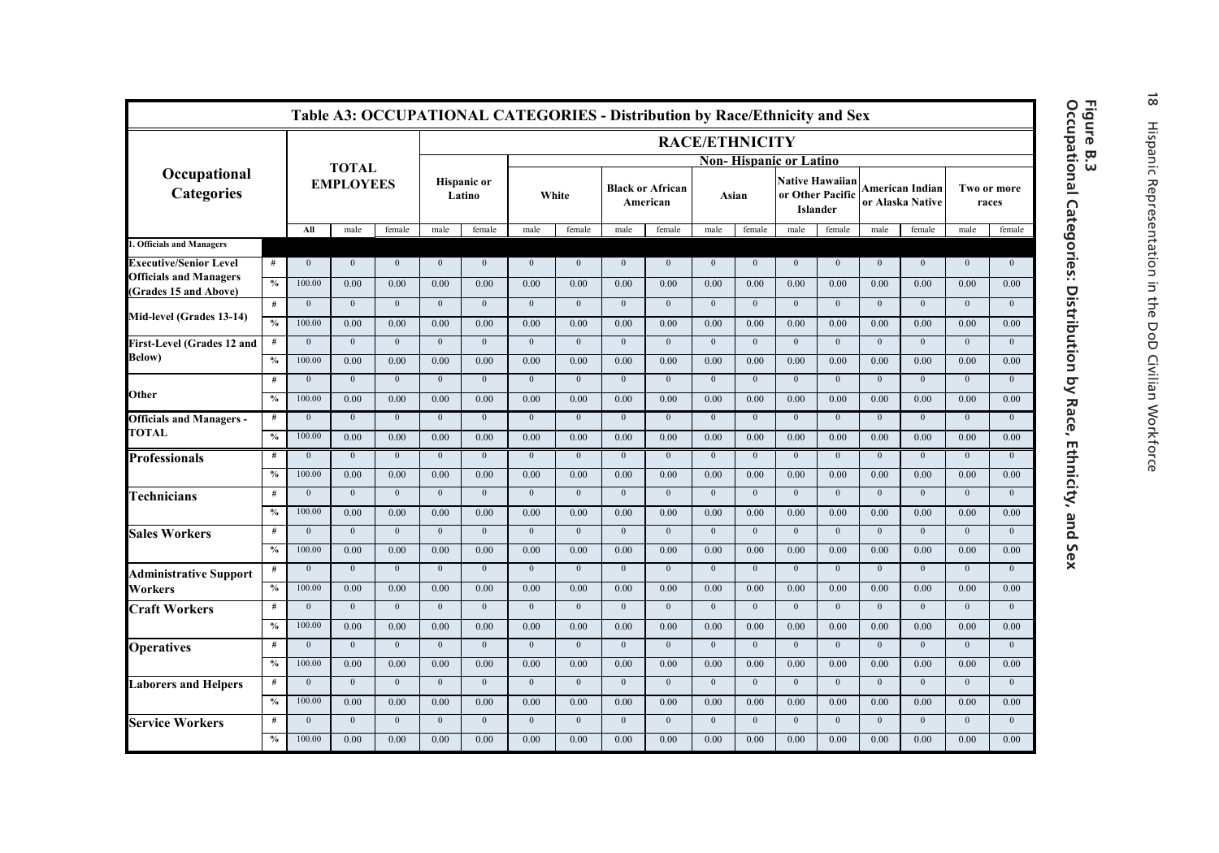**Figure B.3**
**Occupational Categories: Distribution by Race, Ethnicity, and Sex**

| Table A3: OCCUPATIONAL CATEGORIES - Distribution by Race/Ethnicity and Sex | | | | | | | | | | | | | | | | | | | |
|---|---|---|---|---|---|---|---|---|---|---|---|---|---|---|---|---|---|---|---|
| Occupational Categories | | TOTAL EMPLOYEES | | | RACE/ETHNICITY | | | | | | | | | | | | | | |
| | | | | | Hispanic or Latino | | Non- Hispanic or Latino | | | | | | | | | | | | |
| | | | | | | | White | | Black or African American | | Asian | | Native Hawaiian or Other Pacific Islander | | American Indian or Alaska Native | | Two or more races | | |
| | | All | male | female | male | female | male | female | male | female | male | female | male | female | male | female | male | female | |
| 1. Officials and Managers | | | | | | | | | | | | | | | | | | | |
| Executive/Senior Level Officials and Managers (Grades 15 and Above) | # | 0 | 0 | 0 | 0 | 0 | 0 | 0 | 0 | 0 | 0 | 0 | 0 | 0 | 0 | 0 | 0 | 0 | |
| | % | 100.00 | 0.00 | 0.00 | 0.00 | 0.00 | 0.00 | 0.00 | 0.00 | 0.00 | 0.00 | 0.00 | 0.00 | 0.00 | 0.00 | 0.00 | 0.00 | 0.00 | |
| Mid-level (Grades 13-14) | # | 0 | 0 | 0 | 0 | 0 | 0 | 0 | 0 | 0 | 0 | 0 | 0 | 0 | 0 | 0 | 0 | 0 | |
| | % | 100.00 | 0.00 | 0.00 | 0.00 | 0.00 | 0.00 | 0.00 | 0.00 | 0.00 | 0.00 | 0.00 | 0.00 | 0.00 | 0.00 | 0.00 | 0.00 | 0.00 | |
| First-Level (Grades 12 and Below) | # | 0 | 0 | 0 | 0 | 0 | 0 | 0 | 0 | 0 | 0 | 0 | 0 | 0 | 0 | 0 | 0 | 0 | |
| | % | 100.00 | 0.00 | 0.00 | 0.00 | 0.00 | 0.00 | 0.00 | 0.00 | 0.00 | 0.00 | 0.00 | 0.00 | 0.00 | 0.00 | 0.00 | 0.00 | 0.00 | |
| Other | # | 0 | 0 | 0 | 0 | 0 | 0 | 0 | 0 | 0 | 0 | 0 | 0 | 0 | 0 | 0 | 0 | 0 | |
| | % | 100.00 | 0.00 | 0.00 | 0.00 | 0.00 | 0.00 | 0.00 | 0.00 | 0.00 | 0.00 | 0.00 | 0.00 | 0.00 | 0.00 | 0.00 | 0.00 | 0.00 | |
| Officials and Managers - TOTAL | # | 0 | 0 | 0 | 0 | 0 | 0 | 0 | 0 | 0 | 0 | 0 | 0 | 0 | 0 | 0 | 0 | 0 | |
| | % | 100.00 | 0.00 | 0.00 | 0.00 | 0.00 | 0.00 | 0.00 | 0.00 | 0.00 | 0.00 | 0.00 | 0.00 | 0.00 | 0.00 | 0.00 | 0.00 | 0.00 | |
| Professionals | # | 0 | 0 | 0 | 0 | 0 | 0 | 0 | 0 | 0 | 0 | 0 | 0 | 0 | 0 | 0 | 0 | 0 | |
| | % | 100.00 | 0.00 | 0.00 | 0.00 | 0.00 | 0.00 | 0.00 | 0.00 | 0.00 | 0.00 | 0.00 | 0.00 | 0.00 | 0.00 | 0.00 | 0.00 | 0.00 | |
| Technicians | # | 0 | 0 | 0 | 0 | 0 | 0 | 0 | 0 | 0 | 0 | 0 | 0 | 0 | 0 | 0 | 0 | 0 | |
| | % | 100.00 | 0.00 | 0.00 | 0.00 | 0.00 | 0.00 | 0.00 | 0.00 | 0.00 | 0.00 | 0.00 | 0.00 | 0.00 | 0.00 | 0.00 | 0.00 | 0.00 | |
| Sales Workers | # | 0 | 0 | 0 | 0 | 0 | 0 | 0 | 0 | 0 | 0 | 0 | 0 | 0 | 0 | 0 | 0 | 0 | |
| | % | 100.00 | 0.00 | 0.00 | 0.00 | 0.00 | 0.00 | 0.00 | 0.00 | 0.00 | 0.00 | 0.00 | 0.00 | 0.00 | 0.00 | 0.00 | 0.00 | 0.00 | |
| Administrative Support Workers | # | 0 | 0 | 0 | 0 | 0 | 0 | 0 | 0 | 0 | 0 | 0 | 0 | 0 | 0 | 0 | 0 | 0 | |
| | % | 100.00 | 0.00 | 0.00 | 0.00 | 0.00 | 0.00 | 0.00 | 0.00 | 0.00 | 0.00 | 0.00 | 0.00 | 0.00 | 0.00 | 0.00 | 0.00 | 0.00 | |
| Craft Workers | # | 0 | 0 | 0 | 0 | 0 | 0 | 0 | 0 | 0 | 0 | 0 | 0 | 0 | 0 | 0 | 0 | 0 | |
| | % | 100.00 | 0.00 | 0.00 | 0.00 | 0.00 | 0.00 | 0.00 | 0.00 | 0.00 | 0.00 | 0.00 | 0.00 | 0.00 | 0.00 | 0.00 | 0.00 | 0.00 | |
| Operatives | # | 0 | 0 | 0 | 0 | 0 | 0 | 0 | 0 | 0 | 0 | 0 | 0 | 0 | 0 | 0 | 0 | 0 | |
| | % | 100.00 | 0.00 | 0.00 | 0.00 | 0.00 | 0.00 | 0.00 | 0.00 | 0.00 | 0.00 | 0.00 | 0.00 | 0.00 | 0.00 | 0.00 | 0.00 | 0.00 | |
| Laborers and Helpers | # | 0 | 0 | 0 | 0 | 0 | 0 | 0 | 0 | 0 | 0 | 0 | 0 | 0 | 0 | 0 | 0 | 0 | |
| | % | 100.00 | 0.00 | 0.00 | 0.00 | 0.00 | 0.00 | 0.00 | 0.00 | 0.00 | 0.00 | 0.00 | 0.00 | 0.00 | 0.00 | 0.00 | 0.00 | 0.00 | |
| Service Workers | # | 0 | 0 | 0 | 0 | 0 | 0 | 0 | 0 | 0 | 0 | 0 | 0 | 0 | 0 | 0 | 0 | 0 | |
| | % | 100.00 | 0.00 | 0.00 | 0.00 | 0.00 | 0.00 | 0.00 | 0.00 | 0.00 | 0.00 | 0.00 | 0.00 | 0.00 | 0.00 | 0.00 | 0.00 | 0.00 | |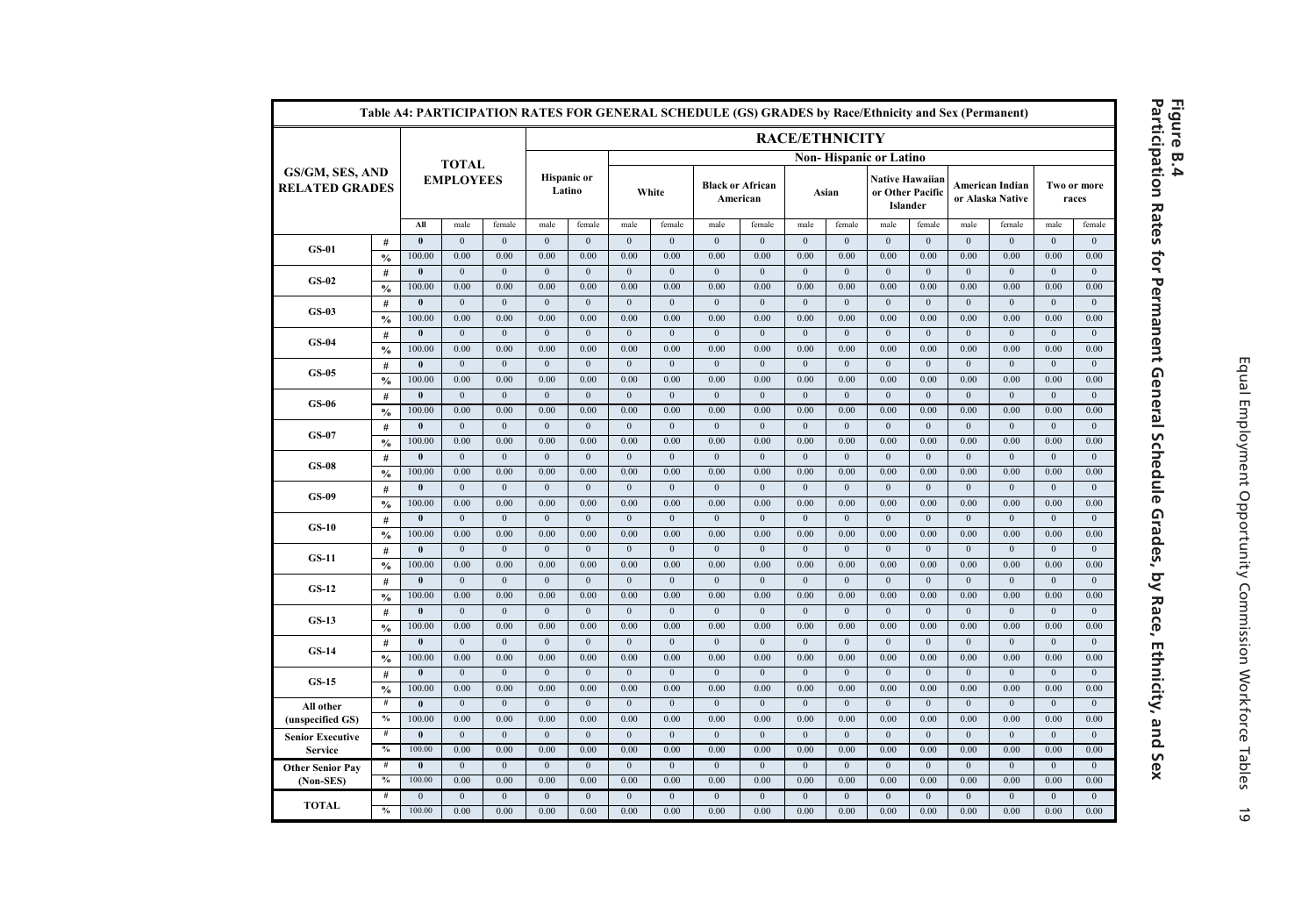# Figure B.4
## Participation Rates for Permanent General Schedule Grades, by Race, Ethnicity, and Sex

**Table A4: PARTICIPATION RATES FOR GENERAL SCHEDULE (GS) GRADES by Race/Ethnicity and Sex (Permanent)**

| GS/GM, SES, AND RELATED GRADES | | TOTAL EMPLOYEES | | | RACE/ETHNICITY | | | | | | | | | | | | | | | |
|---|---|---|---|---|---|---|---|---|---|---|---|---|---|---|---|---|---|---|---|---|
| | | | | | Hispanic or Latino | | Non- Hispanic or Latino | | | | | | | | | | | | | |
| | | | | | | | White | | Black or African American | | Asian | | Native Hawaiian or Other Pacific Islander | | American Indian or Alaska Native | | Two or more races | | | |
| | | All | male | female | male | female | male | female | male | female | male | female | male | female | male | female | male | female | | |
| GS-01 | # | 0 | 0 | 0 | 0 | 0 | 0 | 0 | 0 | 0 | 0 | 0 | 0 | 0 | 0 | 0 | 0 | 0 | | |
| | % | 100.00 | 0.00 | 0.00 | 0.00 | 0.00 | 0.00 | 0.00 | 0.00 | 0.00 | 0.00 | 0.00 | 0.00 | 0.00 | 0.00 | 0.00 | 0.00 | 0.00 | | |
| GS-02 | # | 0 | 0 | 0 | 0 | 0 | 0 | 0 | 0 | 0 | 0 | 0 | 0 | 0 | 0 | 0 | 0 | 0 | | |
| | % | 100.00 | 0.00 | 0.00 | 0.00 | 0.00 | 0.00 | 0.00 | 0.00 | 0.00 | 0.00 | 0.00 | 0.00 | 0.00 | 0.00 | 0.00 | 0.00 | 0.00 | | |
| GS-03 | # | 0 | 0 | 0 | 0 | 0 | 0 | 0 | 0 | 0 | 0 | 0 | 0 | 0 | 0 | 0 | 0 | 0 | | |
| | % | 100.00 | 0.00 | 0.00 | 0.00 | 0.00 | 0.00 | 0.00 | 0.00 | 0.00 | 0.00 | 0.00 | 0.00 | 0.00 | 0.00 | 0.00 | 0.00 | 0.00 | | |
| GS-04 | # | 0 | 0 | 0 | 0 | 0 | 0 | 0 | 0 | 0 | 0 | 0 | 0 | 0 | 0 | 0 | 0 | 0 | | |
| | % | 100.00 | 0.00 | 0.00 | 0.00 | 0.00 | 0.00 | 0.00 | 0.00 | 0.00 | 0.00 | 0.00 | 0.00 | 0.00 | 0.00 | 0.00 | 0.00 | 0.00 | | |
| GS-05 | # | 0 | 0 | 0 | 0 | 0 | 0 | 0 | 0 | 0 | 0 | 0 | 0 | 0 | 0 | 0 | 0 | 0 | | |
| | % | 100.00 | 0.00 | 0.00 | 0.00 | 0.00 | 0.00 | 0.00 | 0.00 | 0.00 | 0.00 | 0.00 | 0.00 | 0.00 | 0.00 | 0.00 | 0.00 | 0.00 | | |
| GS-06 | # | 0 | 0 | 0 | 0 | 0 | 0 | 0 | 0 | 0 | 0 | 0 | 0 | 0 | 0 | 0 | 0 | 0 | | |
| | % | 100.00 | 0.00 | 0.00 | 0.00 | 0.00 | 0.00 | 0.00 | 0.00 | 0.00 | 0.00 | 0.00 | 0.00 | 0.00 | 0.00 | 0.00 | 0.00 | 0.00 | | |
| GS-07 | # | 0 | 0 | 0 | 0 | 0 | 0 | 0 | 0 | 0 | 0 | 0 | 0 | 0 | 0 | 0 | 0 | 0 | | |
| | % | 100.00 | 0.00 | 0.00 | 0.00 | 0.00 | 0.00 | 0.00 | 0.00 | 0.00 | 0.00 | 0.00 | 0.00 | 0.00 | 0.00 | 0.00 | 0.00 | 0.00 | | |
| GS-08 | # | 0 | 0 | 0 | 0 | 0 | 0 | 0 | 0 | 0 | 0 | 0 | 0 | 0 | 0 | 0 | 0 | 0 | | |
| | % | 100.00 | 0.00 | 0.00 | 0.00 | 0.00 | 0.00 | 0.00 | 0.00 | 0.00 | 0.00 | 0.00 | 0.00 | 0.00 | 0.00 | 0.00 | 0.00 | 0.00 | | |
| GS-09 | # | 0 | 0 | 0 | 0 | 0 | 0 | 0 | 0 | 0 | 0 | 0 | 0 | 0 | 0 | 0 | 0 | 0 | | |
| | % | 100.00 | 0.00 | 0.00 | 0.00 | 0.00 | 0.00 | 0.00 | 0.00 | 0.00 | 0.00 | 0.00 | 0.00 | 0.00 | 0.00 | 0.00 | 0.00 | 0.00 | | |
| GS-10 | # | 0 | 0 | 0 | 0 | 0 | 0 | 0 | 0 | 0 | 0 | 0 | 0 | 0 | 0 | 0 | 0 | 0 | | |
| | % | 100.00 | 0.00 | 0.00 | 0.00 | 0.00 | 0.00 | 0.00 | 0.00 | 0.00 | 0.00 | 0.00 | 0.00 | 0.00 | 0.00 | 0.00 | 0.00 | 0.00 | | |
| GS-11 | # | 0 | 0 | 0 | 0 | 0 | 0 | 0 | 0 | 0 | 0 | 0 | 0 | 0 | 0 | 0 | 0 | 0 | | |
| | % | 100.00 | 0.00 | 0.00 | 0.00 | 0.00 | 0.00 | 0.00 | 0.00 | 0.00 | 0.00 | 0.00 | 0.00 | 0.00 | 0.00 | 0.00 | 0.00 | 0.00 | | |
| GS-12 | # | 0 | 0 | 0 | 0 | 0 | 0 | 0 | 0 | 0 | 0 | 0 | 0 | 0 | 0 | 0 | 0 | 0 | | |
| | % | 100.00 | 0.00 | 0.00 | 0.00 | 0.00 | 0.00 | 0.00 | 0.00 | 0.00 | 0.00 | 0.00 | 0.00 | 0.00 | 0.00 | 0.00 | 0.00 | 0.00 | | |
| GS-13 | # | 0 | 0 | 0 | 0 | 0 | 0 | 0 | 0 | 0 | 0 | 0 | 0 | 0 | 0 | 0 | 0 | 0 | | |
| | % | 100.00 | 0.00 | 0.00 | 0.00 | 0.00 | 0.00 | 0.00 | 0.00 | 0.00 | 0.00 | 0.00 | 0.00 | 0.00 | 0.00 | 0.00 | 0.00 | 0.00 | | |
| GS-14 | # | 0 | 0 | 0 | 0 | 0 | 0 | 0 | 0 | 0 | 0 | 0 | 0 | 0 | 0 | 0 | 0 | 0 | | |
| | % | 100.00 | 0.00 | 0.00 | 0.00 | 0.00 | 0.00 | 0.00 | 0.00 | 0.00 | 0.00 | 0.00 | 0.00 | 0.00 | 0.00 | 0.00 | 0.00 | 0.00 | | |
| GS-15 | # | 0 | 0 | 0 | 0 | 0 | 0 | 0 | 0 | 0 | 0 | 0 | 0 | 0 | 0 | 0 | 0 | 0 | | |
| | % | 100.00 | 0.00 | 0.00 | 0.00 | 0.00 | 0.00 | 0.00 | 0.00 | 0.00 | 0.00 | 0.00 | 0.00 | 0.00 | 0.00 | 0.00 | 0.00 | 0.00 | | |
| All other (unspecified GS) | # | 0 | 0 | 0 | 0 | 0 | 0 | 0 | 0 | 0 | 0 | 0 | 0 | 0 | 0 | 0 | 0 | 0 | | |
| | % | 100.00 | 0.00 | 0.00 | 0.00 | 0.00 | 0.00 | 0.00 | 0.00 | 0.00 | 0.00 | 0.00 | 0.00 | 0.00 | 0.00 | 0.00 | 0.00 | 0.00 | | |
| Senior Executive Service | # | 0 | 0 | 0 | 0 | 0 | 0 | 0 | 0 | 0 | 0 | 0 | 0 | 0 | 0 | 0 | 0 | 0 | | |
| | % | 100.00 | 0.00 | 0.00 | 0.00 | 0.00 | 0.00 | 0.00 | 0.00 | 0.00 | 0.00 | 0.00 | 0.00 | 0.00 | 0.00 | 0.00 | 0.00 | 0.00 | | |
| Other Senior Pay (Non-SES) | # | 0 | 0 | 0 | 0 | 0 | 0 | 0 | 0 | 0 | 0 | 0 | 0 | 0 | 0 | 0 | 0 | 0 | | |
| | % | 100.00 | 0.00 | 0.00 | 0.00 | 0.00 | 0.00 | 0.00 | 0.00 | 0.00 | 0.00 | 0.00 | 0.00 | 0.00 | 0.00 | 0.00 | 0.00 | 0.00 | | |
| TOTAL | # | 0 | 0 | 0 | 0 | 0 | 0 | 0 | 0 | 0 | 0 | 0 | 0 | 0 | 0 | 0 | 0 | 0 | | |
| | % | 100.00 | 0.00 | 0.00 | 0.00 | 0.00 | 0.00 | 0.00 | 0.00 | 0.00 | 0.00 | 0.00 | 0.00 | 0.00 | 0.00 | 0.00 | 0.00 | 0.00 | | |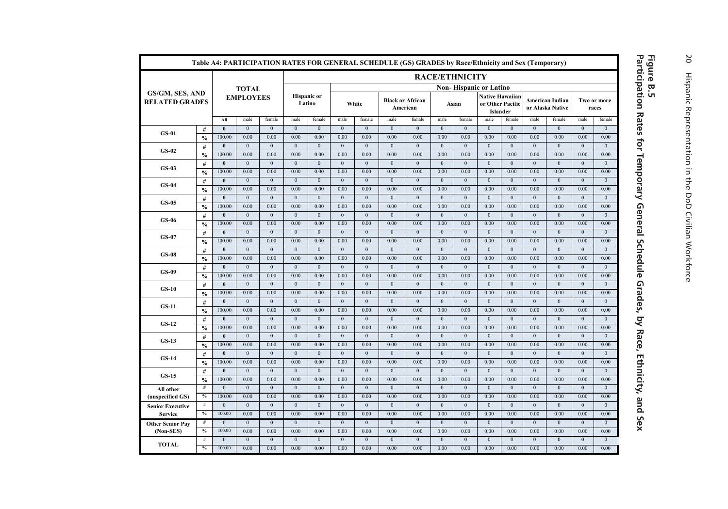**Figure B.5**
**Participation Rates for Temporary General Schedule Grades, by Race, Ethnicity, and Sex**

**Table A4: PARTICIPATION RATES FOR GENERAL SCHEDULE (GS) GRADES by Race/Ethnicity and Sex (Temporary)**

| GS/GM, SES, AND RELATED GRADES | | TOTAL EMPLOYEES | | | RACE/ETHNICITY | | | | | | | | | | | | | | | |
|---|---|---|---|---|---|---|---|---|---|---|---|---|---|---|---|---|---|---|---|---|
| | | | | | Hispanic or Latino | | Non- Hispanic or Latino | | | | | | | | | | | | | |
| | | | | | | | White | | Black or African American | | Asian | | Native Hawaiian or Other Pacific Islander | | American Indian or Alaska Native | | Two or more races | | | |
| | | All | male | female | male | female | male | female | male | female | male | female | male | female | male | female | male | female | | |
| GS-01 | # | 0 | 0 | 0 | 0 | 0 | 0 | 0 | 0 | 0 | 0 | 0 | 0 | 0 | 0 | 0 | 0 | 0 | | |
| | % | 100.00 | 0.00 | 0.00 | 0.00 | 0.00 | 0.00 | 0.00 | 0.00 | 0.00 | 0.00 | 0.00 | 0.00 | 0.00 | 0.00 | 0.00 | 0.00 | 0.00 | | |
| GS-02 | # | 0 | 0 | 0 | 0 | 0 | 0 | 0 | 0 | 0 | 0 | 0 | 0 | 0 | 0 | 0 | 0 | 0 | | |
| | % | 100.00 | 0.00 | 0.00 | 0.00 | 0.00 | 0.00 | 0.00 | 0.00 | 0.00 | 0.00 | 0.00 | 0.00 | 0.00 | 0.00 | 0.00 | 0.00 | 0.00 | | |
| GS-03 | # | 0 | 0 | 0 | 0 | 0 | 0 | 0 | 0 | 0 | 0 | 0 | 0 | 0 | 0 | 0 | 0 | 0 | | |
| | % | 100.00 | 0.00 | 0.00 | 0.00 | 0.00 | 0.00 | 0.00 | 0.00 | 0.00 | 0.00 | 0.00 | 0.00 | 0.00 | 0.00 | 0.00 | 0.00 | 0.00 | | |
| GS-04 | # | 0 | 0 | 0 | 0 | 0 | 0 | 0 | 0 | 0 | 0 | 0 | 0 | 0 | 0 | 0 | 0 | 0 | | |
| | % | 100.00 | 0.00 | 0.00 | 0.00 | 0.00 | 0.00 | 0.00 | 0.00 | 0.00 | 0.00 | 0.00 | 0.00 | 0.00 | 0.00 | 0.00 | 0.00 | 0.00 | | |
| GS-05 | # | 0 | 0 | 0 | 0 | 0 | 0 | 0 | 0 | 0 | 0 | 0 | 0 | 0 | 0 | 0 | 0 | 0 | | |
| | % | 100.00 | 0.00 | 0.00 | 0.00 | 0.00 | 0.00 | 0.00 | 0.00 | 0.00 | 0.00 | 0.00 | 0.00 | 0.00 | 0.00 | 0.00 | 0.00 | 0.00 | | |
| GS-06 | # | 0 | 0 | 0 | 0 | 0 | 0 | 0 | 0 | 0 | 0 | 0 | 0 | 0 | 0 | 0 | 0 | 0 | | |
| | % | 100.00 | 0.00 | 0.00 | 0.00 | 0.00 | 0.00 | 0.00 | 0.00 | 0.00 | 0.00 | 0.00 | 0.00 | 0.00 | 0.00 | 0.00 | 0.00 | 0.00 | | |
| GS-07 | # | 0 | 0 | 0 | 0 | 0 | 0 | 0 | 0 | 0 | 0 | 0 | 0 | 0 | 0 | 0 | 0 | 0 | | |
| | % | 100.00 | 0.00 | 0.00 | 0.00 | 0.00 | 0.00 | 0.00 | 0.00 | 0.00 | 0.00 | 0.00 | 0.00 | 0.00 | 0.00 | 0.00 | 0.00 | 0.00 | | |
| GS-08 | # | 0 | 0 | 0 | 0 | 0 | 0 | 0 | 0 | 0 | 0 | 0 | 0 | 0 | 0 | 0 | 0 | 0 | | |
| | % | 100.00 | 0.00 | 0.00 | 0.00 | 0.00 | 0.00 | 0.00 | 0.00 | 0.00 | 0.00 | 0.00 | 0.00 | 0.00 | 0.00 | 0.00 | 0.00 | 0.00 | | |
| GS-09 | # | 0 | 0 | 0 | 0 | 0 | 0 | 0 | 0 | 0 | 0 | 0 | 0 | 0 | 0 | 0 | 0 | 0 | | |
| | % | 100.00 | 0.00 | 0.00 | 0.00 | 0.00 | 0.00 | 0.00 | 0.00 | 0.00 | 0.00 | 0.00 | 0.00 | 0.00 | 0.00 | 0.00 | 0.00 | 0.00 | | |
| GS-10 | # | 0 | 0 | 0 | 0 | 0 | 0 | 0 | 0 | 0 | 0 | 0 | 0 | 0 | 0 | 0 | 0 | 0 | | |
| | % | 100.00 | 0.00 | 0.00 | 0.00 | 0.00 | 0.00 | 0.00 | 0.00 | 0.00 | 0.00 | 0.00 | 0.00 | 0.00 | 0.00 | 0.00 | 0.00 | 0.00 | | |
| GS-11 | # | 0 | 0 | 0 | 0 | 0 | 0 | 0 | 0 | 0 | 0 | 0 | 0 | 0 | 0 | 0 | 0 | 0 | | |
| | % | 100.00 | 0.00 | 0.00 | 0.00 | 0.00 | 0.00 | 0.00 | 0.00 | 0.00 | 0.00 | 0.00 | 0.00 | 0.00 | 0.00 | 0.00 | 0.00 | 0.00 | | |
| GS-12 | # | 0 | 0 | 0 | 0 | 0 | 0 | 0 | 0 | 0 | 0 | 0 | 0 | 0 | 0 | 0 | 0 | 0 | | |
| | % | 100.00 | 0.00 | 0.00 | 0.00 | 0.00 | 0.00 | 0.00 | 0.00 | 0.00 | 0.00 | 0.00 | 0.00 | 0.00 | 0.00 | 0.00 | 0.00 | 0.00 | | |
| GS-13 | # | 0 | 0 | 0 | 0 | 0 | 0 | 0 | 0 | 0 | 0 | 0 | 0 | 0 | 0 | 0 | 0 | 0 | | |
| | % | 100.00 | 0.00 | 0.00 | 0.00 | 0.00 | 0.00 | 0.00 | 0.00 | 0.00 | 0.00 | 0.00 | 0.00 | 0.00 | 0.00 | 0.00 | 0.00 | 0.00 | | |
| GS-14 | # | 0 | 0 | 0 | 0 | 0 | 0 | 0 | 0 | 0 | 0 | 0 | 0 | 0 | 0 | 0 | 0 | 0 | | |
| | % | 100.00 | 0.00 | 0.00 | 0.00 | 0.00 | 0.00 | 0.00 | 0.00 | 0.00 | 0.00 | 0.00 | 0.00 | 0.00 | 0.00 | 0.00 | 0.00 | 0.00 | | |
| GS-15 | # | 0 | 0 | 0 | 0 | 0 | 0 | 0 | 0 | 0 | 0 | 0 | 0 | 0 | 0 | 0 | 0 | 0 | | |
| | % | 100.00 | 0.00 | 0.00 | 0.00 | 0.00 | 0.00 | 0.00 | 0.00 | 0.00 | 0.00 | 0.00 | 0.00 | 0.00 | 0.00 | 0.00 | 0.00 | 0.00 | | |
| All other (unspecified GS) | # | 0 | 0 | 0 | 0 | 0 | 0 | 0 | 0 | 0 | 0 | 0 | 0 | 0 | 0 | 0 | 0 | 0 | | |
| | % | 100.00 | 0.00 | 0.00 | 0.00 | 0.00 | 0.00 | 0.00 | 0.00 | 0.00 | 0.00 | 0.00 | 0.00 | 0.00 | 0.00 | 0.00 | 0.00 | 0.00 | | |
| Senior Executive Service | # | 0 | 0 | 0 | 0 | 0 | 0 | 0 | 0 | 0 | 0 | 0 | 0 | 0 | 0 | 0 | 0 | 0 | | |
| | % | 100.00 | 0.00 | 0.00 | 0.00 | 0.00 | 0.00 | 0.00 | 0.00 | 0.00 | 0.00 | 0.00 | 0.00 | 0.00 | 0.00 | 0.00 | 0.00 | 0.00 | | |
| Other Senior Pay (Non-SES) | # | 0 | 0 | 0 | 0 | 0 | 0 | 0 | 0 | 0 | 0 | 0 | 0 | 0 | 0 | 0 | 0 | 0 | | |
| | % | 100.00 | 0.00 | 0.00 | 0.00 | 0.00 | 0.00 | 0.00 | 0.00 | 0.00 | 0.00 | 0.00 | 0.00 | 0.00 | 0.00 | 0.00 | 0.00 | 0.00 | | |
| TOTAL | # | 0 | 0 | 0 | 0 | 0 | 0 | 0 | 0 | 0 | 0 | 0 | 0 | 0 | 0 | 0 | 0 | 0 | | |
| | % | 100.00 | 0.00 | 0.00 | 0.00 | 0.00 | 0.00 | 0.00 | 0.00 | 0.00 | 0.00 | 0.00 | 0.00 | 0.00 | 0.00 | 0.00 | 0.00 | 0.00 | | |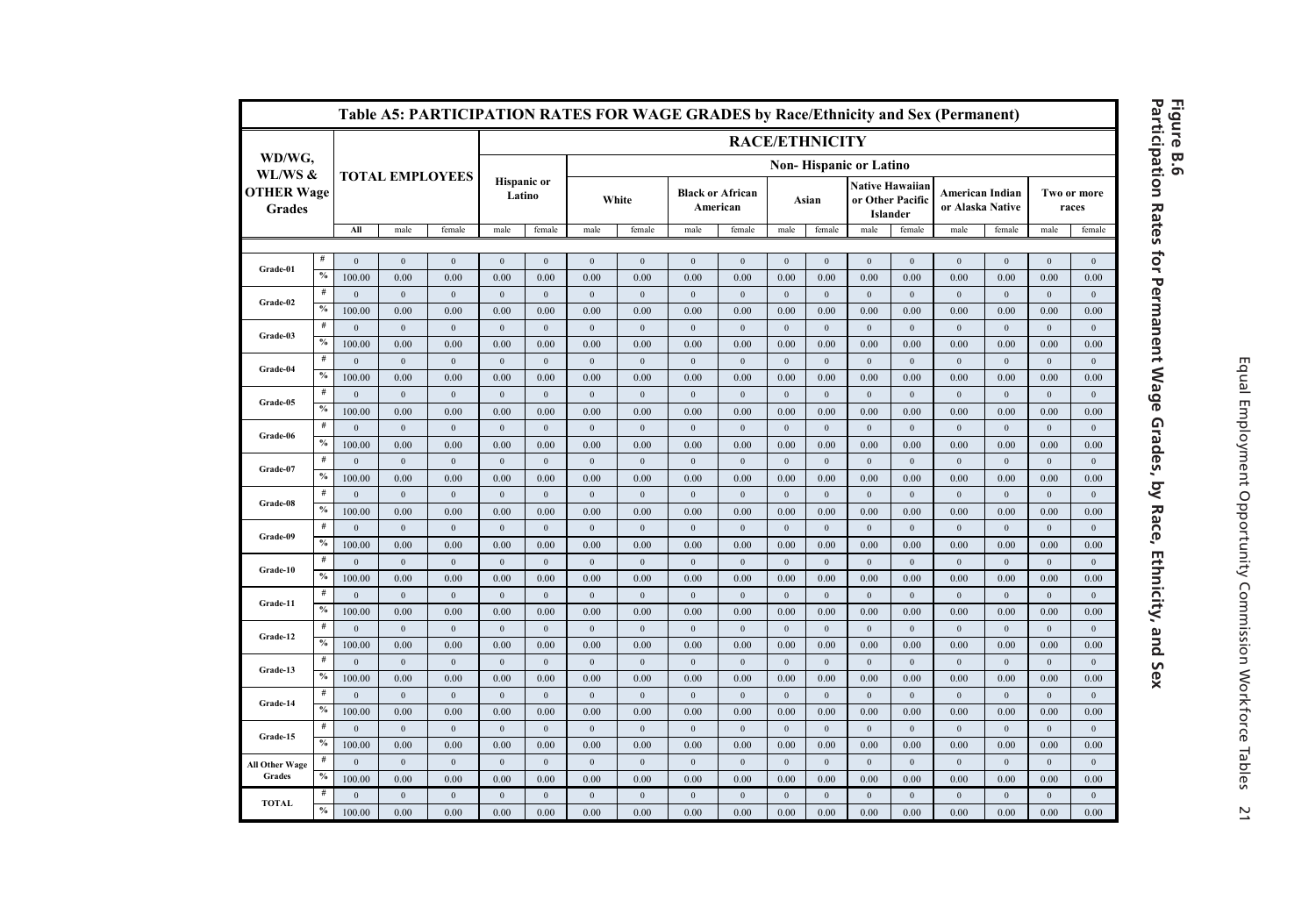## Figure B.6
## Participation Rates for Permanent Wage Grades, by Race, Ethnicity, and Sex

**Table A5: PARTICIPATION RATES FOR WAGE GRADES by Race/Ethnicity and Sex (Permanent)**

| WD/WG, WL/WS & OTHER Wage Grades | | TOTAL EMPLOYEES | | | RACE/ETHNICITY | | | | | | | | | | | | | | | |
|---|---|---|---|---|---|---|---|---|---|---|---|---|---|---|---|---|---|---|---|---|
| | | | | | Hispanic or Latino | | Non- Hispanic or Latino | | | | | | | | | | | | | |
| | | | | | | | White | | Black or African American | | Asian | | Native Hawaiian or Other Pacific Islander | | American Indian or Alaska Native | | Two or more races | | | |
| | | All | male | female | male | female | male | female | male | female | male | female | male | female | male | female | male | female | | |
| Grade-01 | # | 0 | 0 | 0 | 0 | 0 | 0 | 0 | 0 | 0 | 0 | 0 | 0 | 0 | 0 | 0 | 0 | 0 | | |
| | % | 100.00 | 0.00 | 0.00 | 0.00 | 0.00 | 0.00 | 0.00 | 0.00 | 0.00 | 0.00 | 0.00 | 0.00 | 0.00 | 0.00 | 0.00 | 0.00 | 0.00 | | |
| Grade-02 | # | 0 | 0 | 0 | 0 | 0 | 0 | 0 | 0 | 0 | 0 | 0 | 0 | 0 | 0 | 0 | 0 | 0 | | |
| | % | 100.00 | 0.00 | 0.00 | 0.00 | 0.00 | 0.00 | 0.00 | 0.00 | 0.00 | 0.00 | 0.00 | 0.00 | 0.00 | 0.00 | 0.00 | 0.00 | 0.00 | | |
| Grade-03 | # | 0 | 0 | 0 | 0 | 0 | 0 | 0 | 0 | 0 | 0 | 0 | 0 | 0 | 0 | 0 | 0 | 0 | | |
| | % | 100.00 | 0.00 | 0.00 | 0.00 | 0.00 | 0.00 | 0.00 | 0.00 | 0.00 | 0.00 | 0.00 | 0.00 | 0.00 | 0.00 | 0.00 | 0.00 | 0.00 | | |
| Grade-04 | # | 0 | 0 | 0 | 0 | 0 | 0 | 0 | 0 | 0 | 0 | 0 | 0 | 0 | 0 | 0 | 0 | 0 | | |
| | % | 100.00 | 0.00 | 0.00 | 0.00 | 0.00 | 0.00 | 0.00 | 0.00 | 0.00 | 0.00 | 0.00 | 0.00 | 0.00 | 0.00 | 0.00 | 0.00 | 0.00 | | |
| Grade-05 | # | 0 | 0 | 0 | 0 | 0 | 0 | 0 | 0 | 0 | 0 | 0 | 0 | 0 | 0 | 0 | 0 | 0 | | |
| | % | 100.00 | 0.00 | 0.00 | 0.00 | 0.00 | 0.00 | 0.00 | 0.00 | 0.00 | 0.00 | 0.00 | 0.00 | 0.00 | 0.00 | 0.00 | 0.00 | 0.00 | | |
| Grade-06 | # | 0 | 0 | 0 | 0 | 0 | 0 | 0 | 0 | 0 | 0 | 0 | 0 | 0 | 0 | 0 | 0 | 0 | | |
| | % | 100.00 | 0.00 | 0.00 | 0.00 | 0.00 | 0.00 | 0.00 | 0.00 | 0.00 | 0.00 | 0.00 | 0.00 | 0.00 | 0.00 | 0.00 | 0.00 | 0.00 | | |
| Grade-07 | # | 0 | 0 | 0 | 0 | 0 | 0 | 0 | 0 | 0 | 0 | 0 | 0 | 0 | 0 | 0 | 0 | 0 | | |
| | % | 100.00 | 0.00 | 0.00 | 0.00 | 0.00 | 0.00 | 0.00 | 0.00 | 0.00 | 0.00 | 0.00 | 0.00 | 0.00 | 0.00 | 0.00 | 0.00 | 0.00 | | |
| Grade-08 | # | 0 | 0 | 0 | 0 | 0 | 0 | 0 | 0 | 0 | 0 | 0 | 0 | 0 | 0 | 0 | 0 | 0 | | |
| | % | 100.00 | 0.00 | 0.00 | 0.00 | 0.00 | 0.00 | 0.00 | 0.00 | 0.00 | 0.00 | 0.00 | 0.00 | 0.00 | 0.00 | 0.00 | 0.00 | 0.00 | | |
| Grade-09 | # | 0 | 0 | 0 | 0 | 0 | 0 | 0 | 0 | 0 | 0 | 0 | 0 | 0 | 0 | 0 | 0 | 0 | | |
| | % | 100.00 | 0.00 | 0.00 | 0.00 | 0.00 | 0.00 | 0.00 | 0.00 | 0.00 | 0.00 | 0.00 | 0.00 | 0.00 | 0.00 | 0.00 | 0.00 | 0.00 | | |
| Grade-10 | # | 0 | 0 | 0 | 0 | 0 | 0 | 0 | 0 | 0 | 0 | 0 | 0 | 0 | 0 | 0 | 0 | 0 | | |
| | % | 100.00 | 0.00 | 0.00 | 0.00 | 0.00 | 0.00 | 0.00 | 0.00 | 0.00 | 0.00 | 0.00 | 0.00 | 0.00 | 0.00 | 0.00 | 0.00 | 0.00 | | |
| Grade-11 | # | 0 | 0 | 0 | 0 | 0 | 0 | 0 | 0 | 0 | 0 | 0 | 0 | 0 | 0 | 0 | 0 | 0 | | |
| | % | 100.00 | 0.00 | 0.00 | 0.00 | 0.00 | 0.00 | 0.00 | 0.00 | 0.00 | 0.00 | 0.00 | 0.00 | 0.00 | 0.00 | 0.00 | 0.00 | 0.00 | | |
| Grade-12 | # | 0 | 0 | 0 | 0 | 0 | 0 | 0 | 0 | 0 | 0 | 0 | 0 | 0 | 0 | 0 | 0 | 0 | | |
| | % | 100.00 | 0.00 | 0.00 | 0.00 | 0.00 | 0.00 | 0.00 | 0.00 | 0.00 | 0.00 | 0.00 | 0.00 | 0.00 | 0.00 | 0.00 | 0.00 | 0.00 | | |
| Grade-13 | # | 0 | 0 | 0 | 0 | 0 | 0 | 0 | 0 | 0 | 0 | 0 | 0 | 0 | 0 | 0 | 0 | 0 | | |
| | % | 100.00 | 0.00 | 0.00 | 0.00 | 0.00 | 0.00 | 0.00 | 0.00 | 0.00 | 0.00 | 0.00 | 0.00 | 0.00 | 0.00 | 0.00 | 0.00 | 0.00 | | |
| Grade-14 | # | 0 | 0 | 0 | 0 | 0 | 0 | 0 | 0 | 0 | 0 | 0 | 0 | 0 | 0 | 0 | 0 | 0 | | |
| | % | 100.00 | 0.00 | 0.00 | 0.00 | 0.00 | 0.00 | 0.00 | 0.00 | 0.00 | 0.00 | 0.00 | 0.00 | 0.00 | 0.00 | 0.00 | 0.00 | 0.00 | | |
| Grade-15 | # | 0 | 0 | 0 | 0 | 0 | 0 | 0 | 0 | 0 | 0 | 0 | 0 | 0 | 0 | 0 | 0 | 0 | | |
| | % | 100.00 | 0.00 | 0.00 | 0.00 | 0.00 | 0.00 | 0.00 | 0.00 | 0.00 | 0.00 | 0.00 | 0.00 | 0.00 | 0.00 | 0.00 | 0.00 | 0.00 | | |
| All Other Wage Grades | # | 0 | 0 | 0 | 0 | 0 | 0 | 0 | 0 | 0 | 0 | 0 | 0 | 0 | 0 | 0 | 0 | 0 | | |
| | % | 100.00 | 0.00 | 0.00 | 0.00 | 0.00 | 0.00 | 0.00 | 0.00 | 0.00 | 0.00 | 0.00 | 0.00 | 0.00 | 0.00 | 0.00 | 0.00 | 0.00 | | |
| TOTAL | # | 0 | 0 | 0 | 0 | 0 | 0 | 0 | 0 | 0 | 0 | 0 | 0 | 0 | 0 | 0 | 0 | 0 | | |
| | % | 100.00 | 0.00 | 0.00 | 0.00 | 0.00 | 0.00 | 0.00 | 0.00 | 0.00 | 0.00 | 0.00 | 0.00 | 0.00 | 0.00 | 0.00 | 0.00 | 0.00 | | |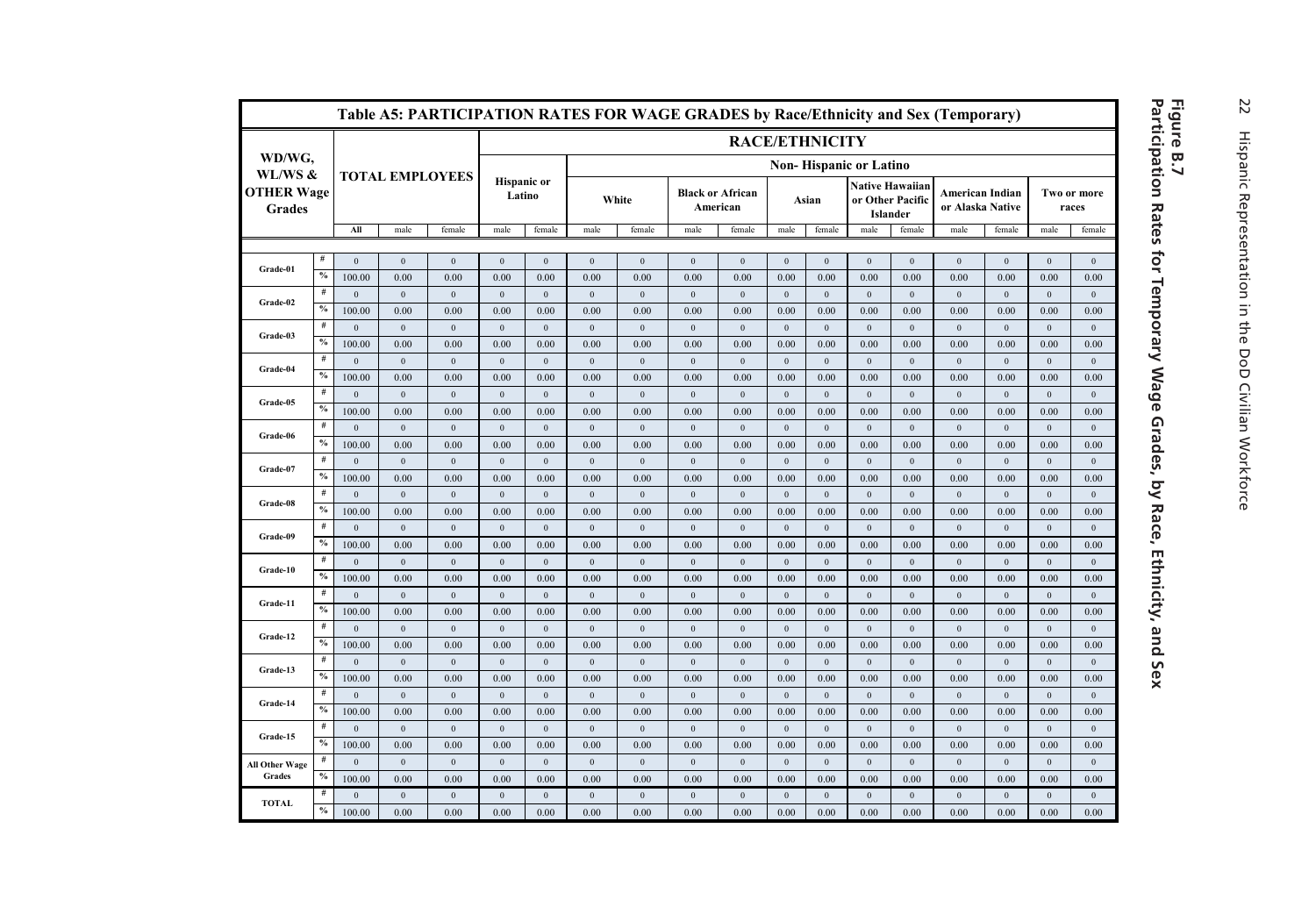**Figure B.7**
**Participation Rates for Temporary Wage Grades, by Race, Ethnicity, and Sex**

**Table A5: PARTICIPATION RATES FOR WAGE GRADES by Race/Ethnicity and Sex (Temporary)**

| WD/WG, WL/WS & OTHER Wage Grades | | TOTAL EMPLOYEES | | | RACE/ETHNICITY | | | | | | | | | | | | | | | |
|---|---|---|---|---|---|---|---|---|---|---|---|---|---|---|---|---|---|---|---|---|
| | | | | | Hispanic or Latino | | Non- Hispanic or Latino | | | | | | | | | | | | | |
| | | | | | | | White | | Black or African American | | Asian | | Native Hawaiian or Other Pacific Islander | | American Indian or Alaska Native | | Two or more races | | | |
| | | All | male | female | male | female | male | female | male | female | male | female | male | female | male | female | male | female | | |
| Grade-01 | # | 0 | 0 | 0 | 0 | 0 | 0 | 0 | 0 | 0 | 0 | 0 | 0 | 0 | 0 | 0 | 0 | 0 | | |
| | % | 100.00 | 0.00 | 0.00 | 0.00 | 0.00 | 0.00 | 0.00 | 0.00 | 0.00 | 0.00 | 0.00 | 0.00 | 0.00 | 0.00 | 0.00 | 0.00 | 0.00 | | |
| Grade-02 | # | 0 | 0 | 0 | 0 | 0 | 0 | 0 | 0 | 0 | 0 | 0 | 0 | 0 | 0 | 0 | 0 | 0 | | |
| | % | 100.00 | 0.00 | 0.00 | 0.00 | 0.00 | 0.00 | 0.00 | 0.00 | 0.00 | 0.00 | 0.00 | 0.00 | 0.00 | 0.00 | 0.00 | 0.00 | 0.00 | | |
| Grade-03 | # | 0 | 0 | 0 | 0 | 0 | 0 | 0 | 0 | 0 | 0 | 0 | 0 | 0 | 0 | 0 | 0 | 0 | | |
| | % | 100.00 | 0.00 | 0.00 | 0.00 | 0.00 | 0.00 | 0.00 | 0.00 | 0.00 | 0.00 | 0.00 | 0.00 | 0.00 | 0.00 | 0.00 | 0.00 | 0.00 | | |
| Grade-04 | # | 0 | 0 | 0 | 0 | 0 | 0 | 0 | 0 | 0 | 0 | 0 | 0 | 0 | 0 | 0 | 0 | 0 | | |
| | % | 100.00 | 0.00 | 0.00 | 0.00 | 0.00 | 0.00 | 0.00 | 0.00 | 0.00 | 0.00 | 0.00 | 0.00 | 0.00 | 0.00 | 0.00 | 0.00 | 0.00 | | |
| Grade-05 | # | 0 | 0 | 0 | 0 | 0 | 0 | 0 | 0 | 0 | 0 | 0 | 0 | 0 | 0 | 0 | 0 | 0 | | |
| | % | 100.00 | 0.00 | 0.00 | 0.00 | 0.00 | 0.00 | 0.00 | 0.00 | 0.00 | 0.00 | 0.00 | 0.00 | 0.00 | 0.00 | 0.00 | 0.00 | 0.00 | | |
| Grade-06 | # | 0 | 0 | 0 | 0 | 0 | 0 | 0 | 0 | 0 | 0 | 0 | 0 | 0 | 0 | 0 | 0 | 0 | | |
| | % | 100.00 | 0.00 | 0.00 | 0.00 | 0.00 | 0.00 | 0.00 | 0.00 | 0.00 | 0.00 | 0.00 | 0.00 | 0.00 | 0.00 | 0.00 | 0.00 | 0.00 | | |
| Grade-07 | # | 0 | 0 | 0 | 0 | 0 | 0 | 0 | 0 | 0 | 0 | 0 | 0 | 0 | 0 | 0 | 0 | 0 | | |
| | % | 100.00 | 0.00 | 0.00 | 0.00 | 0.00 | 0.00 | 0.00 | 0.00 | 0.00 | 0.00 | 0.00 | 0.00 | 0.00 | 0.00 | 0.00 | 0.00 | 0.00 | | |
| Grade-08 | # | 0 | 0 | 0 | 0 | 0 | 0 | 0 | 0 | 0 | 0 | 0 | 0 | 0 | 0 | 0 | 0 | 0 | | |
| | % | 100.00 | 0.00 | 0.00 | 0.00 | 0.00 | 0.00 | 0.00 | 0.00 | 0.00 | 0.00 | 0.00 | 0.00 | 0.00 | 0.00 | 0.00 | 0.00 | 0.00 | | |
| Grade-09 | # | 0 | 0 | 0 | 0 | 0 | 0 | 0 | 0 | 0 | 0 | 0 | 0 | 0 | 0 | 0 | 0 | 0 | | |
| | % | 100.00 | 0.00 | 0.00 | 0.00 | 0.00 | 0.00 | 0.00 | 0.00 | 0.00 | 0.00 | 0.00 | 0.00 | 0.00 | 0.00 | 0.00 | 0.00 | 0.00 | | |
| Grade-10 | # | 0 | 0 | 0 | 0 | 0 | 0 | 0 | 0 | 0 | 0 | 0 | 0 | 0 | 0 | 0 | 0 | 0 | | |
| | % | 100.00 | 0.00 | 0.00 | 0.00 | 0.00 | 0.00 | 0.00 | 0.00 | 0.00 | 0.00 | 0.00 | 0.00 | 0.00 | 0.00 | 0.00 | 0.00 | 0.00 | | |
| Grade-11 | # | 0 | 0 | 0 | 0 | 0 | 0 | 0 | 0 | 0 | 0 | 0 | 0 | 0 | 0 | 0 | 0 | 0 | | |
| | % | 100.00 | 0.00 | 0.00 | 0.00 | 0.00 | 0.00 | 0.00 | 0.00 | 0.00 | 0.00 | 0.00 | 0.00 | 0.00 | 0.00 | 0.00 | 0.00 | 0.00 | | |
| Grade-12 | # | 0 | 0 | 0 | 0 | 0 | 0 | 0 | 0 | 0 | 0 | 0 | 0 | 0 | 0 | 0 | 0 | 0 | | |
| | % | 100.00 | 0.00 | 0.00 | 0.00 | 0.00 | 0.00 | 0.00 | 0.00 | 0.00 | 0.00 | 0.00 | 0.00 | 0.00 | 0.00 | 0.00 | 0.00 | 0.00 | | |
| Grade-13 | # | 0 | 0 | 0 | 0 | 0 | 0 | 0 | 0 | 0 | 0 | 0 | 0 | 0 | 0 | 0 | 0 | 0 | | |
| | % | 100.00 | 0.00 | 0.00 | 0.00 | 0.00 | 0.00 | 0.00 | 0.00 | 0.00 | 0.00 | 0.00 | 0.00 | 0.00 | 0.00 | 0.00 | 0.00 | 0.00 | | |
| Grade-14 | # | 0 | 0 | 0 | 0 | 0 | 0 | 0 | 0 | 0 | 0 | 0 | 0 | 0 | 0 | 0 | 0 | 0 | | |
| | % | 100.00 | 0.00 | 0.00 | 0.00 | 0.00 | 0.00 | 0.00 | 0.00 | 0.00 | 0.00 | 0.00 | 0.00 | 0.00 | 0.00 | 0.00 | 0.00 | 0.00 | | |
| Grade-15 | # | 0 | 0 | 0 | 0 | 0 | 0 | 0 | 0 | 0 | 0 | 0 | 0 | 0 | 0 | 0 | 0 | 0 | | |
| | % | 100.00 | 0.00 | 0.00 | 0.00 | 0.00 | 0.00 | 0.00 | 0.00 | 0.00 | 0.00 | 0.00 | 0.00 | 0.00 | 0.00 | 0.00 | 0.00 | 0.00 | | |
| All Other Wage Grades | # | 0 | 0 | 0 | 0 | 0 | 0 | 0 | 0 | 0 | 0 | 0 | 0 | 0 | 0 | 0 | 0 | 0 | | |
| | % | 100.00 | 0.00 | 0.00 | 0.00 | 0.00 | 0.00 | 0.00 | 0.00 | 0.00 | 0.00 | 0.00 | 0.00 | 0.00 | 0.00 | 0.00 | 0.00 | 0.00 | | |
| TOTAL | # | 0 | 0 | 0 | 0 | 0 | 0 | 0 | 0 | 0 | 0 | 0 | 0 | 0 | 0 | 0 | 0 | 0 | | |
| | % | 100.00 | 0.00 | 0.00 | 0.00 | 0.00 | 0.00 | 0.00 | 0.00 | 0.00 | 0.00 | 0.00 | 0.00 | 0.00 | 0.00 | 0.00 | 0.00 | 0.00 | | |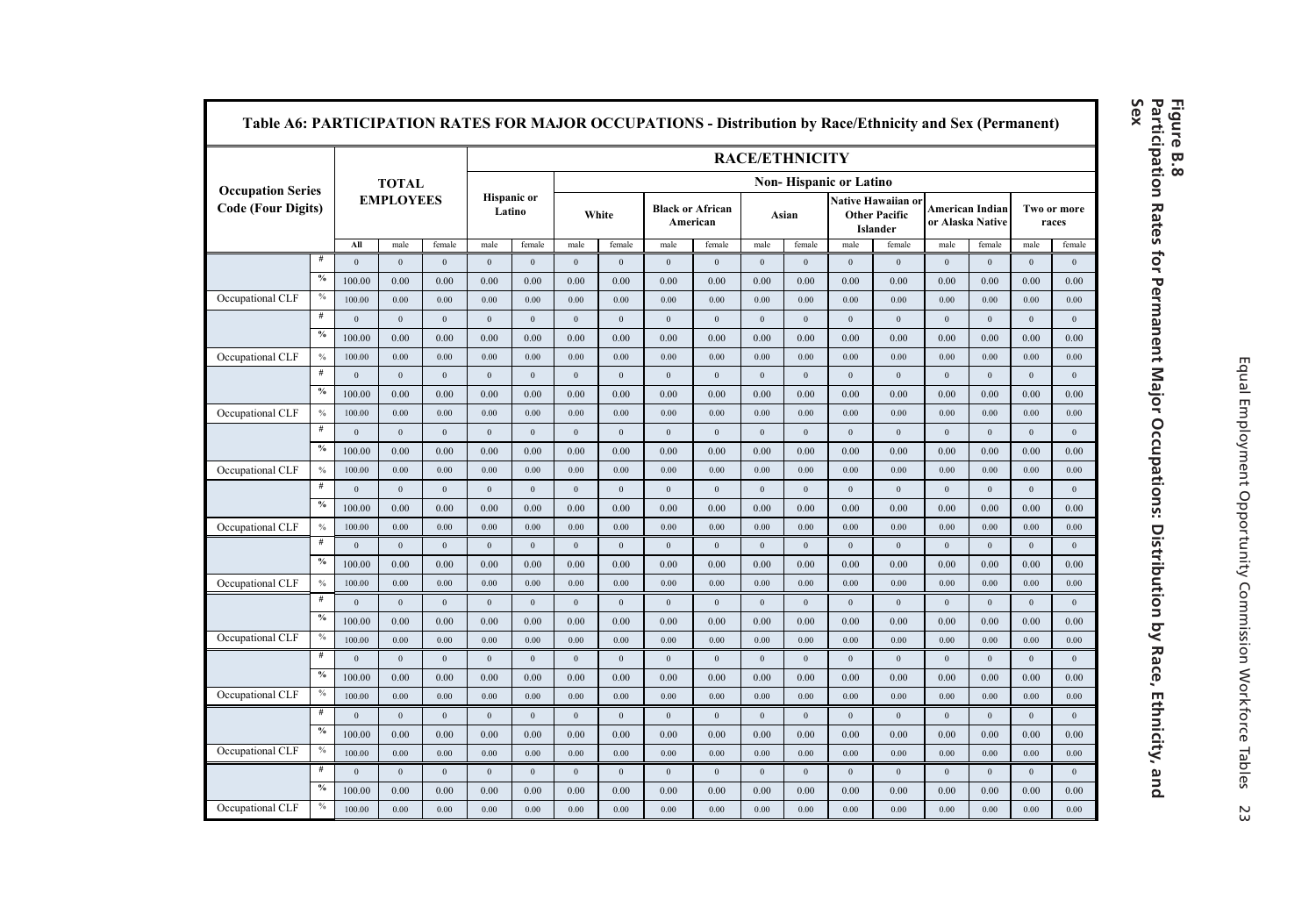**Figure B.8**
**Participation Rates for Permanent Major Occupations: Distribution by Race, Ethnicity, and Sex**

## Table A6: PARTICIPATION RATES FOR MAJOR OCCUPATIONS - Distribution by Race/Ethnicity and Sex (Permanent)

| Occupation Series Code (Four Digits) | | TOTAL EMPLOYEES | | | RACE/ETHNICITY | | | | | | | | | | | | | | | |
|---|---|---|---|---|---|---|---|---|---|---|---|---|---|---|---|---|---|---|---|---|
| | | | | | Hispanic or Latino | | Non- Hispanic or Latino | | | | | | | | | | | | | |
| | | | | | | | White | | Black or African American | | Asian | | Native Hawaiian or Other Pacific Islander | | American Indian or Alaska Native | | Two or more races | | | |
| | | All | male | female | male | female | male | female | male | female | male | female | male | female | male | female | male | female | | |
| | # | 0 | 0 | 0 | 0 | 0 | 0 | 0 | 0 | 0 | 0 | 0 | 0 | 0 | 0 | 0 | 0 | 0 | | |
| | % | 100.00 | 0.00 | 0.00 | 0.00 | 0.00 | 0.00 | 0.00 | 0.00 | 0.00 | 0.00 | 0.00 | 0.00 | 0.00 | 0.00 | 0.00 | 0.00 | 0.00 | | |
| Occupational CLF | % | 100.00 | 0.00 | 0.00 | 0.00 | 0.00 | 0.00 | 0.00 | 0.00 | 0.00 | 0.00 | 0.00 | 0.00 | 0.00 | 0.00 | 0.00 | 0.00 | 0.00 | | |
| | # | 0 | 0 | 0 | 0 | 0 | 0 | 0 | 0 | 0 | 0 | 0 | 0 | 0 | 0 | 0 | 0 | 0 | | |
| | % | 100.00 | 0.00 | 0.00 | 0.00 | 0.00 | 0.00 | 0.00 | 0.00 | 0.00 | 0.00 | 0.00 | 0.00 | 0.00 | 0.00 | 0.00 | 0.00 | 0.00 | | |
| Occupational CLF | % | 100.00 | 0.00 | 0.00 | 0.00 | 0.00 | 0.00 | 0.00 | 0.00 | 0.00 | 0.00 | 0.00 | 0.00 | 0.00 | 0.00 | 0.00 | 0.00 | 0.00 | | |
| | # | 0 | 0 | 0 | 0 | 0 | 0 | 0 | 0 | 0 | 0 | 0 | 0 | 0 | 0 | 0 | 0 | 0 | | |
| | % | 100.00 | 0.00 | 0.00 | 0.00 | 0.00 | 0.00 | 0.00 | 0.00 | 0.00 | 0.00 | 0.00 | 0.00 | 0.00 | 0.00 | 0.00 | 0.00 | 0.00 | | |
| Occupational CLF | % | 100.00 | 0.00 | 0.00 | 0.00 | 0.00 | 0.00 | 0.00 | 0.00 | 0.00 | 0.00 | 0.00 | 0.00 | 0.00 | 0.00 | 0.00 | 0.00 | 0.00 | | |
| | # | 0 | 0 | 0 | 0 | 0 | 0 | 0 | 0 | 0 | 0 | 0 | 0 | 0 | 0 | 0 | 0 | 0 | | |
| | % | 100.00 | 0.00 | 0.00 | 0.00 | 0.00 | 0.00 | 0.00 | 0.00 | 0.00 | 0.00 | 0.00 | 0.00 | 0.00 | 0.00 | 0.00 | 0.00 | 0.00 | | |
| Occupational CLF | % | 100.00 | 0.00 | 0.00 | 0.00 | 0.00 | 0.00 | 0.00 | 0.00 | 0.00 | 0.00 | 0.00 | 0.00 | 0.00 | 0.00 | 0.00 | 0.00 | 0.00 | | |
| | # | 0 | 0 | 0 | 0 | 0 | 0 | 0 | 0 | 0 | 0 | 0 | 0 | 0 | 0 | 0 | 0 | 0 | | |
| | % | 100.00 | 0.00 | 0.00 | 0.00 | 0.00 | 0.00 | 0.00 | 0.00 | 0.00 | 0.00 | 0.00 | 0.00 | 0.00 | 0.00 | 0.00 | 0.00 | 0.00 | | |
| Occupational CLF | % | 100.00 | 0.00 | 0.00 | 0.00 | 0.00 | 0.00 | 0.00 | 0.00 | 0.00 | 0.00 | 0.00 | 0.00 | 0.00 | 0.00 | 0.00 | 0.00 | 0.00 | | |
| | # | 0 | 0 | 0 | 0 | 0 | 0 | 0 | 0 | 0 | 0 | 0 | 0 | 0 | 0 | 0 | 0 | 0 | | |
| | % | 100.00 | 0.00 | 0.00 | 0.00 | 0.00 | 0.00 | 0.00 | 0.00 | 0.00 | 0.00 | 0.00 | 0.00 | 0.00 | 0.00 | 0.00 | 0.00 | 0.00 | | |
| Occupational CLF | % | 100.00 | 0.00 | 0.00 | 0.00 | 0.00 | 0.00 | 0.00 | 0.00 | 0.00 | 0.00 | 0.00 | 0.00 | 0.00 | 0.00 | 0.00 | 0.00 | 0.00 | | |
| | # | 0 | 0 | 0 | 0 | 0 | 0 | 0 | 0 | 0 | 0 | 0 | 0 | 0 | 0 | 0 | 0 | 0 | | |
| | % | 100.00 | 0.00 | 0.00 | 0.00 | 0.00 | 0.00 | 0.00 | 0.00 | 0.00 | 0.00 | 0.00 | 0.00 | 0.00 | 0.00 | 0.00 | 0.00 | 0.00 | | |
| Occupational CLF | % | 100.00 | 0.00 | 0.00 | 0.00 | 0.00 | 0.00 | 0.00 | 0.00 | 0.00 | 0.00 | 0.00 | 0.00 | 0.00 | 0.00 | 0.00 | 0.00 | 0.00 | | |
| | # | 0 | 0 | 0 | 0 | 0 | 0 | 0 | 0 | 0 | 0 | 0 | 0 | 0 | 0 | 0 | 0 | 0 | | |
| | % | 100.00 | 0.00 | 0.00 | 0.00 | 0.00 | 0.00 | 0.00 | 0.00 | 0.00 | 0.00 | 0.00 | 0.00 | 0.00 | 0.00 | 0.00 | 0.00 | 0.00 | | |
| Occupational CLF | % | 100.00 | 0.00 | 0.00 | 0.00 | 0.00 | 0.00 | 0.00 | 0.00 | 0.00 | 0.00 | 0.00 | 0.00 | 0.00 | 0.00 | 0.00 | 0.00 | 0.00 | | |
| | # | 0 | 0 | 0 | 0 | 0 | 0 | 0 | 0 | 0 | 0 | 0 | 0 | 0 | 0 | 0 | 0 | 0 | | |
| | % | 100.00 | 0.00 | 0.00 | 0.00 | 0.00 | 0.00 | 0.00 | 0.00 | 0.00 | 0.00 | 0.00 | 0.00 | 0.00 | 0.00 | 0.00 | 0.00 | 0.00 | | |
| Occupational CLF | % | 100.00 | 0.00 | 0.00 | 0.00 | 0.00 | 0.00 | 0.00 | 0.00 | 0.00 | 0.00 | 0.00 | 0.00 | 0.00 | 0.00 | 0.00 | 0.00 | 0.00 | | |
| | # | 0 | 0 | 0 | 0 | 0 | 0 | 0 | 0 | 0 | 0 | 0 | 0 | 0 | 0 | 0 | 0 | 0 | | |
| | % | 100.00 | 0.00 | 0.00 | 0.00 | 0.00 | 0.00 | 0.00 | 0.00 | 0.00 | 0.00 | 0.00 | 0.00 | 0.00 | 0.00 | 0.00 | 0.00 | 0.00 | | |
| Occupational CLF | % | 100.00 | 0.00 | 0.00 | 0.00 | 0.00 | 0.00 | 0.00 | 0.00 | 0.00 | 0.00 | 0.00 | 0.00 | 0.00 | 0.00 | 0.00 | 0.00 | 0.00 | | |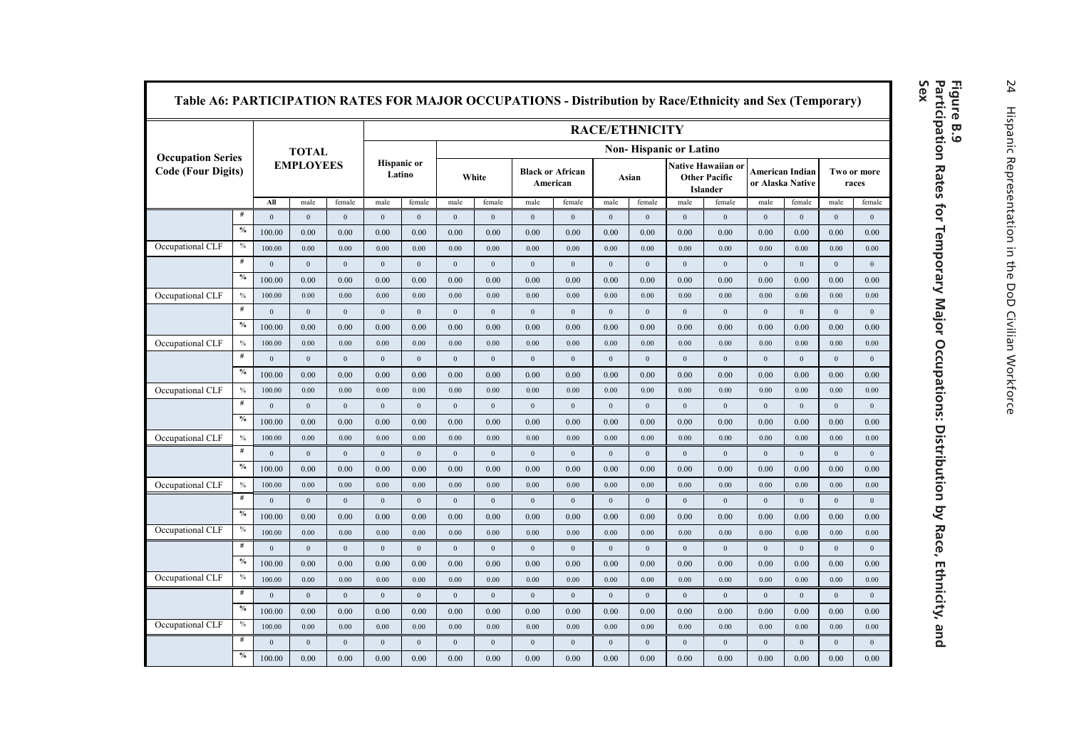**Figure B.9**
**Participation Rates for Temporary Major Occupations: Distribution by Race, Ethnicity, and Sex**

**Table A6: PARTICIPATION RATES FOR MAJOR OCCUPATIONS - Distribution by Race/Ethnicity and Sex (Temporary)**

| Occupation Series Code (Four Digits) | | TOTAL EMPLOYEES | | | RACE/ETHNICITY | | | | | | | | | | | | | | | |
|---|---|---|---|---|---|---|---|---|---|---|---|---|---|---|---|---|---|---|---|---|
| | | | | | Hispanic or Latino | | Non- Hispanic or Latino | | | | | | | | | | | | | |
| | | | | | | | White | | Black or African American | | Asian | | Native Hawaiian or Other Pacific Islander | | American Indian or Alaska Native | | Two or more races | | | |
| | | All | male | female | male | female | male | female | male | female | male | female | male | female | male | female | male | female | | |
| | # | 0 | 0 | 0 | 0 | 0 | 0 | 0 | 0 | 0 | 0 | 0 | 0 | 0 | 0 | 0 | 0 | 0 | | |
| | % | 100.00 | 0.00 | 0.00 | 0.00 | 0.00 | 0.00 | 0.00 | 0.00 | 0.00 | 0.00 | 0.00 | 0.00 | 0.00 | 0.00 | 0.00 | 0.00 | 0.00 | | |
| Occupational CLF | % | 100.00 | 0.00 | 0.00 | 0.00 | 0.00 | 0.00 | 0.00 | 0.00 | 0.00 | 0.00 | 0.00 | 0.00 | 0.00 | 0.00 | 0.00 | 0.00 | 0.00 | | |
| | # | 0 | 0 | 0 | 0 | 0 | 0 | 0 | 0 | 0 | 0 | 0 | 0 | 0 | 0 | 0 | 0 | 0 | | |
| | % | 100.00 | 0.00 | 0.00 | 0.00 | 0.00 | 0.00 | 0.00 | 0.00 | 0.00 | 0.00 | 0.00 | 0.00 | 0.00 | 0.00 | 0.00 | 0.00 | 0.00 | | |
| Occupational CLF | % | 100.00 | 0.00 | 0.00 | 0.00 | 0.00 | 0.00 | 0.00 | 0.00 | 0.00 | 0.00 | 0.00 | 0.00 | 0.00 | 0.00 | 0.00 | 0.00 | 0.00 | | |
| | # | 0 | 0 | 0 | 0 | 0 | 0 | 0 | 0 | 0 | 0 | 0 | 0 | 0 | 0 | 0 | 0 | 0 | | |
| | % | 100.00 | 0.00 | 0.00 | 0.00 | 0.00 | 0.00 | 0.00 | 0.00 | 0.00 | 0.00 | 0.00 | 0.00 | 0.00 | 0.00 | 0.00 | 0.00 | 0.00 | | |
| Occupational CLF | % | 100.00 | 0.00 | 0.00 | 0.00 | 0.00 | 0.00 | 0.00 | 0.00 | 0.00 | 0.00 | 0.00 | 0.00 | 0.00 | 0.00 | 0.00 | 0.00 | 0.00 | | |
| | # | 0 | 0 | 0 | 0 | 0 | 0 | 0 | 0 | 0 | 0 | 0 | 0 | 0 | 0 | 0 | 0 | 0 | | |
| | % | 100.00 | 0.00 | 0.00 | 0.00 | 0.00 | 0.00 | 0.00 | 0.00 | 0.00 | 0.00 | 0.00 | 0.00 | 0.00 | 0.00 | 0.00 | 0.00 | 0.00 | | |
| Occupational CLF | % | 100.00 | 0.00 | 0.00 | 0.00 | 0.00 | 0.00 | 0.00 | 0.00 | 0.00 | 0.00 | 0.00 | 0.00 | 0.00 | 0.00 | 0.00 | 0.00 | 0.00 | | |
| | # | 0 | 0 | 0 | 0 | 0 | 0 | 0 | 0 | 0 | 0 | 0 | 0 | 0 | 0 | 0 | 0 | 0 | | |
| | % | 100.00 | 0.00 | 0.00 | 0.00 | 0.00 | 0.00 | 0.00 | 0.00 | 0.00 | 0.00 | 0.00 | 0.00 | 0.00 | 0.00 | 0.00 | 0.00 | 0.00 | | |
| Occupational CLF | % | 100.00 | 0.00 | 0.00 | 0.00 | 0.00 | 0.00 | 0.00 | 0.00 | 0.00 | 0.00 | 0.00 | 0.00 | 0.00 | 0.00 | 0.00 | 0.00 | 0.00 | | |
| | # | 0 | 0 | 0 | 0 | 0 | 0 | 0 | 0 | 0 | 0 | 0 | 0 | 0 | 0 | 0 | 0 | 0 | | |
| | % | 100.00 | 0.00 | 0.00 | 0.00 | 0.00 | 0.00 | 0.00 | 0.00 | 0.00 | 0.00 | 0.00 | 0.00 | 0.00 | 0.00 | 0.00 | 0.00 | 0.00 | | |
| Occupational CLF | % | 100.00 | 0.00 | 0.00 | 0.00 | 0.00 | 0.00 | 0.00 | 0.00 | 0.00 | 0.00 | 0.00 | 0.00 | 0.00 | 0.00 | 0.00 | 0.00 | 0.00 | | |
| | # | 0 | 0 | 0 | 0 | 0 | 0 | 0 | 0 | 0 | 0 | 0 | 0 | 0 | 0 | 0 | 0 | 0 | | |
| | % | 100.00 | 0.00 | 0.00 | 0.00 | 0.00 | 0.00 | 0.00 | 0.00 | 0.00 | 0.00 | 0.00 | 0.00 | 0.00 | 0.00 | 0.00 | 0.00 | 0.00 | | |
| Occupational CLF | % | 100.00 | 0.00 | 0.00 | 0.00 | 0.00 | 0.00 | 0.00 | 0.00 | 0.00 | 0.00 | 0.00 | 0.00 | 0.00 | 0.00 | 0.00 | 0.00 | 0.00 | | |
| | # | 0 | 0 | 0 | 0 | 0 | 0 | 0 | 0 | 0 | 0 | 0 | 0 | 0 | 0 | 0 | 0 | 0 | | |
| | % | 100.00 | 0.00 | 0.00 | 0.00 | 0.00 | 0.00 | 0.00 | 0.00 | 0.00 | 0.00 | 0.00 | 0.00 | 0.00 | 0.00 | 0.00 | 0.00 | 0.00 | | |
| Occupational CLF | % | 100.00 | 0.00 | 0.00 | 0.00 | 0.00 | 0.00 | 0.00 | 0.00 | 0.00 | 0.00 | 0.00 | 0.00 | 0.00 | 0.00 | 0.00 | 0.00 | 0.00 | | |
| | # | 0 | 0 | 0 | 0 | 0 | 0 | 0 | 0 | 0 | 0 | 0 | 0 | 0 | 0 | 0 | 0 | 0 | | |
| | % | 100.00 | 0.00 | 0.00 | 0.00 | 0.00 | 0.00 | 0.00 | 0.00 | 0.00 | 0.00 | 0.00 | 0.00 | 0.00 | 0.00 | 0.00 | 0.00 | 0.00 | | |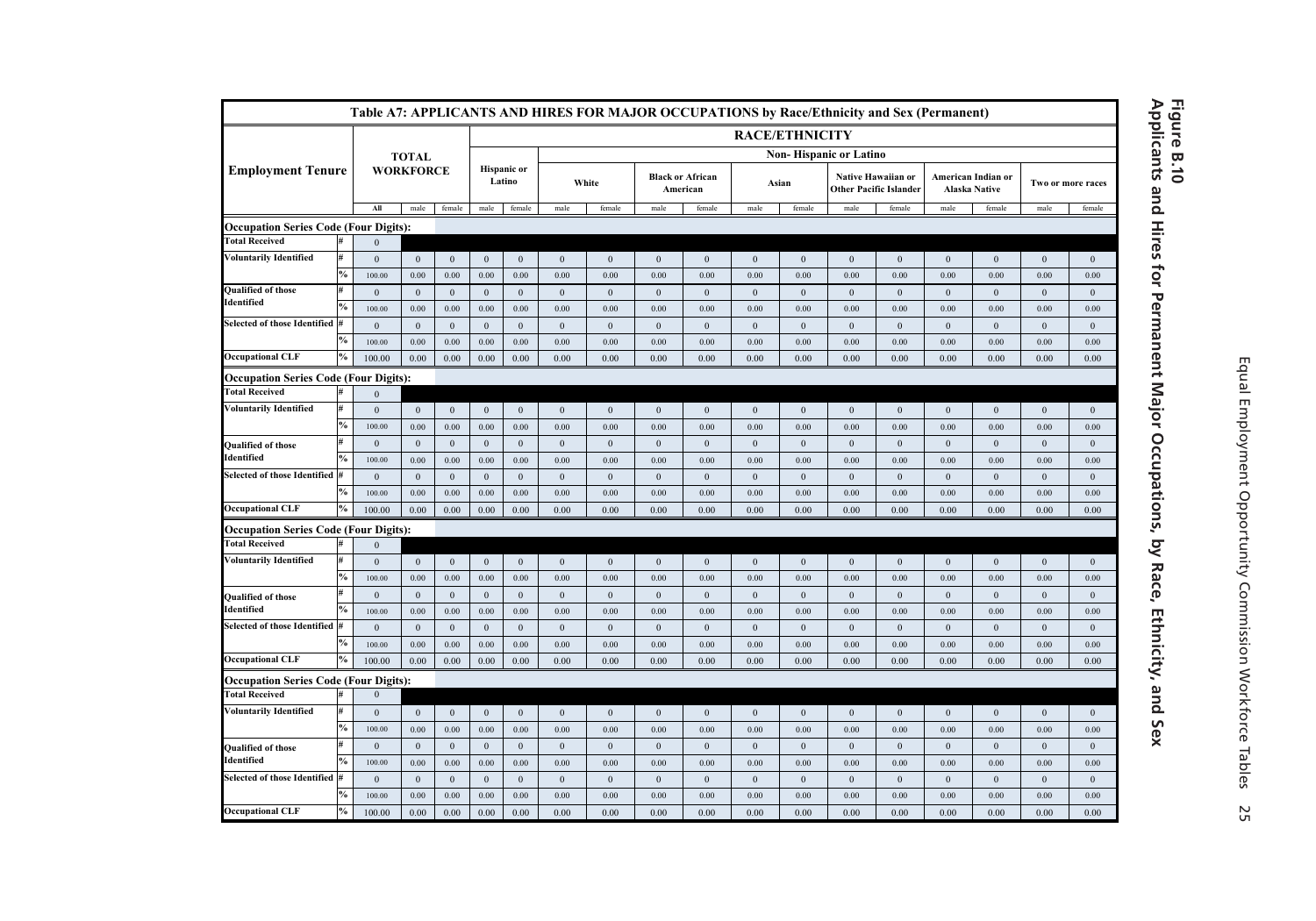# Figure B.10
## Applicants and Hires for Permanent Major Occupations, by Race, Ethnicity, and Sex

**Table A7: APPLICANTS AND HIRES FOR MAJOR OCCUPATIONS by Race/Ethnicity and Sex (Permanent)**

| Employment Tenure | | TOTAL WORKFORCE | | | RACE/ETHNICITY | | | | | | | | | | | | | | |
|---|---|---|---|---|---|---|---|---|---|---|---|---|---|---|---|---|---|---|---|
| | | | | | Hispanic or Latino | | Non- Hispanic or Latino | | | | | | | | | | | | |
| | | | | | | | White | | Black or African American | | Asian | | Native Hawaiian or Other Pacific Islander | | American Indian or Alaska Native | | Two or more races | | |
| | | All | male | female | male | female | male | female | male | female | male | female | male | female | male | female | male | female | |
| **Occupation Series Code (Four Digits):** | | | | | | | | | | | | | | | | | | | |
| **Total Received** | # | 0 | | | | | | | | | | | | | | | | | |
| **Voluntarily Identified** | # | 0 | 0 | 0 | 0 | 0 | 0 | 0 | 0 | 0 | 0 | 0 | 0 | 0 | 0 | 0 | 0 | 0 | |
| | % | 100.00 | 0.00 | 0.00 | 0.00 | 0.00 | 0.00 | 0.00 | 0.00 | 0.00 | 0.00 | 0.00 | 0.00 | 0.00 | 0.00 | 0.00 | 0.00 | 0.00 | |
| **Qualified of those Identified** | # | 0 | 0 | 0 | 0 | 0 | 0 | 0 | 0 | 0 | 0 | 0 | 0 | 0 | 0 | 0 | 0 | 0 | |
| | % | 100.00 | 0.00 | 0.00 | 0.00 | 0.00 | 0.00 | 0.00 | 0.00 | 0.00 | 0.00 | 0.00 | 0.00 | 0.00 | 0.00 | 0.00 | 0.00 | 0.00 | |
| **Selected of those Identified** | # | 0 | 0 | 0 | 0 | 0 | 0 | 0 | 0 | 0 | 0 | 0 | 0 | 0 | 0 | 0 | 0 | 0 | |
| | % | 100.00 | 0.00 | 0.00 | 0.00 | 0.00 | 0.00 | 0.00 | 0.00 | 0.00 | 0.00 | 0.00 | 0.00 | 0.00 | 0.00 | 0.00 | 0.00 | 0.00 | |
| **Occupational CLF** | % | 100.00 | 0.00 | 0.00 | 0.00 | 0.00 | 0.00 | 0.00 | 0.00 | 0.00 | 0.00 | 0.00 | 0.00 | 0.00 | 0.00 | 0.00 | 0.00 | 0.00 | |
| **Occupation Series Code (Four Digits):** | | | | | | | | | | | | | | | | | | | |
| **Total Received** | # | 0 | | | | | | | | | | | | | | | | | |
| **Voluntarily Identified** | # | 0 | 0 | 0 | 0 | 0 | 0 | 0 | 0 | 0 | 0 | 0 | 0 | 0 | 0 | 0 | 0 | 0 | |
| | % | 100.00 | 0.00 | 0.00 | 0.00 | 0.00 | 0.00 | 0.00 | 0.00 | 0.00 | 0.00 | 0.00 | 0.00 | 0.00 | 0.00 | 0.00 | 0.00 | 0.00 | |
| **Qualified of those Identified** | # | 0 | 0 | 0 | 0 | 0 | 0 | 0 | 0 | 0 | 0 | 0 | 0 | 0 | 0 | 0 | 0 | 0 | |
| | % | 100.00 | 0.00 | 0.00 | 0.00 | 0.00 | 0.00 | 0.00 | 0.00 | 0.00 | 0.00 | 0.00 | 0.00 | 0.00 | 0.00 | 0.00 | 0.00 | 0.00 | |
| **Selected of those Identified** | # | 0 | 0 | 0 | 0 | 0 | 0 | 0 | 0 | 0 | 0 | 0 | 0 | 0 | 0 | 0 | 0 | 0 | |
| | % | 100.00 | 0.00 | 0.00 | 0.00 | 0.00 | 0.00 | 0.00 | 0.00 | 0.00 | 0.00 | 0.00 | 0.00 | 0.00 | 0.00 | 0.00 | 0.00 | 0.00 | |
| **Occupational CLF** | % | 100.00 | 0.00 | 0.00 | 0.00 | 0.00 | 0.00 | 0.00 | 0.00 | 0.00 | 0.00 | 0.00 | 0.00 | 0.00 | 0.00 | 0.00 | 0.00 | 0.00 | |
| **Occupation Series Code (Four Digits):** | | | | | | | | | | | | | | | | | | | |
| **Total Received** | # | 0 | | | | | | | | | | | | | | | | | |
| **Voluntarily Identified** | # | 0 | 0 | 0 | 0 | 0 | 0 | 0 | 0 | 0 | 0 | 0 | 0 | 0 | 0 | 0 | 0 | 0 | |
| | % | 100.00 | 0.00 | 0.00 | 0.00 | 0.00 | 0.00 | 0.00 | 0.00 | 0.00 | 0.00 | 0.00 | 0.00 | 0.00 | 0.00 | 0.00 | 0.00 | 0.00 | |
| **Qualified of those Identified** | # | 0 | 0 | 0 | 0 | 0 | 0 | 0 | 0 | 0 | 0 | 0 | 0 | 0 | 0 | 0 | 0 | 0 | |
| | % | 100.00 | 0.00 | 0.00 | 0.00 | 0.00 | 0.00 | 0.00 | 0.00 | 0.00 | 0.00 | 0.00 | 0.00 | 0.00 | 0.00 | 0.00 | 0.00 | 0.00 | |
| **Selected of those Identified** | # | 0 | 0 | 0 | 0 | 0 | 0 | 0 | 0 | 0 | 0 | 0 | 0 | 0 | 0 | 0 | 0 | 0 | |
| | % | 100.00 | 0.00 | 0.00 | 0.00 | 0.00 | 0.00 | 0.00 | 0.00 | 0.00 | 0.00 | 0.00 | 0.00 | 0.00 | 0.00 | 0.00 | 0.00 | 0.00 | |
| **Occupational CLF** | % | 100.00 | 0.00 | 0.00 | 0.00 | 0.00 | 0.00 | 0.00 | 0.00 | 0.00 | 0.00 | 0.00 | 0.00 | 0.00 | 0.00 | 0.00 | 0.00 | 0.00 | |
| **Occupation Series Code (Four Digits):** | | | | | | | | | | | | | | | | | | | |
| **Total Received** | # | 0 | | | | | | | | | | | | | | | | | |
| **Voluntarily Identified** | # | 0 | 0 | 0 | 0 | 0 | 0 | 0 | 0 | 0 | 0 | 0 | 0 | 0 | 0 | 0 | 0 | 0 | |
| | % | 100.00 | 0.00 | 0.00 | 0.00 | 0.00 | 0.00 | 0.00 | 0.00 | 0.00 | 0.00 | 0.00 | 0.00 | 0.00 | 0.00 | 0.00 | 0.00 | 0.00 | |
| **Qualified of those Identified** | # | 0 | 0 | 0 | 0 | 0 | 0 | 0 | 0 | 0 | 0 | 0 | 0 | 0 | 0 | 0 | 0 | 0 | |
| | % | 100.00 | 0.00 | 0.00 | 0.00 | 0.00 | 0.00 | 0.00 | 0.00 | 0.00 | 0.00 | 0.00 | 0.00 | 0.00 | 0.00 | 0.00 | 0.00 | 0.00 | |
| **Selected of those Identified** | # | 0 | 0 | 0 | 0 | 0 | 0 | 0 | 0 | 0 | 0 | 0 | 0 | 0 | 0 | 0 | 0 | 0 | |
| | % | 100.00 | 0.00 | 0.00 | 0.00 | 0.00 | 0.00 | 0.00 | 0.00 | 0.00 | 0.00 | 0.00 | 0.00 | 0.00 | 0.00 | 0.00 | 0.00 | 0.00 | |
| **Occupational CLF** | % | 100.00 | 0.00 | 0.00 | 0.00 | 0.00 | 0.00 | 0.00 | 0.00 | 0.00 | 0.00 | 0.00 | 0.00 | 0.00 | 0.00 | 0.00 | 0.00 | 0.00 | |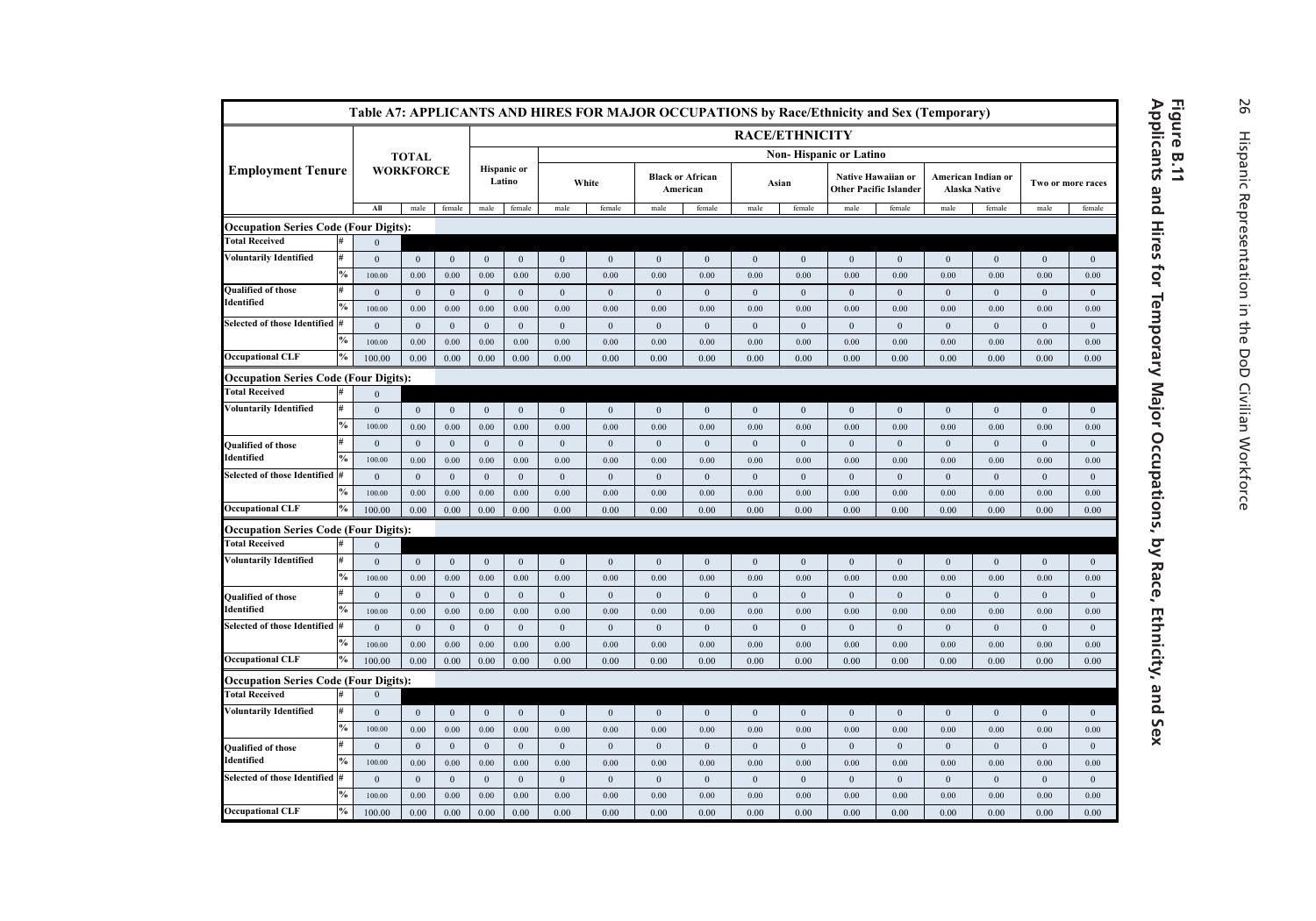**Figure B.11**
**Applicants and Hires for Temporary Major Occupations, by Race, Ethnicity, and Sex**

| Table A7: APPLICANTS AND HIRES FOR MAJOR OCCUPATIONS by Race/Ethnicity and Sex (Temporary) | | | | | | | | | | | | | | | | | | | |
|---|---|---|---|---|---|---|---|---|---|---|---|---|---|---|---|---|---|---|---|
| Employment Tenure | | TOTAL WORKFORCE | | | RACE/ETHNICITY | | | | | | | | | | | | | | |
| | | | | | Hispanic or Latino | | Non- Hispanic or Latino | | | | | | | | | | | | |
| | | | | | | | White | | Black or African American | | Asian | | Native Hawaiian or Other Pacific Islander | | American Indian or Alaska Native | | Two or more races | | |
| | | All | male | female | male | female | male | female | male | female | male | female | male | female | male | female | male | female | |
| **Occupation Series Code (Four Digits):** | | | | | | | | | | | | | | | | | | | |
| Total Received | # | 0 | | | | | | | | | | | | | | | | | |
| Voluntarily Identified | # | 0 | 0 | 0 | 0 | 0 | 0 | 0 | 0 | 0 | 0 | 0 | 0 | 0 | 0 | 0 | 0 | 0 | |
| | % | 100.00 | 0.00 | 0.00 | 0.00 | 0.00 | 0.00 | 0.00 | 0.00 | 0.00 | 0.00 | 0.00 | 0.00 | 0.00 | 0.00 | 0.00 | 0.00 | 0.00 | |
| Qualified of those Identified | # | 0 | 0 | 0 | 0 | 0 | 0 | 0 | 0 | 0 | 0 | 0 | 0 | 0 | 0 | 0 | 0 | 0 | |
| | % | 100.00 | 0.00 | 0.00 | 0.00 | 0.00 | 0.00 | 0.00 | 0.00 | 0.00 | 0.00 | 0.00 | 0.00 | 0.00 | 0.00 | 0.00 | 0.00 | 0.00 | |
| Selected of those Identified | # | 0 | 0 | 0 | 0 | 0 | 0 | 0 | 0 | 0 | 0 | 0 | 0 | 0 | 0 | 0 | 0 | 0 | |
| | % | 100.00 | 0.00 | 0.00 | 0.00 | 0.00 | 0.00 | 0.00 | 0.00 | 0.00 | 0.00 | 0.00 | 0.00 | 0.00 | 0.00 | 0.00 | 0.00 | 0.00 | |
| Occupational CLF | % | 100.00 | 0.00 | 0.00 | 0.00 | 0.00 | 0.00 | 0.00 | 0.00 | 0.00 | 0.00 | 0.00 | 0.00 | 0.00 | 0.00 | 0.00 | 0.00 | 0.00 | |
| **Occupation Series Code (Four Digits):** | | | | | | | | | | | | | | | | | | | |
| Total Received | # | 0 | | | | | | | | | | | | | | | | | |
| Voluntarily Identified | # | 0 | 0 | 0 | 0 | 0 | 0 | 0 | 0 | 0 | 0 | 0 | 0 | 0 | 0 | 0 | 0 | 0 | |
| | % | 100.00 | 0.00 | 0.00 | 0.00 | 0.00 | 0.00 | 0.00 | 0.00 | 0.00 | 0.00 | 0.00 | 0.00 | 0.00 | 0.00 | 0.00 | 0.00 | 0.00 | |
| Qualified of those Identified | # | 0 | 0 | 0 | 0 | 0 | 0 | 0 | 0 | 0 | 0 | 0 | 0 | 0 | 0 | 0 | 0 | 0 | |
| | % | 100.00 | 0.00 | 0.00 | 0.00 | 0.00 | 0.00 | 0.00 | 0.00 | 0.00 | 0.00 | 0.00 | 0.00 | 0.00 | 0.00 | 0.00 | 0.00 | 0.00 | |
| Selected of those Identified | # | 0 | 0 | 0 | 0 | 0 | 0 | 0 | 0 | 0 | 0 | 0 | 0 | 0 | 0 | 0 | 0 | 0 | |
| | % | 100.00 | 0.00 | 0.00 | 0.00 | 0.00 | 0.00 | 0.00 | 0.00 | 0.00 | 0.00 | 0.00 | 0.00 | 0.00 | 0.00 | 0.00 | 0.00 | 0.00 | |
| Occupational CLF | % | 100.00 | 0.00 | 0.00 | 0.00 | 0.00 | 0.00 | 0.00 | 0.00 | 0.00 | 0.00 | 0.00 | 0.00 | 0.00 | 0.00 | 0.00 | 0.00 | 0.00 | |
| **Occupation Series Code (Four Digits):** | | | | | | | | | | | | | | | | | | | |
| Total Received | # | 0 | | | | | | | | | | | | | | | | | |
| Voluntarily Identified | # | 0 | 0 | 0 | 0 | 0 | 0 | 0 | 0 | 0 | 0 | 0 | 0 | 0 | 0 | 0 | 0 | 0 | |
| | % | 100.00 | 0.00 | 0.00 | 0.00 | 0.00 | 0.00 | 0.00 | 0.00 | 0.00 | 0.00 | 0.00 | 0.00 | 0.00 | 0.00 | 0.00 | 0.00 | 0.00 | |
| Qualified of those Identified | # | 0 | 0 | 0 | 0 | 0 | 0 | 0 | 0 | 0 | 0 | 0 | 0 | 0 | 0 | 0 | 0 | 0 | |
| | % | 100.00 | 0.00 | 0.00 | 0.00 | 0.00 | 0.00 | 0.00 | 0.00 | 0.00 | 0.00 | 0.00 | 0.00 | 0.00 | 0.00 | 0.00 | 0.00 | 0.00 | |
| Selected of those Identified | # | 0 | 0 | 0 | 0 | 0 | 0 | 0 | 0 | 0 | 0 | 0 | 0 | 0 | 0 | 0 | 0 | 0 | |
| | % | 100.00 | 0.00 | 0.00 | 0.00 | 0.00 | 0.00 | 0.00 | 0.00 | 0.00 | 0.00 | 0.00 | 0.00 | 0.00 | 0.00 | 0.00 | 0.00 | 0.00 | |
| Occupational CLF | % | 100.00 | 0.00 | 0.00 | 0.00 | 0.00 | 0.00 | 0.00 | 0.00 | 0.00 | 0.00 | 0.00 | 0.00 | 0.00 | 0.00 | 0.00 | 0.00 | 0.00 | |
| **Occupation Series Code (Four Digits):** | | | | | | | | | | | | | | | | | | | |
| Total Received | # | 0 | | | | | | | | | | | | | | | | | |
| Voluntarily Identified | # | 0 | 0 | 0 | 0 | 0 | 0 | 0 | 0 | 0 | 0 | 0 | 0 | 0 | 0 | 0 | 0 | 0 | |
| | % | 100.00 | 0.00 | 0.00 | 0.00 | 0.00 | 0.00 | 0.00 | 0.00 | 0.00 | 0.00 | 0.00 | 0.00 | 0.00 | 0.00 | 0.00 | 0.00 | 0.00 | |
| Qualified of those Identified | # | 0 | 0 | 0 | 0 | 0 | 0 | 0 | 0 | 0 | 0 | 0 | 0 | 0 | 0 | 0 | 0 | 0 | |
| | % | 100.00 | 0.00 | 0.00 | 0.00 | 0.00 | 0.00 | 0.00 | 0.00 | 0.00 | 0.00 | 0.00 | 0.00 | 0.00 | 0.00 | 0.00 | 0.00 | 0.00 | |
| Selected of those Identified | # | 0 | 0 | 0 | 0 | 0 | 0 | 0 | 0 | 0 | 0 | 0 | 0 | 0 | 0 | 0 | 0 | 0 | |
| | % | 100.00 | 0.00 | 0.00 | 0.00 | 0.00 | 0.00 | 0.00 | 0.00 | 0.00 | 0.00 | 0.00 | 0.00 | 0.00 | 0.00 | 0.00 | 0.00 | 0.00 | |
| Occupational CLF | % | 100.00 | 0.00 | 0.00 | 0.00 | 0.00 | 0.00 | 0.00 | 0.00 | 0.00 | 0.00 | 0.00 | 0.00 | 0.00 | 0.00 | 0.00 | 0.00 | 0.00 | |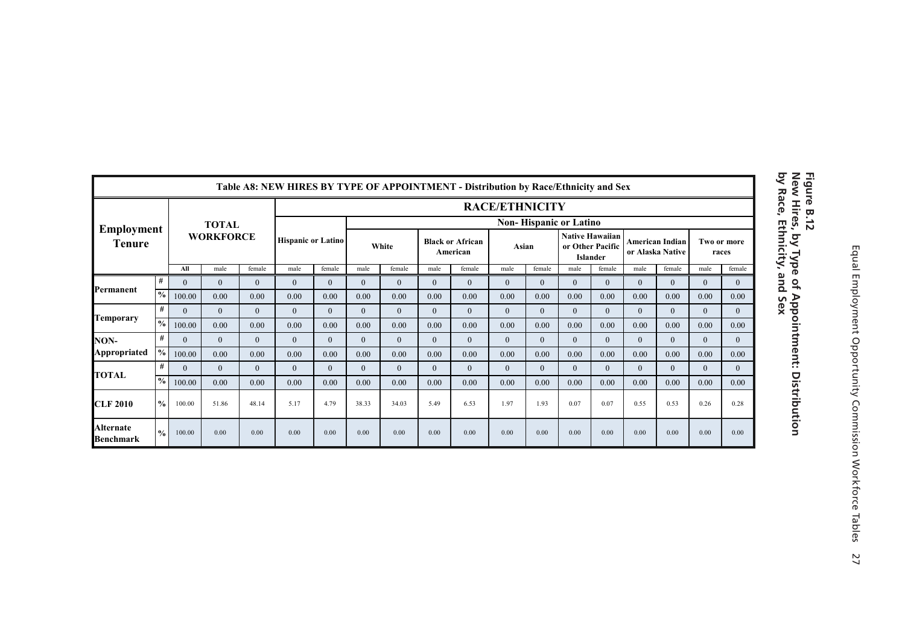## Figure B.12
## New Hires, by Type of Appointment: Distribution by Race, Ethnicity, and Sex

| Table A8: NEW HIRES BY TYPE OF APPOINTMENT - Distribution by Race/Ethnicity and Sex | | | | | | | | | | | | | | | | | | | |
|---|---|---|---|---|---|---|---|---|---|---|---|---|---|---|---|---|---|---|---|
| Employment Tenure | | TOTAL WORKFORCE | | | RACE/ETHNICITY | | | | | | | | | | | | | | |
| | | | | | Hispanic or Latino | | Non- Hispanic or Latino | | | | | | | | | | | | |
| | | | | | | | White | | Black or African American | | Asian | | Native Hawaiian or Other Pacific Islander | | American Indian or Alaska Native | | Two or more races | | |
| | | All | male | female | male | female | male | female | male | female | male | female | male | female | male | female | male | female | |
| Permanent | # | 0 | 0 | 0 | 0 | 0 | 0 | 0 | 0 | 0 | 0 | 0 | 0 | 0 | 0 | 0 | 0 | 0 | |
| | % | 100.00 | 0.00 | 0.00 | 0.00 | 0.00 | 0.00 | 0.00 | 0.00 | 0.00 | 0.00 | 0.00 | 0.00 | 0.00 | 0.00 | 0.00 | 0.00 | 0.00 | |
| Temporary | # | 0 | 0 | 0 | 0 | 0 | 0 | 0 | 0 | 0 | 0 | 0 | 0 | 0 | 0 | 0 | 0 | 0 | |
| | % | 100.00 | 0.00 | 0.00 | 0.00 | 0.00 | 0.00 | 0.00 | 0.00 | 0.00 | 0.00 | 0.00 | 0.00 | 0.00 | 0.00 | 0.00 | 0.00 | 0.00 | |
| NON-Appropriated | # | 0 | 0 | 0 | 0 | 0 | 0 | 0 | 0 | 0 | 0 | 0 | 0 | 0 | 0 | 0 | 0 | 0 | |
| | % | 100.00 | 0.00 | 0.00 | 0.00 | 0.00 | 0.00 | 0.00 | 0.00 | 0.00 | 0.00 | 0.00 | 0.00 | 0.00 | 0.00 | 0.00 | 0.00 | 0.00 | |
| TOTAL | # | 0 | 0 | 0 | 0 | 0 | 0 | 0 | 0 | 0 | 0 | 0 | 0 | 0 | 0 | 0 | 0 | 0 | |
| | % | 100.00 | 0.00 | 0.00 | 0.00 | 0.00 | 0.00 | 0.00 | 0.00 | 0.00 | 0.00 | 0.00 | 0.00 | 0.00 | 0.00 | 0.00 | 0.00 | 0.00 | |
| CLF 2010 | % | 100.00 | 51.86 | 48.14 | 5.17 | 4.79 | 38.33 | 34.03 | 5.49 | 6.53 | 1.97 | 1.93 | 0.07 | 0.07 | 0.55 | 0.53 | 0.26 | 0.28 | |
| Alternate Benchmark | % | 100.00 | 0.00 | 0.00 | 0.00 | 0.00 | 0.00 | 0.00 | 0.00 | 0.00 | 0.00 | 0.00 | 0.00 | 0.00 | 0.00 | 0.00 | 0.00 | 0.00 | |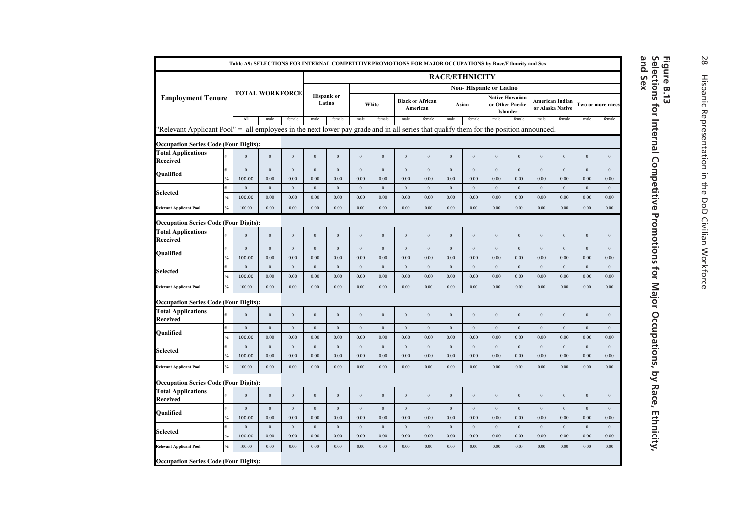**Figure B.13**
**Selections for Internal Competitive Promotions for Major Occupations, by Race, Ethnicity, and Sex**

**Table A9: SELECTIONS FOR INTERNAL COMPETITIVE PROMOTIONS FOR MAJOR OCCUPATIONS by Race/Ethnicity and Sex**

| Employment Tenure | | TOTAL WORKFORCE | | | RACE/ETHNICITY | | | | | | | | | | | | | | | |
|---|---|---|---|---|---|---|---|---|---|---|---|---|---|---|---|---|---|---|---|---|
| | | | | | Hispanic or Latino | | Non- Hispanic or Latino | | | | | | | | | | | | | |
| | | | | | | | White | | Black or African American | | Asian | | Native Hawaiian or Other Pacific Islander | | American Indian or Alaska Native | | Two or more races | |
| | | All | male | female | male | female | male | female | male | female | male | female | male | female | male | female | male | female |
| "Relevant Applicant Pool" = all employees in the next lower pay grade and in all series that qualify them for the position announced. | | | | | | | | | | | | | | | | | | |
| **Occupation Series Code (Four Digits):** | | | | | | | | | | | | | | | | | | |
| Total Applications Received | # | 0 | 0 | 0 | 0 | 0 | 0 | 0 | 0 | 0 | 0 | 0 | 0 | 0 | 0 | 0 | 0 | 0 |
| Qualified | # | 0 | 0 | 0 | 0 | 0 | 0 | 0 | 0 | 0 | 0 | 0 | 0 | 0 | 0 | 0 | 0 | 0 |
| | % | 100.00 | 0.00 | 0.00 | 0.00 | 0.00 | 0.00 | 0.00 | 0.00 | 0.00 | 0.00 | 0.00 | 0.00 | 0.00 | 0.00 | 0.00 | 0.00 | 0.00 |
| Selected | # | 0 | 0 | 0 | 0 | 0 | 0 | 0 | 0 | 0 | 0 | 0 | 0 | 0 | 0 | 0 | 0 | 0 |
| | % | 100.00 | 0.00 | 0.00 | 0.00 | 0.00 | 0.00 | 0.00 | 0.00 | 0.00 | 0.00 | 0.00 | 0.00 | 0.00 | 0.00 | 0.00 | 0.00 | 0.00 |
| Relevant Applicant Pool | % | 100.00 | 0.00 | 0.00 | 0.00 | 0.00 | 0.00 | 0.00 | 0.00 | 0.00 | 0.00 | 0.00 | 0.00 | 0.00 | 0.00 | 0.00 | 0.00 | 0.00 |
| **Occupation Series Code (Four Digits):** | | | | | | | | | | | | | | | | | | |
| Total Applications Received | # | 0 | 0 | 0 | 0 | 0 | 0 | 0 | 0 | 0 | 0 | 0 | 0 | 0 | 0 | 0 | 0 | 0 |
| Qualified | # | 0 | 0 | 0 | 0 | 0 | 0 | 0 | 0 | 0 | 0 | 0 | 0 | 0 | 0 | 0 | 0 | 0 |
| | % | 100.00 | 0.00 | 0.00 | 0.00 | 0.00 | 0.00 | 0.00 | 0.00 | 0.00 | 0.00 | 0.00 | 0.00 | 0.00 | 0.00 | 0.00 | 0.00 | 0.00 |
| Selected | # | 0 | 0 | 0 | 0 | 0 | 0 | 0 | 0 | 0 | 0 | 0 | 0 | 0 | 0 | 0 | 0 | 0 |
| | % | 100.00 | 0.00 | 0.00 | 0.00 | 0.00 | 0.00 | 0.00 | 0.00 | 0.00 | 0.00 | 0.00 | 0.00 | 0.00 | 0.00 | 0.00 | 0.00 | 0.00 |
| Relevant Applicant Pool | % | 100.00 | 0.00 | 0.00 | 0.00 | 0.00 | 0.00 | 0.00 | 0.00 | 0.00 | 0.00 | 0.00 | 0.00 | 0.00 | 0.00 | 0.00 | 0.00 | 0.00 |
| **Occupation Series Code (Four Digits):** | | | | | | | | | | | | | | | | | | |
| Total Applications Received | # | 0 | 0 | 0 | 0 | 0 | 0 | 0 | 0 | 0 | 0 | 0 | 0 | 0 | 0 | 0 | 0 | 0 |
| Qualified | # | 0 | 0 | 0 | 0 | 0 | 0 | 0 | 0 | 0 | 0 | 0 | 0 | 0 | 0 | 0 | 0 | 0 |
| | % | 100.00 | 0.00 | 0.00 | 0.00 | 0.00 | 0.00 | 0.00 | 0.00 | 0.00 | 0.00 | 0.00 | 0.00 | 0.00 | 0.00 | 0.00 | 0.00 | 0.00 |
| Selected | # | 0 | 0 | 0 | 0 | 0 | 0 | 0 | 0 | 0 | 0 | 0 | 0 | 0 | 0 | 0 | 0 | 0 |
| | % | 100.00 | 0.00 | 0.00 | 0.00 | 0.00 | 0.00 | 0.00 | 0.00 | 0.00 | 0.00 | 0.00 | 0.00 | 0.00 | 0.00 | 0.00 | 0.00 | 0.00 |
| Relevant Applicant Pool | % | 100.00 | 0.00 | 0.00 | 0.00 | 0.00 | 0.00 | 0.00 | 0.00 | 0.00 | 0.00 | 0.00 | 0.00 | 0.00 | 0.00 | 0.00 | 0.00 | 0.00 |
| **Occupation Series Code (Four Digits):** | | | | | | | | | | | | | | | | | | |
| Total Applications Received | # | 0 | 0 | 0 | 0 | 0 | 0 | 0 | 0 | 0 | 0 | 0 | 0 | 0 | 0 | 0 | 0 | 0 |
| Qualified | # | 0 | 0 | 0 | 0 | 0 | 0 | 0 | 0 | 0 | 0 | 0 | 0 | 0 | 0 | 0 | 0 | 0 |
| | % | 100.00 | 0.00 | 0.00 | 0.00 | 0.00 | 0.00 | 0.00 | 0.00 | 0.00 | 0.00 | 0.00 | 0.00 | 0.00 | 0.00 | 0.00 | 0.00 | 0.00 |
| Selected | # | 0 | 0 | 0 | 0 | 0 | 0 | 0 | 0 | 0 | 0 | 0 | 0 | 0 | 0 | 0 | 0 | 0 |
| | % | 100.00 | 0.00 | 0.00 | 0.00 | 0.00 | 0.00 | 0.00 | 0.00 | 0.00 | 0.00 | 0.00 | 0.00 | 0.00 | 0.00 | 0.00 | 0.00 | 0.00 |
| Relevant Applicant Pool | % | 100.00 | 0.00 | 0.00 | 0.00 | 0.00 | 0.00 | 0.00 | 0.00 | 0.00 | 0.00 | 0.00 | 0.00 | 0.00 | 0.00 | 0.00 | 0.00 | 0.00 |
| **Occupation Series Code (Four Digits):** | | | | | | | | | | | | | | | | | | |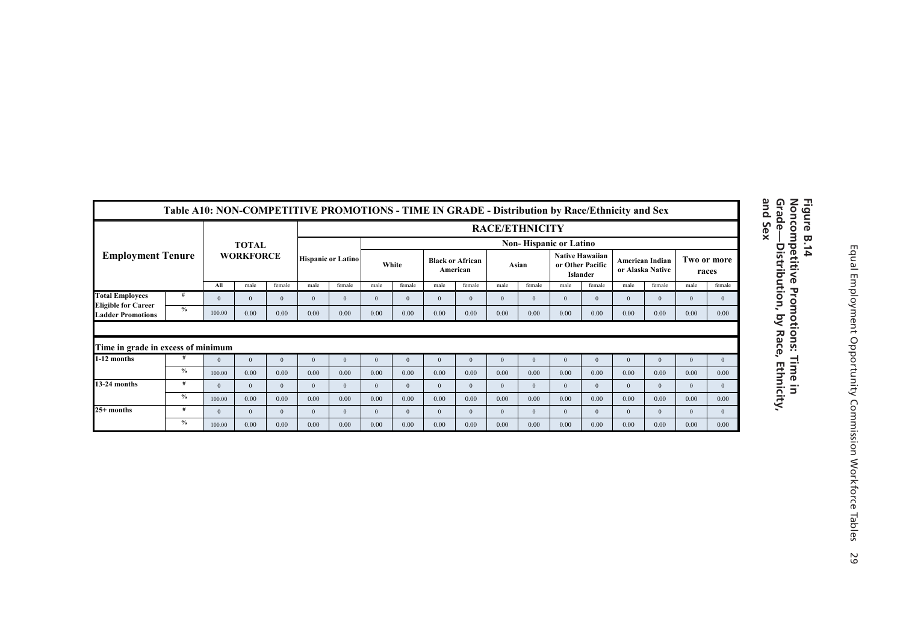**Figure B.14**
**Noncompetitive Promotions: Time in Grade—Distribution, by Race, Ethnicity, and Sex**

| Table A10: NON-COMPETITIVE PROMOTIONS - TIME IN GRADE - Distribution by Race/Ethnicity and Sex | | | | | | | | | | | | | | | | | | | |
|---|---|---|---|---|---|---|---|---|---|---|---|---|---|---|---|---|---|---|---|
| Employment Tenure | | TOTAL WORKFORCE | | | RACE/ETHNICITY | | | | | | | | | | | | | | |
| | | | | | Hispanic or Latino | | Non- Hispanic or Latino | | | | | | | | | | | | |
| | | | | | | | White | | Black or African American | | Asian | | Native Hawaiian or Other Pacific Islander | | American Indian or Alaska Native | | Two or more races | | |
| | | All | male | female | male | female | male | female | male | female | male | female | male | female | male | female | male | female | |
| Total Employees Eligible for Career Ladder Promotions | # | 0 | 0 | 0 | 0 | 0 | 0 | 0 | 0 | 0 | 0 | 0 | 0 | 0 | 0 | 0 | 0 | 0 | |
| | % | 100.00 | 0.00 | 0.00 | 0.00 | 0.00 | 0.00 | 0.00 | 0.00 | 0.00 | 0.00 | 0.00 | 0.00 | 0.00 | 0.00 | 0.00 | 0.00 | 0.00 | |
| Time in grade in excess of minimum | | | | | | | | | | | | | | | | | | | |
| 1-12 months | # | 0 | 0 | 0 | 0 | 0 | 0 | 0 | 0 | 0 | 0 | 0 | 0 | 0 | 0 | 0 | 0 | 0 | |
| | % | 100.00 | 0.00 | 0.00 | 0.00 | 0.00 | 0.00 | 0.00 | 0.00 | 0.00 | 0.00 | 0.00 | 0.00 | 0.00 | 0.00 | 0.00 | 0.00 | 0.00 | |
| 13-24 months | # | 0 | 0 | 0 | 0 | 0 | 0 | 0 | 0 | 0 | 0 | 0 | 0 | 0 | 0 | 0 | 0 | 0 | |
| | % | 100.00 | 0.00 | 0.00 | 0.00 | 0.00 | 0.00 | 0.00 | 0.00 | 0.00 | 0.00 | 0.00 | 0.00 | 0.00 | 0.00 | 0.00 | 0.00 | 0.00 | |
| 25+ months | # | 0 | 0 | 0 | 0 | 0 | 0 | 0 | 0 | 0 | 0 | 0 | 0 | 0 | 0 | 0 | 0 | 0 | |
| | % | 100.00 | 0.00 | 0.00 | 0.00 | 0.00 | 0.00 | 0.00 | 0.00 | 0.00 | 0.00 | 0.00 | 0.00 | 0.00 | 0.00 | 0.00 | 0.00 | 0.00 | |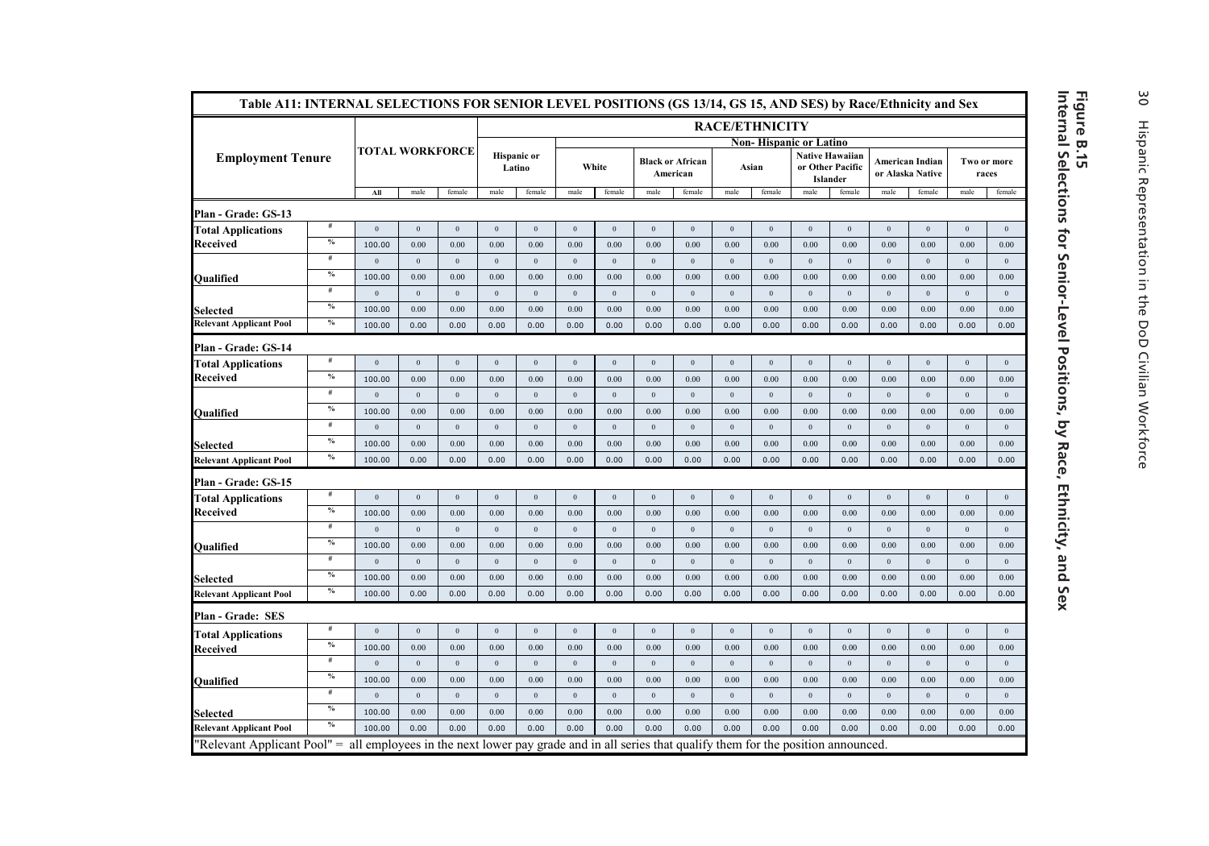**Figure B.15**
**Internal Selections for Senior-Level Positions, by Race, Ethnicity, and Sex**

| Table A11: INTERNAL SELECTIONS FOR SENIOR LEVEL POSITIONS (GS 13/14, GS 15, AND SES) by Race/Ethnicity and Sex | | | | | | | | | | | | | | | | | | | |
|---|---|---|---|---|---|---|---|---|---|---|---|---|---|---|---|---|---|---|---|
| Employment Tenure | | TOTAL WORKFORCE | | | RACE/ETHNICITY | | | | | | | | | | | | | | |
| | | | | | Hispanic or Latino | | Non- Hispanic or Latino | | | | | | | | | | | | |
| | | | | | | | White | | Black or African American | | Asian | | Native Hawaiian or Other Pacific Islander | | American Indian or Alaska Native | | Two or more races | | |
| | | All | male | female | male | female | male | female | male | female | male | female | male | female | male | female | male | female |
| **Plan - Grade: GS-13** | | | | | | | | | | | | | | | | | | | |
| Total Applications Received | # | 0 | 0 | 0 | 0 | 0 | 0 | 0 | 0 | 0 | 0 | 0 | 0 | 0 | 0 | 0 | 0 | 0 |
| | % | 100.00 | 0.00 | 0.00 | 0.00 | 0.00 | 0.00 | 0.00 | 0.00 | 0.00 | 0.00 | 0.00 | 0.00 | 0.00 | 0.00 | 0.00 | 0.00 | 0.00 |
| Qualified | # | 0 | 0 | 0 | 0 | 0 | 0 | 0 | 0 | 0 | 0 | 0 | 0 | 0 | 0 | 0 | 0 | 0 |
| | % | 100.00 | 0.00 | 0.00 | 0.00 | 0.00 | 0.00 | 0.00 | 0.00 | 0.00 | 0.00 | 0.00 | 0.00 | 0.00 | 0.00 | 0.00 | 0.00 | 0.00 |
| Selected | # | 0 | 0 | 0 | 0 | 0 | 0 | 0 | 0 | 0 | 0 | 0 | 0 | 0 | 0 | 0 | 0 | 0 |
| | % | 100.00 | 0.00 | 0.00 | 0.00 | 0.00 | 0.00 | 0.00 | 0.00 | 0.00 | 0.00 | 0.00 | 0.00 | 0.00 | 0.00 | 0.00 | 0.00 | 0.00 |
| Relevant Applicant Pool | % | 100.00 | 0.00 | 0.00 | 0.00 | 0.00 | 0.00 | 0.00 | 0.00 | 0.00 | 0.00 | 0.00 | 0.00 | 0.00 | 0.00 | 0.00 | 0.00 | 0.00 |
| **Plan - Grade: GS-14** | | | | | | | | | | | | | | | | | | | |
| Total Applications Received | # | 0 | 0 | 0 | 0 | 0 | 0 | 0 | 0 | 0 | 0 | 0 | 0 | 0 | 0 | 0 | 0 | 0 |
| | % | 100.00 | 0.00 | 0.00 | 0.00 | 0.00 | 0.00 | 0.00 | 0.00 | 0.00 | 0.00 | 0.00 | 0.00 | 0.00 | 0.00 | 0.00 | 0.00 | 0.00 |
| Qualified | # | 0 | 0 | 0 | 0 | 0 | 0 | 0 | 0 | 0 | 0 | 0 | 0 | 0 | 0 | 0 | 0 | 0 |
| | % | 100.00 | 0.00 | 0.00 | 0.00 | 0.00 | 0.00 | 0.00 | 0.00 | 0.00 | 0.00 | 0.00 | 0.00 | 0.00 | 0.00 | 0.00 | 0.00 | 0.00 |
| Selected | # | 0 | 0 | 0 | 0 | 0 | 0 | 0 | 0 | 0 | 0 | 0 | 0 | 0 | 0 | 0 | 0 | 0 |
| | % | 100.00 | 0.00 | 0.00 | 0.00 | 0.00 | 0.00 | 0.00 | 0.00 | 0.00 | 0.00 | 0.00 | 0.00 | 0.00 | 0.00 | 0.00 | 0.00 | 0.00 |
| Relevant Applicant Pool | % | 100.00 | 0.00 | 0.00 | 0.00 | 0.00 | 0.00 | 0.00 | 0.00 | 0.00 | 0.00 | 0.00 | 0.00 | 0.00 | 0.00 | 0.00 | 0.00 | 0.00 |
| **Plan - Grade: GS-15** | | | | | | | | | | | | | | | | | | | |
| Total Applications Received | # | 0 | 0 | 0 | 0 | 0 | 0 | 0 | 0 | 0 | 0 | 0 | 0 | 0 | 0 | 0 | 0 | 0 |
| | % | 100.00 | 0.00 | 0.00 | 0.00 | 0.00 | 0.00 | 0.00 | 0.00 | 0.00 | 0.00 | 0.00 | 0.00 | 0.00 | 0.00 | 0.00 | 0.00 | 0.00 |
| Qualified | # | 0 | 0 | 0 | 0 | 0 | 0 | 0 | 0 | 0 | 0 | 0 | 0 | 0 | 0 | 0 | 0 | 0 |
| | % | 100.00 | 0.00 | 0.00 | 0.00 | 0.00 | 0.00 | 0.00 | 0.00 | 0.00 | 0.00 | 0.00 | 0.00 | 0.00 | 0.00 | 0.00 | 0.00 | 0.00 |
| Selected | # | 0 | 0 | 0 | 0 | 0 | 0 | 0 | 0 | 0 | 0 | 0 | 0 | 0 | 0 | 0 | 0 | 0 |
| | % | 100.00 | 0.00 | 0.00 | 0.00 | 0.00 | 0.00 | 0.00 | 0.00 | 0.00 | 0.00 | 0.00 | 0.00 | 0.00 | 0.00 | 0.00 | 0.00 | 0.00 |
| Relevant Applicant Pool | % | 100.00 | 0.00 | 0.00 | 0.00 | 0.00 | 0.00 | 0.00 | 0.00 | 0.00 | 0.00 | 0.00 | 0.00 | 0.00 | 0.00 | 0.00 | 0.00 | 0.00 |
| **Plan - Grade: SES** | | | | | | | | | | | | | | | | | | | |
| Total Applications Received | # | 0 | 0 | 0 | 0 | 0 | 0 | 0 | 0 | 0 | 0 | 0 | 0 | 0 | 0 | 0 | 0 | 0 |
| | % | 100.00 | 0.00 | 0.00 | 0.00 | 0.00 | 0.00 | 0.00 | 0.00 | 0.00 | 0.00 | 0.00 | 0.00 | 0.00 | 0.00 | 0.00 | 0.00 | 0.00 |
| Qualified | # | 0 | 0 | 0 | 0 | 0 | 0 | 0 | 0 | 0 | 0 | 0 | 0 | 0 | 0 | 0 | 0 | 0 |
| | % | 100.00 | 0.00 | 0.00 | 0.00 | 0.00 | 0.00 | 0.00 | 0.00 | 0.00 | 0.00 | 0.00 | 0.00 | 0.00 | 0.00 | 0.00 | 0.00 | 0.00 |
| Selected | # | 0 | 0 | 0 | 0 | 0 | 0 | 0 | 0 | 0 | 0 | 0 | 0 | 0 | 0 | 0 | 0 | 0 |
| | % | 100.00 | 0.00 | 0.00 | 0.00 | 0.00 | 0.00 | 0.00 | 0.00 | 0.00 | 0.00 | 0.00 | 0.00 | 0.00 | 0.00 | 0.00 | 0.00 | 0.00 |
| Relevant Applicant Pool | % | 100.00 | 0.00 | 0.00 | 0.00 | 0.00 | 0.00 | 0.00 | 0.00 | 0.00 | 0.00 | 0.00 | 0.00 | 0.00 | 0.00 | 0.00 | 0.00 | 0.00 |

"Relevant Applicant Pool" = all employees in the next lower pay grade and in all series that qualify them for the position announced.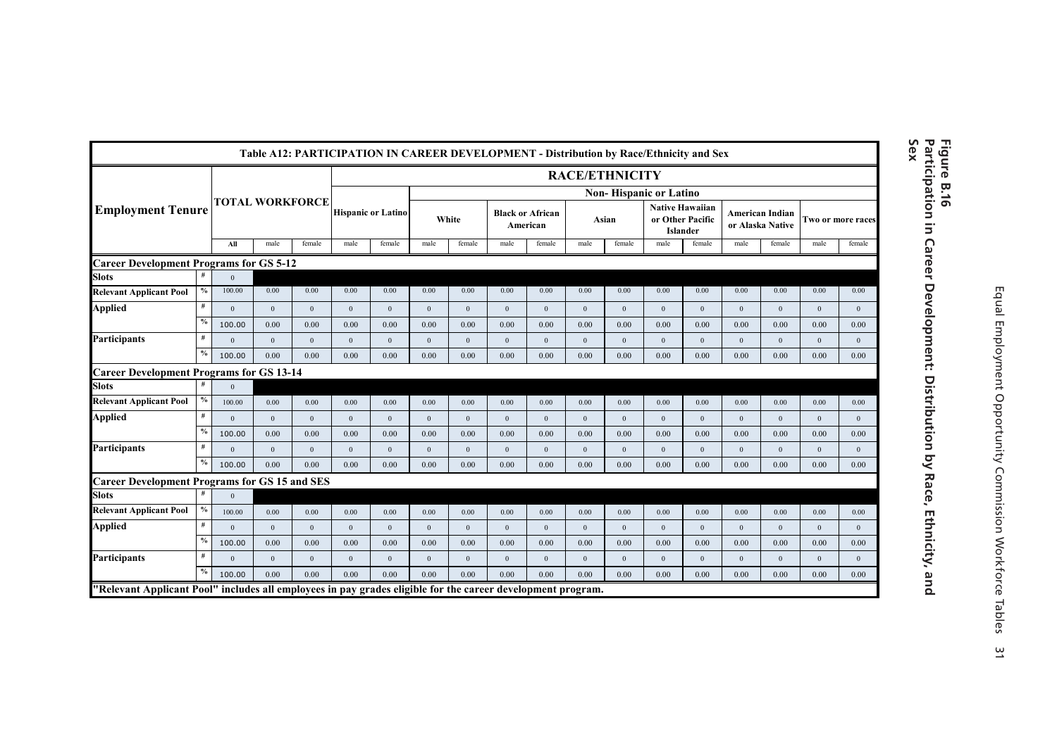## Figure B.16
## Participation in Career Development: Distribution by Race, Ethnicity, and Sex

| Table A12: PARTICIPATION IN CAREER DEVELOPMENT - Distribution by Race/Ethnicity and Sex | | | | | | | | | | | | | | | | | | | |
|---|---|---|---|---|---|---|---|---|---|---|---|---|---|---|---|---|---|---|---|
| Employment Tenure | | TOTAL WORKFORCE | | | RACE/ETHNICITY | | | | | | | | | | | | | | |
| | | | | | Hispanic or Latino | | Non- Hispanic or Latino | | | | | | | | | | | | |
| | | | | | | | White | | Black or African American | | Asian | | Native Hawaiian or Other Pacific Islander | | American Indian or Alaska Native | | Two or more races | | |
| | | All | male | female | male | female | male | female | male | female | male | female | male | female | male | female | male | female | |
| **Career Development Programs for GS 5-12** | | | | | | | | | | | | | | | | | | | |
| Slots | # | 0 | | | | | | | | | | | | | | | | | |
| Relevant Applicant Pool | % | 100.00 | 0.00 | 0.00 | 0.00 | 0.00 | 0.00 | 0.00 | 0.00 | 0.00 | 0.00 | 0.00 | 0.00 | 0.00 | 0.00 | 0.00 | 0.00 | 0.00 | |
| Applied | # | 0 | 0 | 0 | 0 | 0 | 0 | 0 | 0 | 0 | 0 | 0 | 0 | 0 | 0 | 0 | 0 | 0 | |
| | % | 100.00 | 0.00 | 0.00 | 0.00 | 0.00 | 0.00 | 0.00 | 0.00 | 0.00 | 0.00 | 0.00 | 0.00 | 0.00 | 0.00 | 0.00 | 0.00 | 0.00 | |
| Participants | # | 0 | 0 | 0 | 0 | 0 | 0 | 0 | 0 | 0 | 0 | 0 | 0 | 0 | 0 | 0 | 0 | 0 | |
| | % | 100.00 | 0.00 | 0.00 | 0.00 | 0.00 | 0.00 | 0.00 | 0.00 | 0.00 | 0.00 | 0.00 | 0.00 | 0.00 | 0.00 | 0.00 | 0.00 | 0.00 | |
| **Career Development Programs for GS 13-14** | | | | | | | | | | | | | | | | | | | |
| Slots | # | 0 | | | | | | | | | | | | | | | | | |
| Relevant Applicant Pool | % | 100.00 | 0.00 | 0.00 | 0.00 | 0.00 | 0.00 | 0.00 | 0.00 | 0.00 | 0.00 | 0.00 | 0.00 | 0.00 | 0.00 | 0.00 | 0.00 | 0.00 | |
| Applied | # | 0 | 0 | 0 | 0 | 0 | 0 | 0 | 0 | 0 | 0 | 0 | 0 | 0 | 0 | 0 | 0 | 0 | |
| | % | 100.00 | 0.00 | 0.00 | 0.00 | 0.00 | 0.00 | 0.00 | 0.00 | 0.00 | 0.00 | 0.00 | 0.00 | 0.00 | 0.00 | 0.00 | 0.00 | 0.00 | |
| Participants | # | 0 | 0 | 0 | 0 | 0 | 0 | 0 | 0 | 0 | 0 | 0 | 0 | 0 | 0 | 0 | 0 | 0 | |
| | % | 100.00 | 0.00 | 0.00 | 0.00 | 0.00 | 0.00 | 0.00 | 0.00 | 0.00 | 0.00 | 0.00 | 0.00 | 0.00 | 0.00 | 0.00 | 0.00 | 0.00 | |
| **Career Development Programs for GS 15 and SES** | | | | | | | | | | | | | | | | | | | |
| Slots | # | 0 | | | | | | | | | | | | | | | | | |
| Relevant Applicant Pool | % | 100.00 | 0.00 | 0.00 | 0.00 | 0.00 | 0.00 | 0.00 | 0.00 | 0.00 | 0.00 | 0.00 | 0.00 | 0.00 | 0.00 | 0.00 | 0.00 | 0.00 | |
| Applied | # | 0 | 0 | 0 | 0 | 0 | 0 | 0 | 0 | 0 | 0 | 0 | 0 | 0 | 0 | 0 | 0 | 0 | |
| | % | 100.00 | 0.00 | 0.00 | 0.00 | 0.00 | 0.00 | 0.00 | 0.00 | 0.00 | 0.00 | 0.00 | 0.00 | 0.00 | 0.00 | 0.00 | 0.00 | 0.00 | |
| Participants | # | 0 | 0 | 0 | 0 | 0 | 0 | 0 | 0 | 0 | 0 | 0 | 0 | 0 | 0 | 0 | 0 | 0 | |
| | % | 100.00 | 0.00 | 0.00 | 0.00 | 0.00 | 0.00 | 0.00 | 0.00 | 0.00 | 0.00 | 0.00 | 0.00 | 0.00 | 0.00 | 0.00 | 0.00 | 0.00 | |

"Relevant Applicant Pool" includes all employees in pay grades eligible for the career development program.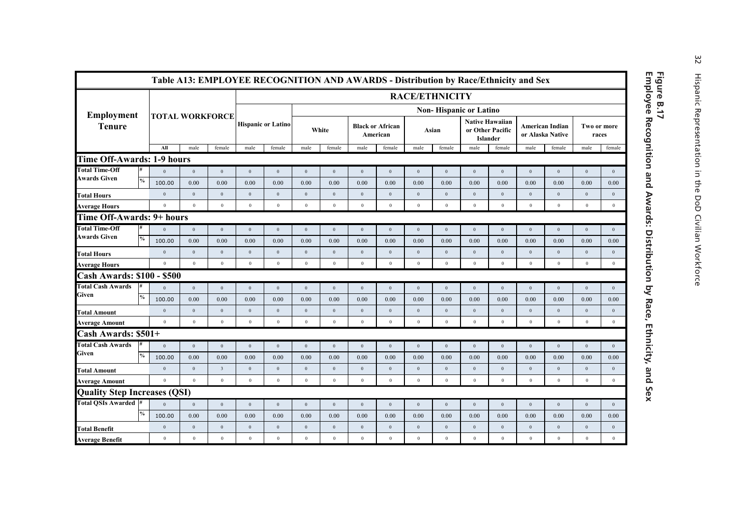**Figure B.17**
**Employee Recognition and Awards: Distribution by Race, Ethnicity, and Sex**

**Table A13: EMPLOYEE RECOGNITION AND AWARDS - Distribution by Race/Ethnicity and Sex**

| Employment Tenure | | TOTAL WORKFORCE | | | RACE/ETHNICITY | | | | | | | | | | | | | | |
|---|---|---|---|---|---|---|---|---|---|---|---|---|---|---|---|---|---|---|---|
| | | | | | Hispanic or Latino | | Non- Hispanic or Latino | | | | | | | | | | | | |
| | | | | | | | White | | Black or African American | | Asian | | Native Hawaiian or Other Pacific Islander | | American Indian or Alaska Native | | Two or more races | | |
| | | All | male | female | male | female | male | female | male | female | male | female | male | female | male | female | male | female |
| **Time Off-Awards: 1-9 hours** | | | | | | | | | | | | | | | | | | |
| Total Time-Off Awards Given | # | 0 | 0 | 0 | 0 | 0 | 0 | 0 | 0 | 0 | 0 | 0 | 0 | 0 | 0 | 0 | 0 | 0 |
| | % | 100.00 | 0.00 | 0.00 | 0.00 | 0.00 | 0.00 | 0.00 | 0.00 | 0.00 | 0.00 | 0.00 | 0.00 | 0.00 | 0.00 | 0.00 | 0.00 | 0.00 |
| Total Hours | | 0 | 0 | 0 | 0 | 0 | 0 | 0 | 0 | 0 | 0 | 0 | 0 | 0 | 0 | 0 | 0 | 0 |
| Average Hours | | 0 | 0 | 0 | 0 | 0 | 0 | 0 | 0 | 0 | 0 | 0 | 0 | 0 | 0 | 0 | 0 | 0 |
| **Time Off-Awards: 9+ hours** | | | | | | | | | | | | | | | | | | |
| Total Time-Off Awards Given | # | 0 | 0 | 0 | 0 | 0 | 0 | 0 | 0 | 0 | 0 | 0 | 0 | 0 | 0 | 0 | 0 | 0 |
| | % | 100.00 | 0.00 | 0.00 | 0.00 | 0.00 | 0.00 | 0.00 | 0.00 | 0.00 | 0.00 | 0.00 | 0.00 | 0.00 | 0.00 | 0.00 | 0.00 | 0.00 |
| Total Hours | | 0 | 0 | 0 | 0 | 0 | 0 | 0 | 0 | 0 | 0 | 0 | 0 | 0 | 0 | 0 | 0 | 0 |
| Average Hours | | 0 | 0 | 0 | 0 | 0 | 0 | 0 | 0 | 0 | 0 | 0 | 0 | 0 | 0 | 0 | 0 | 0 |
| **Cash Awards: $100 - $500** | | | | | | | | | | | | | | | | | | |
| Total Cash Awards Given | # | 0 | 0 | 0 | 0 | 0 | 0 | 0 | 0 | 0 | 0 | 0 | 0 | 0 | 0 | 0 | 0 | 0 |
| | % | 100.00 | 0.00 | 0.00 | 0.00 | 0.00 | 0.00 | 0.00 | 0.00 | 0.00 | 0.00 | 0.00 | 0.00 | 0.00 | 0.00 | 0.00 | 0.00 | 0.00 |
| Total Amount | | 0 | 0 | 0 | 0 | 0 | 0 | 0 | 0 | 0 | 0 | 0 | 0 | 0 | 0 | 0 | 0 | 0 |
| Average Amount | | 0 | 0 | 0 | 0 | 0 | 0 | 0 | 0 | 0 | 0 | 0 | 0 | 0 | 0 | 0 | 0 | 0 |
| **Cash Awards: $501+** | | | | | | | | | | | | | | | | | | |
| Total Cash Awards Given | # | 0 | 0 | 0 | 0 | 0 | 0 | 0 | 0 | 0 | 0 | 0 | 0 | 0 | 0 | 0 | 0 | 0 |
| | % | 100.00 | 0.00 | 0.00 | 0.00 | 0.00 | 0.00 | 0.00 | 0.00 | 0.00 | 0.00 | 0.00 | 0.00 | 0.00 | 0.00 | 0.00 | 0.00 | 0.00 |
| Total Amount | | 0 | 0 | 3 | 0 | 0 | 0 | 0 | 0 | 0 | 0 | 0 | 0 | 0 | 0 | 0 | 0 | 0 |
| Average Amount | | 0 | 0 | 0 | 0 | 0 | 0 | 0 | 0 | 0 | 0 | 0 | 0 | 0 | 0 | 0 | 0 | 0 |
| **Quality Step Increases (QSI)** | | | | | | | | | | | | | | | | | | |
| Total QSIs Awarded | # | 0 | 0 | 0 | 0 | 0 | 0 | 0 | 0 | 0 | 0 | 0 | 0 | 0 | 0 | 0 | 0 | 0 |
| | % | 100.00 | 0.00 | 0.00 | 0.00 | 0.00 | 0.00 | 0.00 | 0.00 | 0.00 | 0.00 | 0.00 | 0.00 | 0.00 | 0.00 | 0.00 | 0.00 | 0.00 |
| Total Benefit | | 0 | 0 | 0 | 0 | 0 | 0 | 0 | 0 | 0 | 0 | 0 | 0 | 0 | 0 | 0 | 0 | 0 |
| Average Benefit | | 0 | 0 | 0 | 0 | 0 | 0 | 0 | 0 | 0 | 0 | 0 | 0 | 0 | 0 | 0 | 0 | 0 |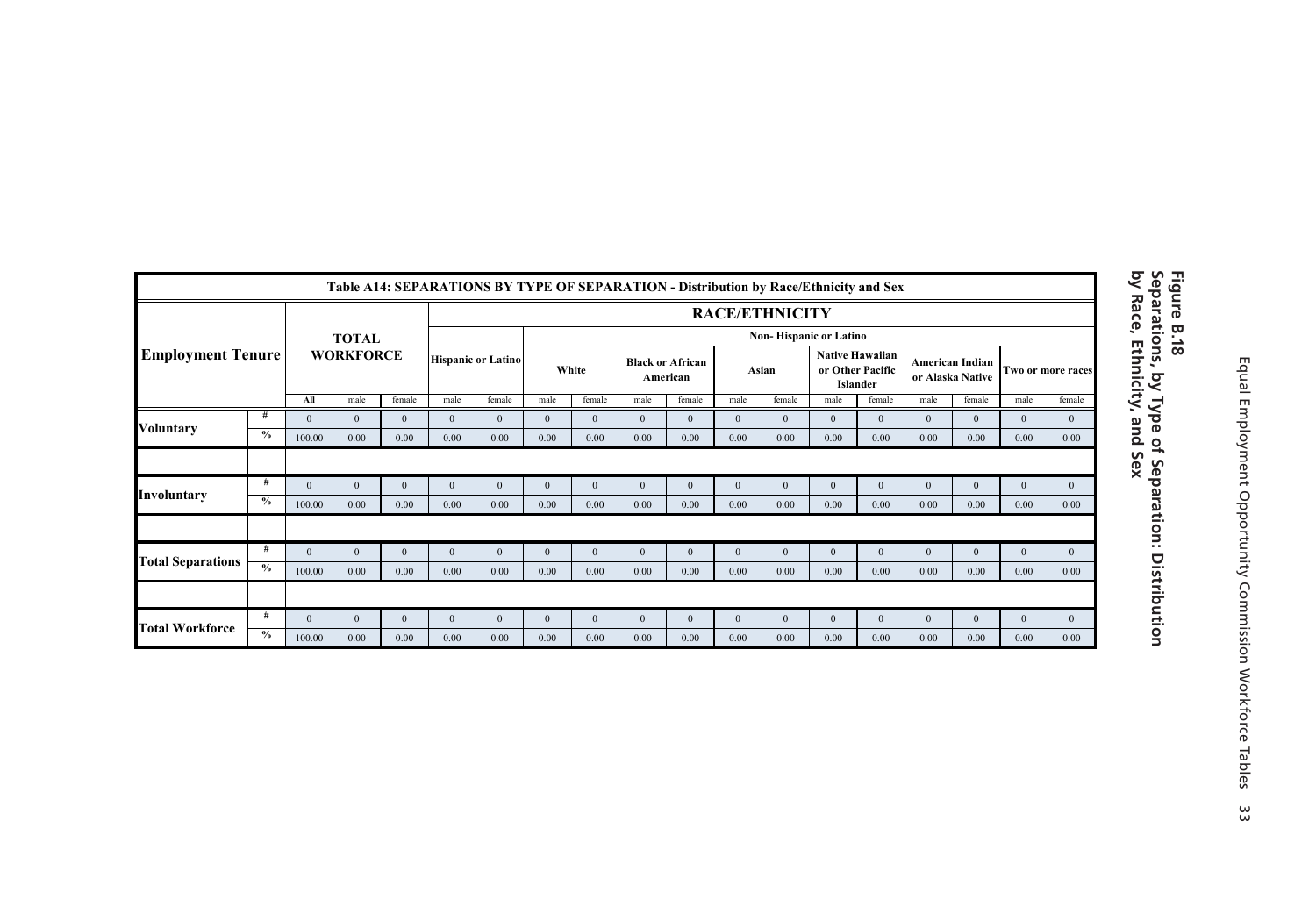**Figure B.18**
**Separations, by Type of Separation: Distribution by Race, Ethnicity, and Sex**

**Table A14: SEPARATIONS BY TYPE OF SEPARATION - Distribution by Race/Ethnicity and Sex**

| Employment Tenure | | TOTAL WORKFORCE | | | RACE/ETHNICITY | | | | | | | | | | | | | | |
|---|---|---|---|---|---|---|---|---|---|---|---|---|---|---|---|---|---|---|---|
| | | | | | Hispanic or Latino | | Non- Hispanic or Latino | | | | | | | | | | | | |
| | | | | | | | White | | Black or African American | | Asian | | Native Hawaiian or Other Pacific Islander | | American Indian or Alaska Native | | Two or more races | | |
| | | All | male | female | male | female | male | female | male | female | male | female | male | female | male | female | male | female | |
| Voluntary | # | 0 | 0 | 0 | 0 | 0 | 0 | 0 | 0 | 0 | 0 | 0 | 0 | 0 | 0 | 0 | 0 | 0 | |
| | % | 100.00 | 0.00 | 0.00 | 0.00 | 0.00 | 0.00 | 0.00 | 0.00 | 0.00 | 0.00 | 0.00 | 0.00 | 0.00 | 0.00 | 0.00 | 0.00 | 0.00 | |
| Involuntary | # | 0 | 0 | 0 | 0 | 0 | 0 | 0 | 0 | 0 | 0 | 0 | 0 | 0 | 0 | 0 | 0 | 0 | |
| | % | 100.00 | 0.00 | 0.00 | 0.00 | 0.00 | 0.00 | 0.00 | 0.00 | 0.00 | 0.00 | 0.00 | 0.00 | 0.00 | 0.00 | 0.00 | 0.00 | 0.00 | |
| Total Separations | # | 0 | 0 | 0 | 0 | 0 | 0 | 0 | 0 | 0 | 0 | 0 | 0 | 0 | 0 | 0 | 0 | 0 | |
| | % | 100.00 | 0.00 | 0.00 | 0.00 | 0.00 | 0.00 | 0.00 | 0.00 | 0.00 | 0.00 | 0.00 | 0.00 | 0.00 | 0.00 | 0.00 | 0.00 | 0.00 | |
| Total Workforce | # | 0 | 0 | 0 | 0 | 0 | 0 | 0 | 0 | 0 | 0 | 0 | 0 | 0 | 0 | 0 | 0 | 0 | |
| | % | 100.00 | 0.00 | 0.00 | 0.00 | 0.00 | 0.00 | 0.00 | 0.00 | 0.00 | 0.00 | 0.00 | 0.00 | 0.00 | 0.00 | 0.00 | 0.00 | 0.00 | |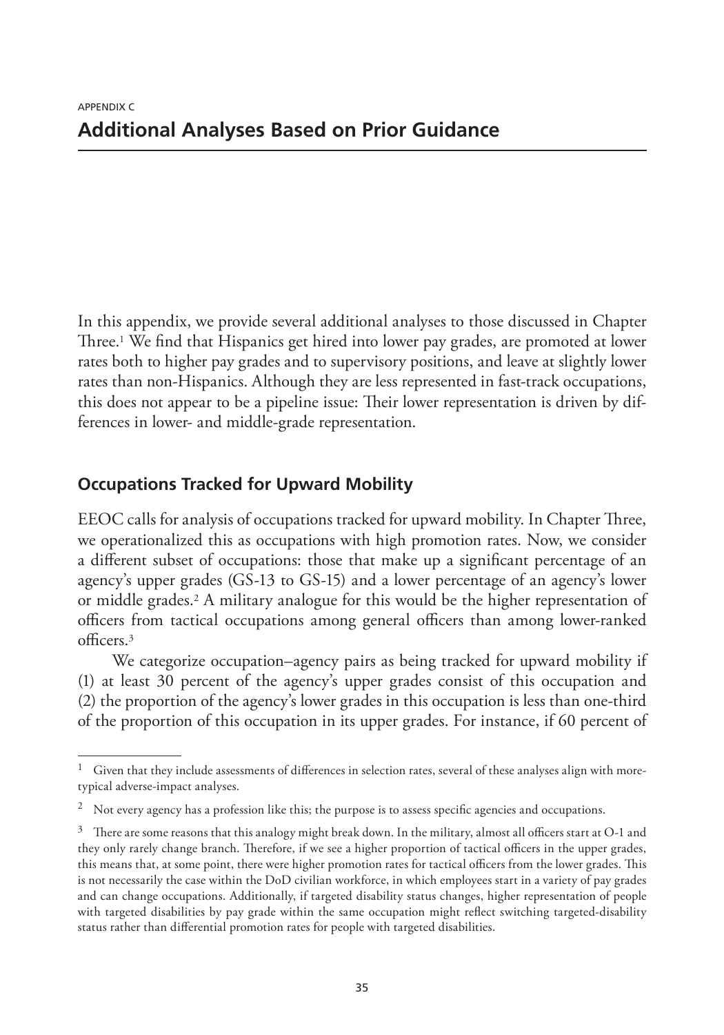APPENDIX C

# Additional Analyses Based on Prior Guidance

In this appendix, we provide several additional analyses to those discussed in Chapter Three.[1] We find that Hispanics get hired into lower pay grades, are promoted at lower rates both to higher pay grades and to supervisory positions, and leave at slightly lower rates than non-Hispanics. Although they are less represented in fast-track occupations, this does not appear to be a pipeline issue: Their lower representation is driven by differences in lower- and middle-grade representation.

## Occupations Tracked for Upward Mobility

EEOC calls for analysis of occupations tracked for upward mobility. In Chapter Three, we operationalized this as occupations with high promotion rates. Now, we consider a different subset of occupations: those that make up a significant percentage of an agency's upper grades (GS-13 to GS-15) and a lower percentage of an agency's lower or middle grades.[2] A military analogue for this would be the higher representation of officers from tactical occupations among general officers than among lower-ranked officers.[3]

We categorize occupation–agency pairs as being tracked for upward mobility if (1) at least 30 percent of the agency's upper grades consist of this occupation and (2) the proportion of the agency's lower grades in this occupation is less than one-third of the proportion of this occupation in its upper grades. For instance, if 60 percent of

---

[1] Given that they include assessments of differences in selection rates, several of these analyses align with more-typical adverse-impact analyses.

[2] Not every agency has a profession like this; the purpose is to assess specific agencies and occupations.

[3] There are some reasons that this analogy might break down. In the military, almost all officers start at O-1 and they only rarely change branch. Therefore, if we see a higher proportion of tactical officers in the upper grades, this means that, at some point, there were higher promotion rates for tactical officers from the lower grades. This is not necessarily the case within the DoD civilian workforce, in which employees start in a variety of pay grades and can change occupations. Additionally, if targeted disability status changes, higher representation of people with targeted disabilities by pay grade within the same occupation might reflect switching targeted-disability status rather than differential promotion rates for people with targeted disabilities.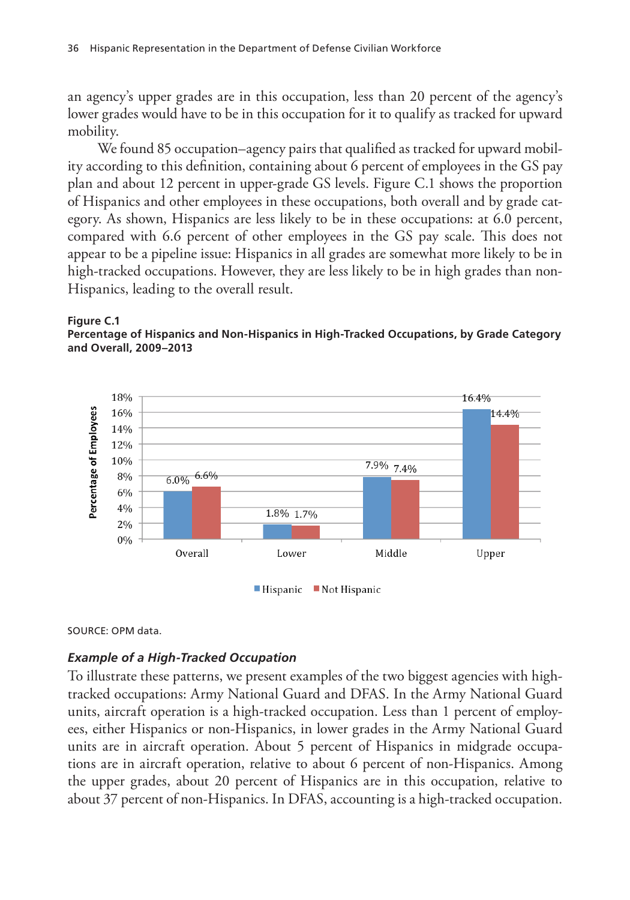an agency's upper grades are in this occupation, less than 20 percent of the agency's lower grades would have to be in this occupation for it to qualify as tracked for upward mobility.

We found 85 occupation–agency pairs that qualified as tracked for upward mobility according to this definition, containing about 6 percent of employees in the GS pay plan and about 12 percent in upper-grade GS levels. Figure C.1 shows the proportion of Hispanics and other employees in these occupations, both overall and by grade category. As shown, Hispanics are less likely to be in these occupations: at 6.0 percent, compared with 6.6 percent of other employees in the GS pay scale. This does not appear to be a pipeline issue: Hispanics in all grades are somewhat more likely to be in high-tracked occupations. However, they are less likely to be in high grades than non-Hispanics, leading to the overall result.

**Figure C.1**
**Percentage of Hispanics and Non-Hispanics in High-Tracked Occupations, by Grade Category and Overall, 2009–2013**

| Grade Category | Hispanic | Not Hispanic |
|---|---|---|
| Overall | 6.0% | 6.6% |
| Lower | 1.8% | 1.7% |
| Middle | 7.9% | 7.4% |
| Upper | 16.4% | 14.4% |

SOURCE: OPM data.

### *Example of a High-Tracked Occupation*

To illustrate these patterns, we present examples of the two biggest agencies with high-tracked occupations: Army National Guard and DFAS. In the Army National Guard units, aircraft operation is a high-tracked occupation. Less than 1 percent of employees, either Hispanics or non-Hispanics, in lower grades in the Army National Guard units are in aircraft operation. About 5 percent of Hispanics in midgrade occupations are in aircraft operation, relative to about 6 percent of non-Hispanics. Among the upper grades, about 20 percent of Hispanics are in this occupation, relative to about 37 percent of non-Hispanics. In DFAS, accounting is a high-tracked occupation.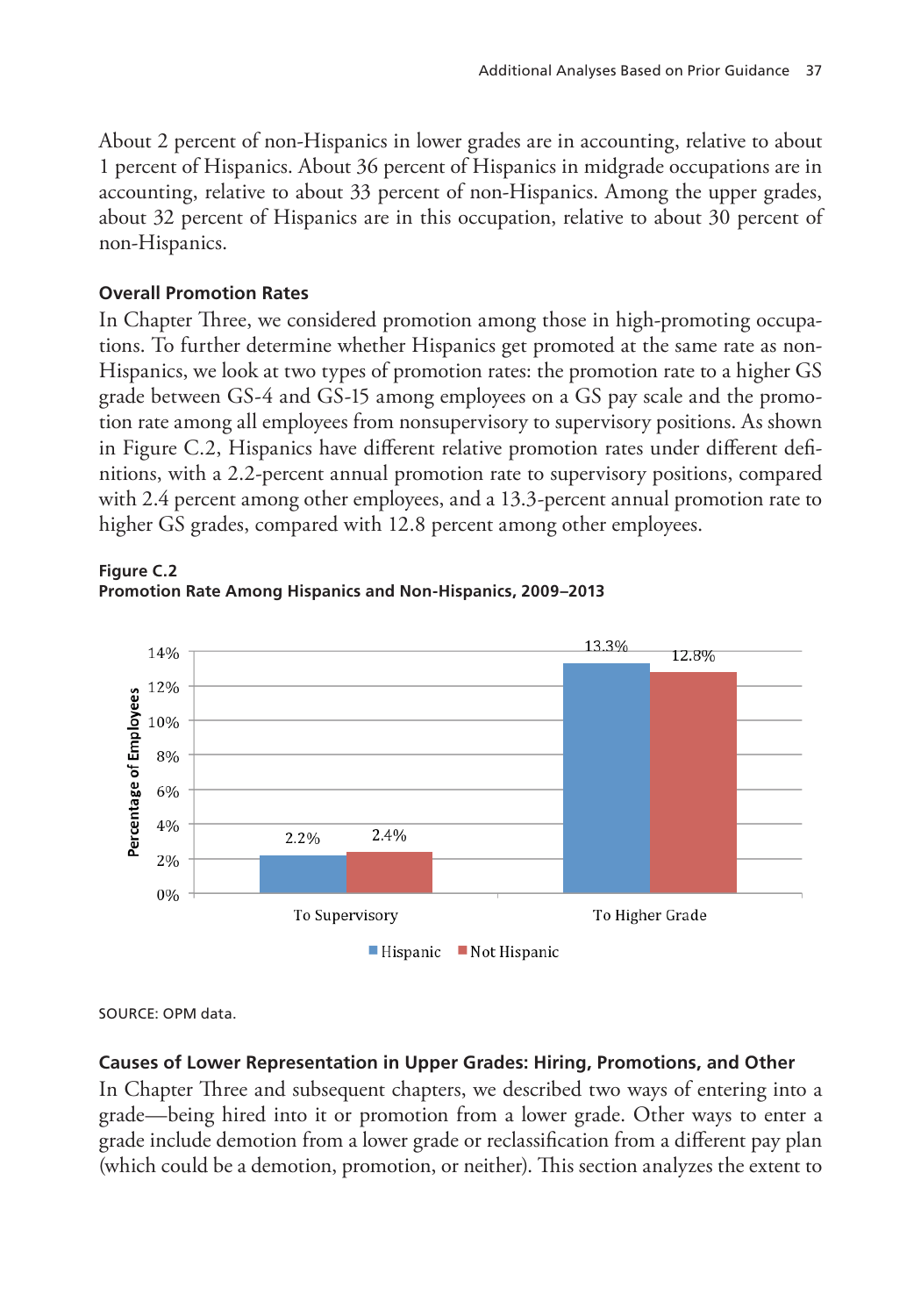About 2 percent of non-Hispanics in lower grades are in accounting, relative to about 1 percent of Hispanics. About 36 percent of Hispanics in midgrade occupations are in accounting, relative to about 33 percent of non-Hispanics. Among the upper grades, about 32 percent of Hispanics are in this occupation, relative to about 30 percent of non-Hispanics.

### Overall Promotion Rates

In Chapter Three, we considered promotion among those in high-promoting occupations. To further determine whether Hispanics get promoted at the same rate as non-Hispanics, we look at two types of promotion: the promotion rate to a higher GS grade between GS-4 and GS-15 among employees on a GS pay scale and the promotion rate among all employees from nonsupervisory to supervisory positions. As shown in Figure C.2, Hispanics have different relative promotion rates under different definitions, with a 2.2-percent annual promotion rate to supervisory positions, compared with 2.4 percent among other employees, and a 13.3-percent annual promotion rate to higher GS grades, compared with 12.8 percent among other employees.

**Figure C.2**
**Promotion Rate Among Hispanics and Non-Hispanics, 2009–2013**

| | Hispanic | Not Hispanic |
|---|---|---|
| To Supervisory | 2.2% | 2.4% |
| To Higher Grade | 13.3% | 12.8% |

SOURCE: OPM data.

### Causes of Lower Representation in Upper Grades: Hiring, Promotions, and Other

In Chapter Three and subsequent chapters, we described two ways of entering into a grade—being hired into it or promotion from a lower grade. Other ways to enter a grade include demotion from a lower grade or reclassification from a different pay plan (which could be a demotion, promotion, or neither). This section analyzes the extent to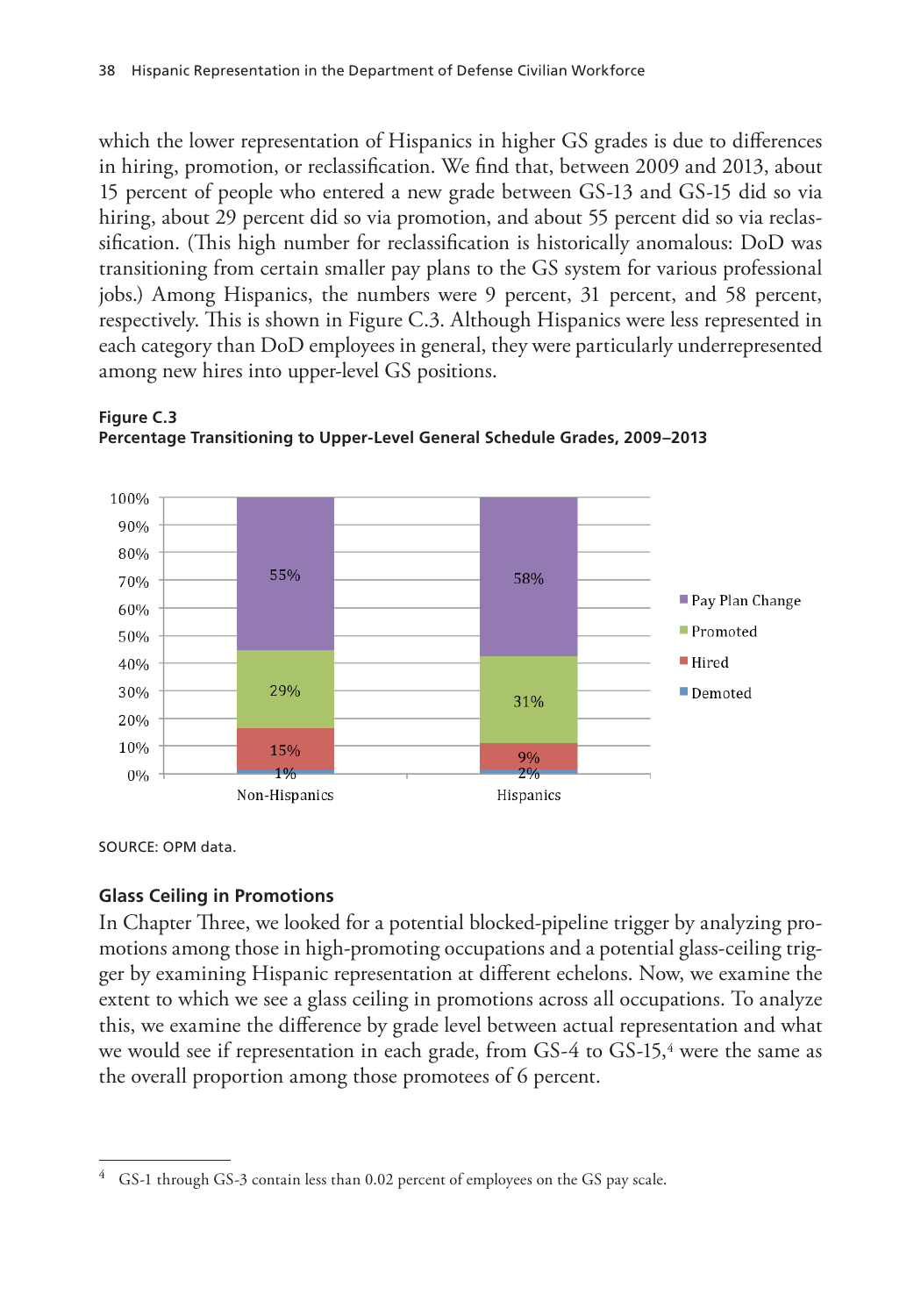which the lower representation of Hispanics in higher GS grades is due to differences in hiring, promotion, or reclassification. We find that, between 2009 and 2013, about 15 percent of people who entered a new grade between GS-13 and GS-15 did so via hiring, about 29 percent did so via promotion, and about 55 percent did so via reclassification. (This high number for reclassification is historically anomalous: DoD was transitioning from certain smaller pay plans to the GS system for various professional jobs.) Among Hispanics, the numbers were 9 percent, 31 percent, and 58 percent, respectively. This is shown in Figure C.3. Although Hispanics were less represented in each category than DoD employees in general, they were particularly underrepresented among new hires into upper-level GS positions.

**Figure C.3**
**Percentage Transitioning to Upper-Level General Schedule Grades, 2009–2013**

| | Non-Hispanics | Hispanics |
|---|---|---|
| Pay Plan Change | 55% | 58% |
| Promoted | 29% | 31% |
| Hired | 15% | 9% |
| Demoted | 1% | 2% |

SOURCE: OPM data.

### Glass Ceiling in Promotions

In Chapter Three, we looked for a potential blocked-pipeline trigger by analyzing promotions among those in high-promoting occupations and a potential glass-ceiling trigger by examining Hispanic representation at different echelons. Now, we examine the extent to which we see a glass ceiling in promotions across all occupations. To analyze this, we examine the difference by grade level between actual representation and what we would see if representation in each grade, from GS-4 to GS-15,[4] were the same as the overall proportion among those promotees of 6 percent.

[4] GS-1 through GS-3 contain less than 0.02 percent of employees on the GS pay scale.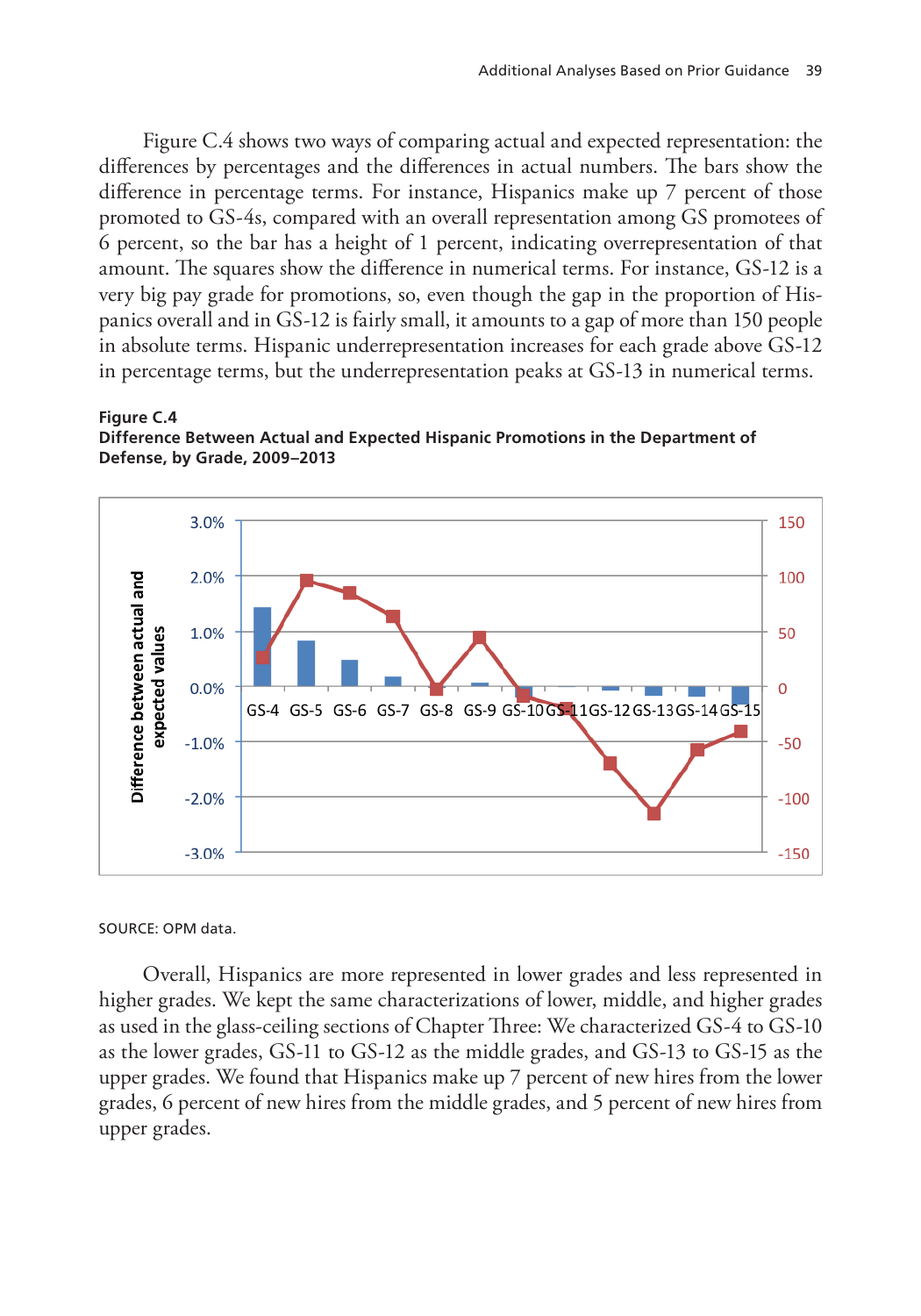Figure C.4 shows two ways of comparing actual and expected representation: the differences by percentages and the differences in actual numbers. The bars show the difference in percentage terms. For instance, Hispanics make up 7 percent of those promoted to GS-4s, compared with an overall representation among GS promotees of 6 percent, so the bar has a height of 1 percent, indicating overrepresentation of that amount. The squares show the difference in numerical terms. For instance, GS-12 is a very big pay grade for promotions, so, even though the gap in the proportion of Hispanics overall and in GS-12 is fairly small, it amounts to a gap of more than 150 people in absolute terms. Hispanic underrepresentation increases for each grade above GS-12 in percentage terms, but the underrepresentation peaks at GS-13 in numerical terms.

**Figure C.4**
**Difference Between Actual and Expected Hispanic Promotions in the Department of Defense, by Grade, 2009–2013**

SOURCE: OPM data.

Overall, Hispanics are more represented in lower grades and less represented in higher grades. We kept the same characterizations of lower, middle, and higher grades as used in the glass-ceiling sections of Chapter Three: We characterized GS-4 to GS-10 as the lower grades, GS-11 to GS-12 as the middle grades, and GS-13 to GS-15 as the upper grades. We found that Hispanics make up 7 percent of new hires from the lower grades, 6 percent of new hires from the middle grades, and 5 percent of new hires from upper grades.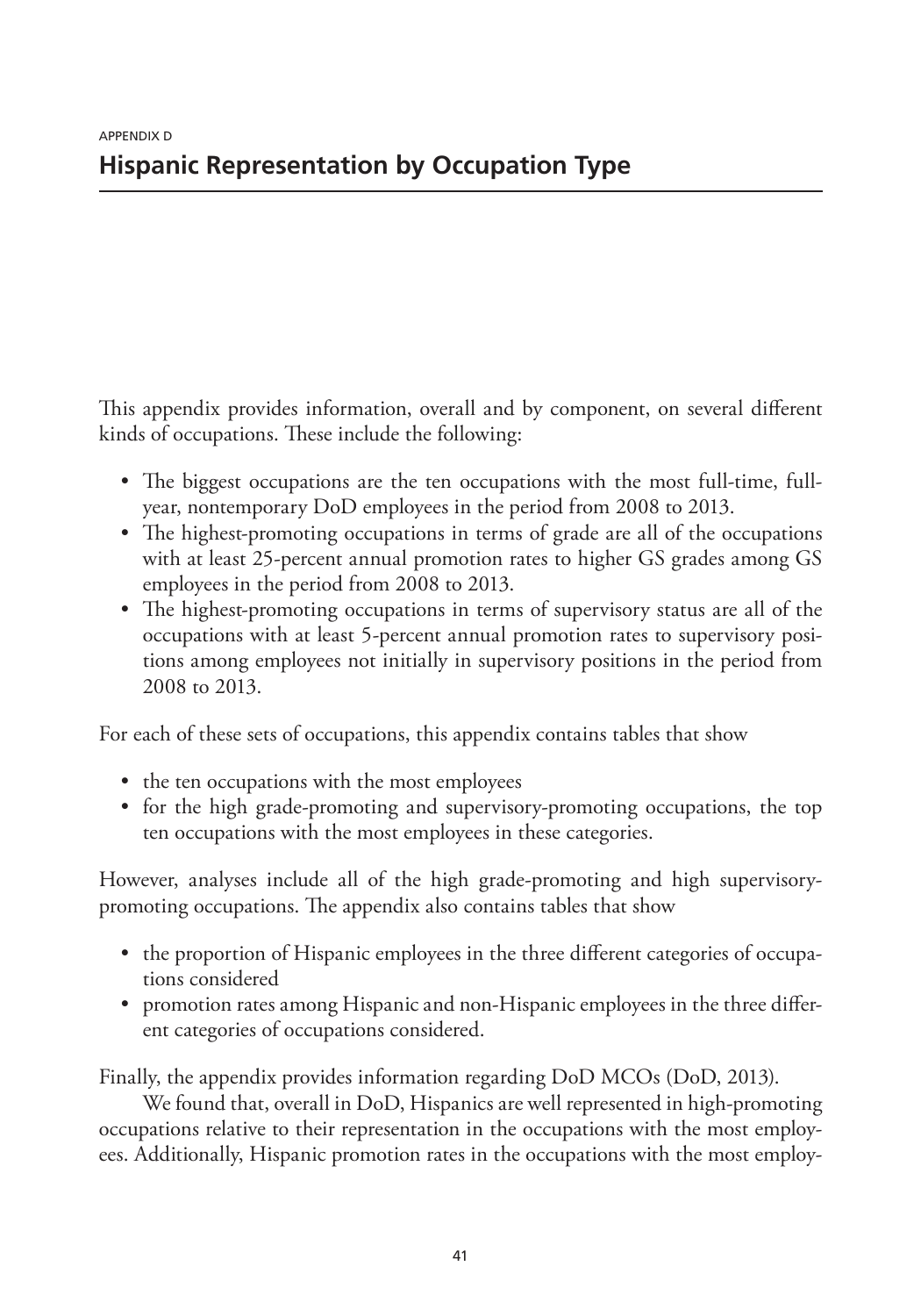APPENDIX D

# Hispanic Representation by Occupation Type

This appendix provides information, overall and by component, on several different kinds of occupations. These include the following:

- The biggest occupations are the ten occupations with the most full-time, full-year, nontemporary DoD employees in the period from 2008 to 2013.
- The highest-promoting occupations in terms of grade are all of the occupations with at least 25-percent annual promotion rates to higher GS grades among GS employees in the period from 2008 to 2013.
- The highest-promoting occupations in terms of supervisory status are all of the occupations with at least 5-percent annual promotion rates to supervisory positions among employees not initially in supervisory positions in the period from 2008 to 2013.

For each of these sets of occupations, this appendix contains tables that show

- the ten occupations with the most employees
- for the high grade-promoting and supervisory-promoting occupations, the top ten occupations with the most employees in these categories.

However, analyses include all of the high grade-promoting and high supervisory-promoting occupations. The appendix also contains tables that show

- the proportion of Hispanic employees in the three different categories of occupations considered
- promotion rates among Hispanic and non-Hispanic employees in the three different categories of occupations considered.

Finally, the appendix provides information regarding DoD MCOs (DoD, 2013).

We found that, overall in DoD, Hispanics are well represented in high-promoting occupations relative to their representation in the occupations with the most employees. Additionally, Hispanic promotion rates in the occupations with the most employ-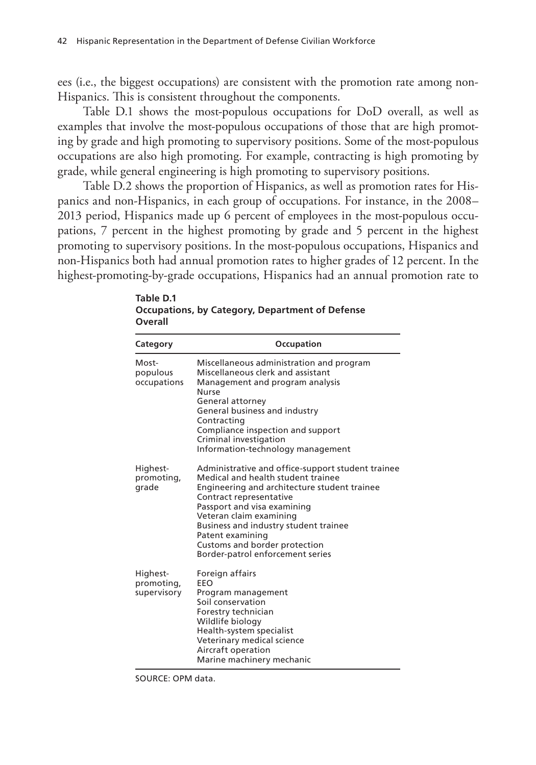ees (i.e., the biggest occupations) are consistent with the promotion rate among non-Hispanics. This is consistent throughout the components.

Table D.1 shows the most-populous occupations for DoD overall, as well as examples that involve the most-populous occupations of those that are high promoting by grade and high promoting to supervisory positions. Some of the most-populous occupations are also high promoting. For example, contracting is high promoting by grade, while general engineering is high promoting to supervisory positions.

Table D.2 shows the proportion of Hispanics, as well as promotion rates for Hispanics and non-Hispanics, in each group of occupations. For instance, in the 2008–2013 period, Hispanics made up 6 percent of employees in the most-populous occupations, 7 percent in the highest promoting by grade and 5 percent in the highest promoting to supervisory positions. In the most-populous occupations, Hispanics and non-Hispanics both had annual promotion rates to higher grades of 12 percent. In the highest-promoting-by-grade occupations, Hispanics had an annual promotion rate to

**Table D.1**
**Occupations, by Category, Department of Defense Overall**

| Category | Occupation |
|---|---|
| Most-populous occupations | Miscellaneous administration and program<br>Miscellaneous clerk and assistant<br>Management and program analysis<br>Nurse<br>General attorney<br>General business and industry<br>Contracting<br>Compliance inspection and support<br>Criminal investigation<br>Information-technology management |
| Highest-promoting, grade | Administrative and office-support student trainee<br>Medical and health student trainee<br>Engineering and architecture student trainee<br>Contract representative<br>Passport and visa examining<br>Veteran claim examining<br>Business and industry student trainee<br>Patent examining<br>Customs and border protection<br>Border-patrol enforcement series |
| Highest-promoting, supervisory | Foreign affairs<br>EEO<br>Program management<br>Soil conservation<br>Forestry technician<br>Wildlife biology<br>Health-system specialist<br>Veterinary medical science<br>Aircraft operation<br>Marine machinery mechanic |

SOURCE: OPM data.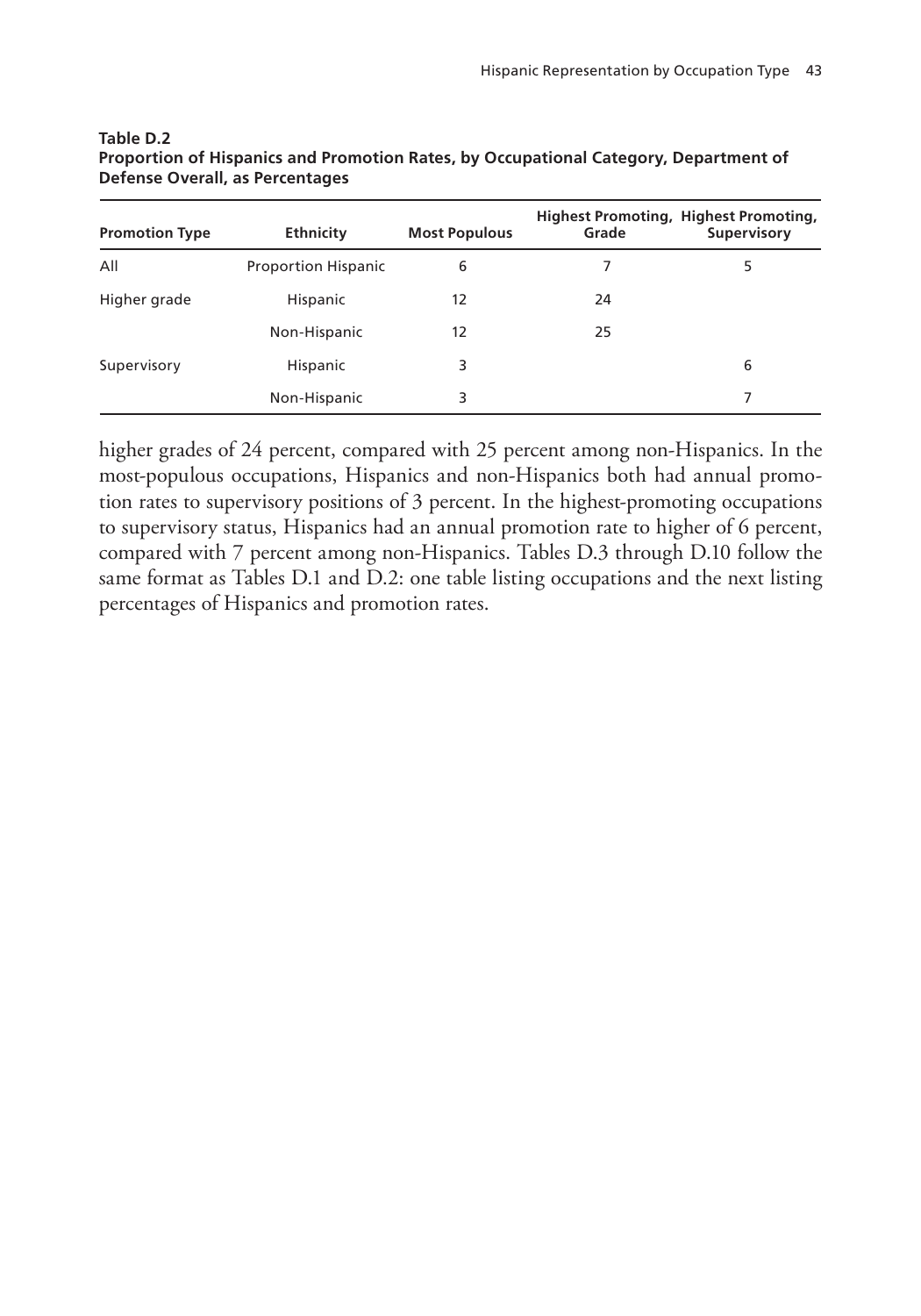**Table D.2**
**Proportion of Hispanics and Promotion Rates, by Occupational Category, Department of Defense Overall, as Percentages**

| Promotion Type | Ethnicity | Most Populous | Highest Promoting, Grade | Highest Promoting, Supervisory |
|---|---|---|---|---|
| All | Proportion Hispanic | 6 | 7 | 5 |
| Higher grade | Hispanic | 12 | 24 | |
| | Non-Hispanic | 12 | 25 | |
| Supervisory | Hispanic | 3 | | 6 |
| | Non-Hispanic | 3 | | 7 |

higher grades of 24 percent, compared with 25 percent among non-Hispanics. In the most-populous occupations, Hispanics and non-Hispanics both had annual promotion rates to supervisory positions of 3 percent. In the highest-promoting occupations to supervisory status, Hispanics had an annual promotion rate to higher of 6 percent, compared with 7 percent among non-Hispanics. Tables D.3 through D.10 follow the same format as Tables D.1 and D.2: one table listing occupations and the next listing percentages of Hispanics and promotion rates.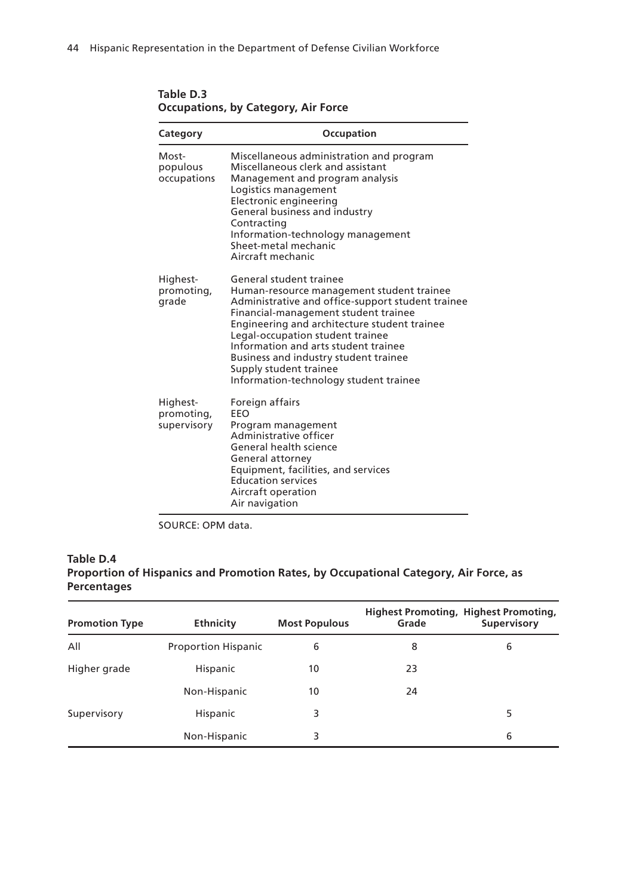**Table D.3**
**Occupations, by Category, Air Force**

| Category | Occupation |
|---|---|
| Most-populous occupations | Miscellaneous administration and program<br>Miscellaneous clerk and assistant<br>Management and program analysis<br>Logistics management<br>Electronic engineering<br>General business and industry<br>Contracting<br>Information-technology management<br>Sheet-metal mechanic<br>Aircraft mechanic |
| Highest-promoting, grade | General student trainee<br>Human-resource management student trainee<br>Administrative and office-support student trainee<br>Financial-management student trainee<br>Engineering and architecture student trainee<br>Legal-occupation student trainee<br>Information and arts student trainee<br>Business and industry student trainee<br>Supply student trainee<br>Information-technology student trainee |
| Highest-promoting, supervisory | Foreign affairs<br>EEO<br>Program management<br>Administrative officer<br>General health science<br>General attorney<br>Equipment, facilities, and services<br>Education services<br>Aircraft operation<br>Air navigation |

SOURCE: OPM data.

**Table D.4**
**Proportion of Hispanics and Promotion Rates, by Occupational Category, Air Force, as Percentages**

| Promotion Type | Ethnicity | Most Populous | Highest Promoting, Grade | Highest Promoting, Supervisory |
|---|---|---|---|---|
| All | Proportion Hispanic | 6 | 8 | 6 |
| Higher grade | Hispanic | 10 | 23 | |
| | Non-Hispanic | 10 | 24 | |
| Supervisory | Hispanic | 3 | | 5 |
| | Non-Hispanic | 3 | | 6 |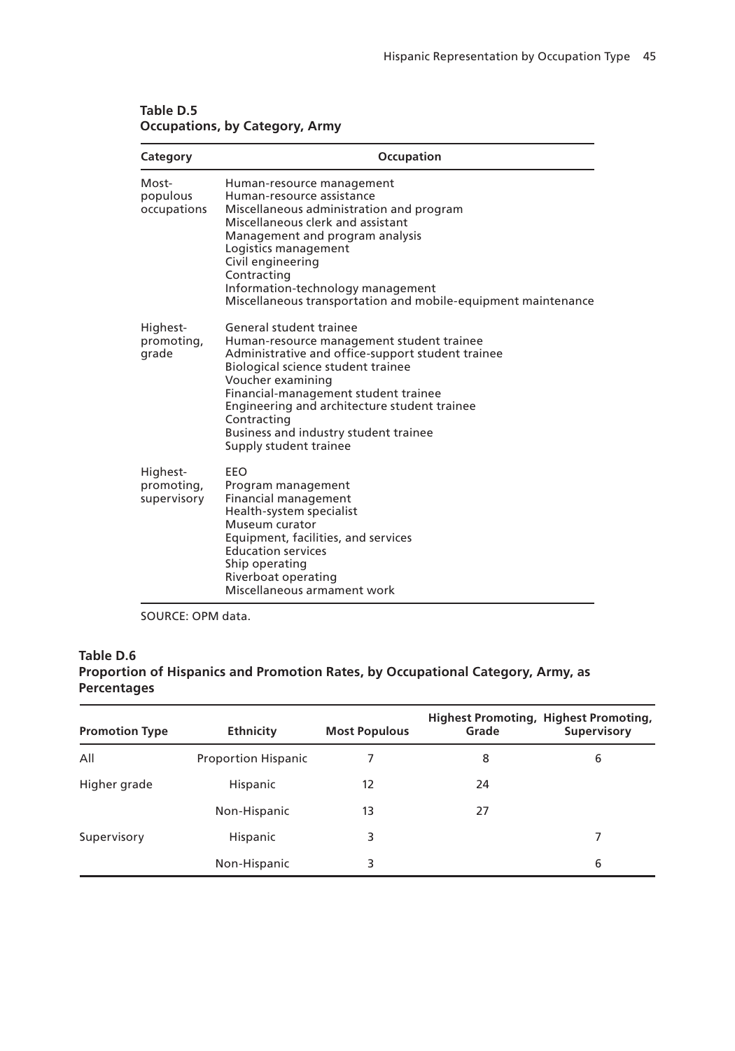**Table D.5**
**Occupations, by Category, Army**

| Category | Occupation |
|---|---|
| Most-populous occupations | Human-resource management<br>Human-resource assistance<br>Miscellaneous administration and program<br>Miscellaneous clerk and assistant<br>Management and program analysis<br>Logistics management<br>Civil engineering<br>Contracting<br>Information-technology management<br>Miscellaneous transportation and mobile-equipment maintenance |
| Highest-promoting, grade | General student trainee<br>Human-resource management student trainee<br>Administrative and office-support student trainee<br>Biological science student trainee<br>Voucher examining<br>Financial-management student trainee<br>Engineering and architecture student trainee<br>Contracting<br>Business and industry student trainee<br>Supply student trainee |
| Highest-promoting, supervisory | EEO<br>Program management<br>Financial management<br>Health-system specialist<br>Museum curator<br>Equipment, facilities, and services<br>Education services<br>Ship operating<br>Riverboat operating<br>Miscellaneous armament work |

SOURCE: OPM data.

**Table D.6**
**Proportion of Hispanics and Promotion Rates, by Occupational Category, Army, as Percentages**

| Promotion Type | Ethnicity | Most Populous | Highest Promoting, Grade | Highest Promoting, Supervisory |
|---|---|---|---|---|
| All | Proportion Hispanic | 7 | 8 | 6 |
| Higher grade | Hispanic | 12 | 24 | |
| | Non-Hispanic | 13 | 27 | |
| Supervisory | Hispanic | 3 | | 7 |
| | Non-Hispanic | 3 | | 6 |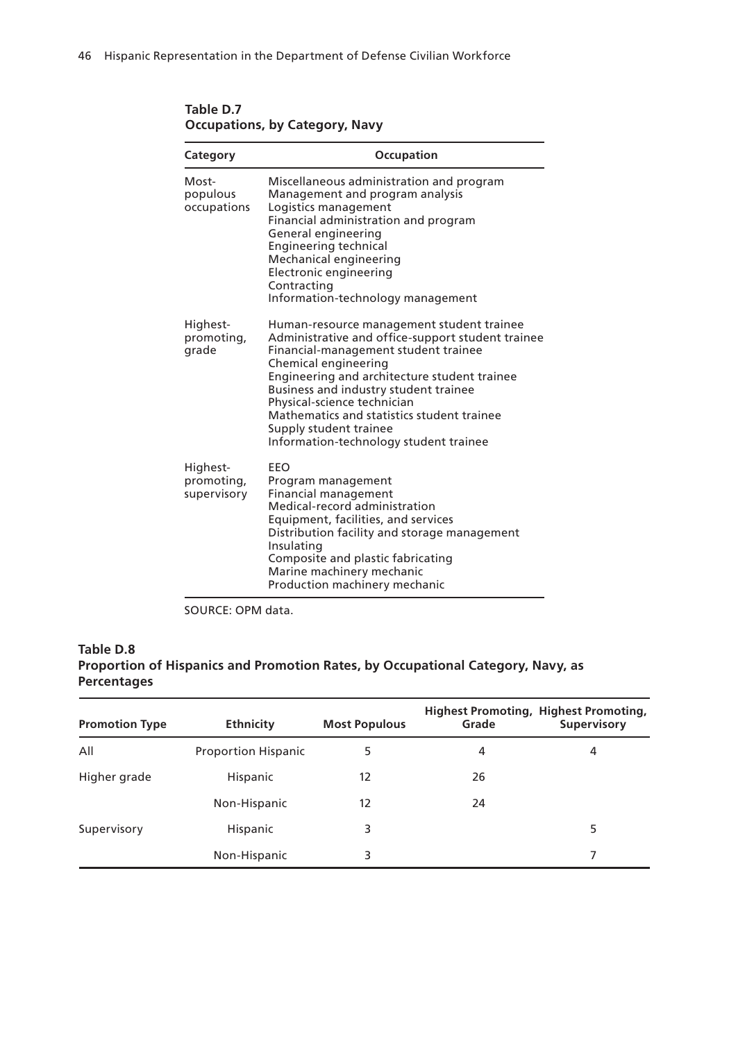**Table D.7**
**Occupations, by Category, Navy**

| Category | Occupation |
|---|---|
| Most-populous occupations | Miscellaneous administration and program<br>Management and program analysis<br>Logistics management<br>Financial administration and program<br>General engineering<br>Engineering technical<br>Mechanical engineering<br>Electronic engineering<br>Contracting<br>Information-technology management |
| Highest-promoting, grade | Human-resource management student trainee<br>Administrative and office-support student trainee<br>Financial-management student trainee<br>Chemical engineering<br>Engineering and architecture student trainee<br>Business and industry student trainee<br>Physical-science technician<br>Mathematics and statistics student trainee<br>Supply student trainee<br>Information-technology student trainee |
| Highest-promoting, supervisory | EEO<br>Program management<br>Financial management<br>Medical-record administration<br>Equipment, facilities, and services<br>Distribution facility and storage management<br>Insulating<br>Composite and plastic fabricating<br>Marine machinery mechanic<br>Production machinery mechanic |

SOURCE: OPM data.

**Table D.8**
**Proportion of Hispanics and Promotion Rates, by Occupational Category, Navy, as Percentages**

| Promotion Type | Ethnicity | Most Populous | Highest Promoting, Grade | Highest Promoting, Supervisory |
|---|---|---|---|---|
| All | Proportion Hispanic | 5 | 4 | 4 |
| Higher grade | Hispanic | 12 | 26 | |
| | Non-Hispanic | 12 | 24 | |
| Supervisory | Hispanic | 3 | | 5 |
| | Non-Hispanic | 3 | | 7 |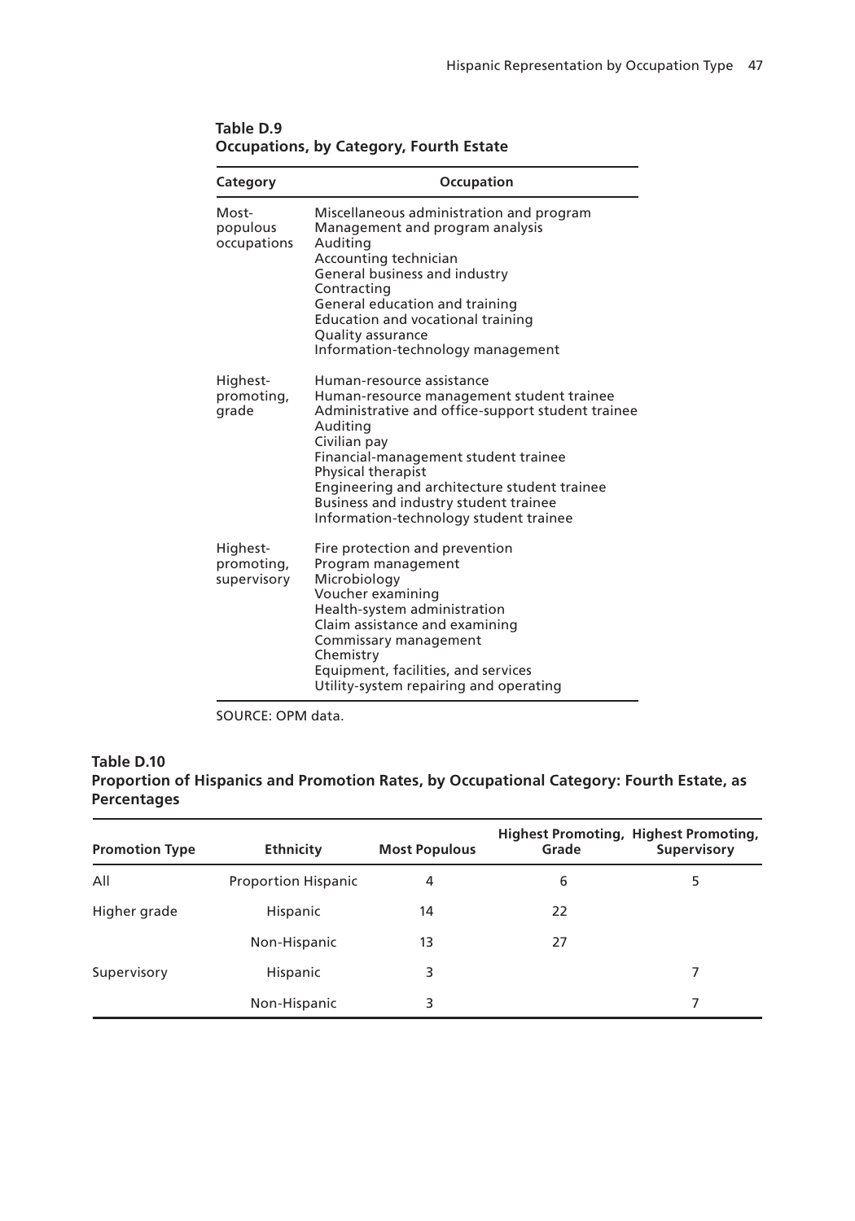**Table D.9**
**Occupations, by Category, Fourth Estate**

| Category | Occupation |
|---|---|
| Most-populous occupations | Miscellaneous administration and program<br>Management and program analysis<br>Auditing<br>Accounting technician<br>General business and industry<br>Contracting<br>General education and training<br>Education and vocational training<br>Quality assurance<br>Information-technology management |
| Highest-promoting, grade | Human-resource assistance<br>Human-resource management student trainee<br>Administrative and office-support student trainee<br>Auditing<br>Civilian pay<br>Financial-management student trainee<br>Physical therapist<br>Engineering and architecture student trainee<br>Business and industry student trainee<br>Information-technology student trainee |
| Highest-promoting, supervisory | Fire protection and prevention<br>Program management<br>Microbiology<br>Voucher examining<br>Health-system administration<br>Claim assistance and examining<br>Commissary management<br>Chemistry<br>Equipment, facilities, and services<br>Utility-system repairing and operating |

SOURCE: OPM data.

**Table D.10**
**Proportion of Hispanics and Promotion Rates, by Occupational Category: Fourth Estate, as Percentages**

| Promotion Type | Ethnicity | Most Populous | Highest Promoting, Grade | Highest Promoting, Supervisory |
|---|---|---|---|---|
| All | Proportion Hispanic | 4 | 6 | 5 |
| Higher grade | Hispanic | 14 | 22 | |
| | Non-Hispanic | 13 | 27 | |
| Supervisory | Hispanic | 3 | | 7 |
| | Non-Hispanic | 3 | | 7 |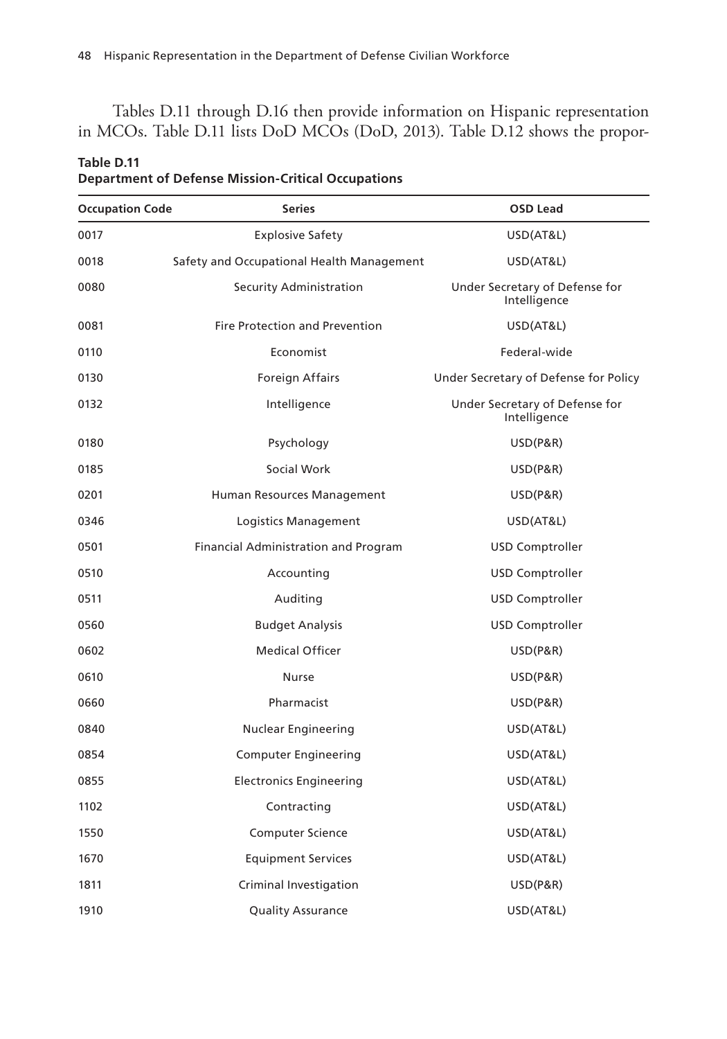Tables D.11 through D.16 then provide information on Hispanic representation in MCOs. Table D.11 lists DoD MCOs (DoD, 2013). Table D.12 shows the propor-

**Table D.11**
**Department of Defense Mission-Critical Occupations**

| Occupation Code | Series | OSD Lead |
|---|---|---|
| 0017 | Explosive Safety | USD(AT&L) |
| 0018 | Safety and Occupational Health Management | USD(AT&L) |
| 0080 | Security Administration | Under Secretary of Defense for Intelligence |
| 0081 | Fire Protection and Prevention | USD(AT&L) |
| 0110 | Economist | Federal-wide |
| 0130 | Foreign Affairs | Under Secretary of Defense for Policy |
| 0132 | Intelligence | Under Secretary of Defense for Intelligence |
| 0180 | Psychology | USD(P&R) |
| 0185 | Social Work | USD(P&R) |
| 0201 | Human Resources Management | USD(P&R) |
| 0346 | Logistics Management | USD(AT&L) |
| 0501 | Financial Administration and Program | USD Comptroller |
| 0510 | Accounting | USD Comptroller |
| 0511 | Auditing | USD Comptroller |
| 0560 | Budget Analysis | USD Comptroller |
| 0602 | Medical Officer | USD(P&R) |
| 0610 | Nurse | USD(P&R) |
| 0660 | Pharmacist | USD(P&R) |
| 0840 | Nuclear Engineering | USD(AT&L) |
| 0854 | Computer Engineering | USD(AT&L) |
| 0855 | Electronics Engineering | USD(AT&L) |
| 1102 | Contracting | USD(AT&L) |
| 1550 | Computer Science | USD(AT&L) |
| 1670 | Equipment Services | USD(AT&L) |
| 1811 | Criminal Investigation | USD(P&R) |
| 1910 | Quality Assurance | USD(AT&L) |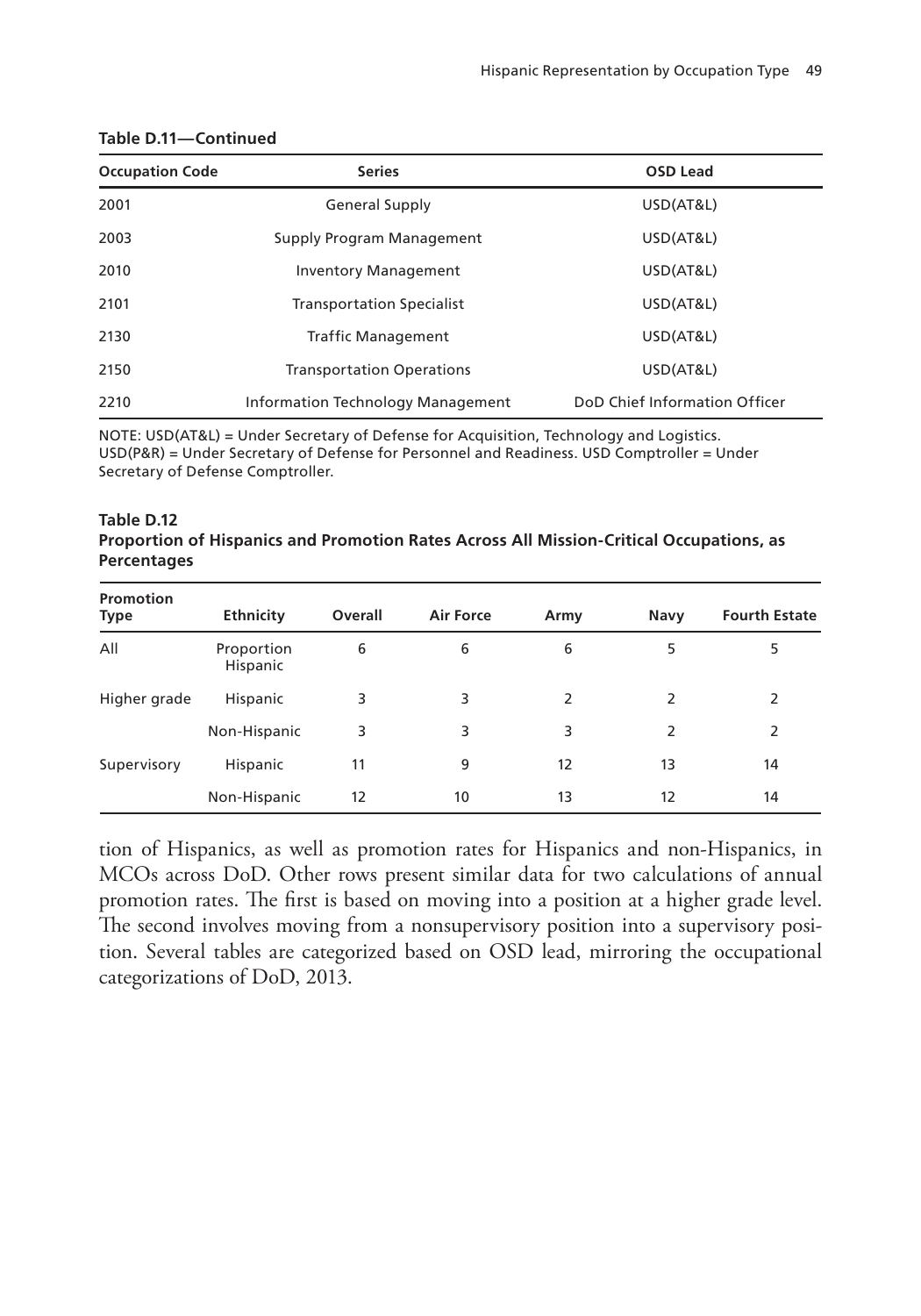**Table D.11—Continued**

| Occupation Code | Series | OSD Lead |
|---|---|---|
| 2001 | General Supply | USD(AT&L) |
| 2003 | Supply Program Management | USD(AT&L) |
| 2010 | Inventory Management | USD(AT&L) |
| 2101 | Transportation Specialist | USD(AT&L) |
| 2130 | Traffic Management | USD(AT&L) |
| 2150 | Transportation Operations | USD(AT&L) |
| 2210 | Information Technology Management | DoD Chief Information Officer |

NOTE: USD(AT&L) = Under Secretary of Defense for Acquisition, Technology and Logistics. USD(P&R) = Under Secretary of Defense for Personnel and Readiness. USD Comptroller = Under Secretary of Defense Comptroller.

**Table D.12**
**Proportion of Hispanics and Promotion Rates Across All Mission-Critical Occupations, as Percentages**

| Promotion Type | Ethnicity | Overall | Air Force | Army | Navy | Fourth Estate |
|---|---|---|---|---|---|---|
| All | Proportion Hispanic | 6 | 6 | 6 | 5 | 5 |
| Higher grade | Hispanic | 3 | 3 | 2 | 2 | 2 |
| | Non-Hispanic | 3 | 3 | 3 | 2 | 2 |
| Supervisory | Hispanic | 11 | 9 | 12 | 13 | 14 |
| | Non-Hispanic | 12 | 10 | 13 | 12 | 14 |

tion of Hispanics, as well as promotion rates for Hispanics and non-Hispanics, in MCOs across DoD. Other rows present similar data for two calculations of annual promotion rates. The first is based on moving into a position at a higher grade level. The second involves moving from a nonsupervisory position into a supervisory position. Several tables are categorized based on OSD lead, mirroring the occupational categorizations of DoD, 2013.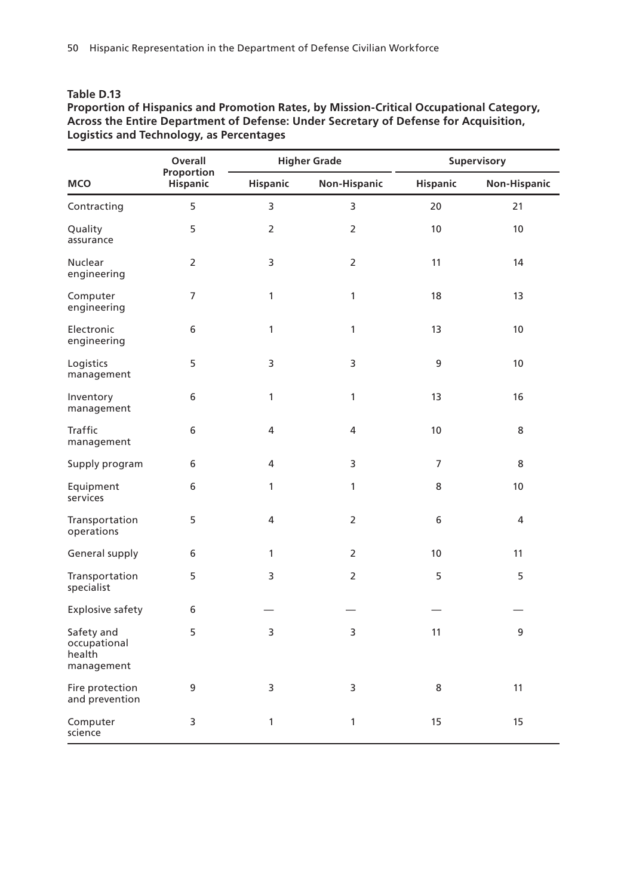**Table D.13**
**Proportion of Hispanics and Promotion Rates, by Mission-Critical Occupational Category, Across the Entire Department of Defense: Under Secretary of Defense for Acquisition, Logistics and Technology, as Percentages**

| MCO | Overall Proportion Hispanic | Higher Grade | | Supervisory | |
|---|---|---|---|---|---|
| | | Hispanic | Non-Hispanic | Hispanic | Non-Hispanic |
| Contracting | 5 | 3 | 3 | 20 | 21 |
| Quality assurance | 5 | 2 | 2 | 10 | 10 |
| Nuclear engineering | 2 | 3 | 2 | 11 | 14 |
| Computer engineering | 7 | 1 | 1 | 18 | 13 |
| Electronic engineering | 6 | 1 | 1 | 13 | 10 |
| Logistics management | 5 | 3 | 3 | 9 | 10 |
| Inventory management | 6 | 1 | 1 | 13 | 16 |
| Traffic management | 6 | 4 | 4 | 10 | 8 |
| Supply program | 6 | 4 | 3 | 7 | 8 |
| Equipment services | 6 | 1 | 1 | 8 | 10 |
| Transportation operations | 5 | 4 | 2 | 6 | 4 |
| General supply | 6 | 1 | 2 | 10 | 11 |
| Transportation specialist | 5 | 3 | 2 | 5 | 5 |
| Explosive safety | 6 | — | — | — | — |
| Safety and occupational health management | 5 | 3 | 3 | 11 | 9 |
| Fire protection and prevention | 9 | 3 | 3 | 8 | 11 |
| Computer science | 3 | 1 | 1 | 15 | 15 |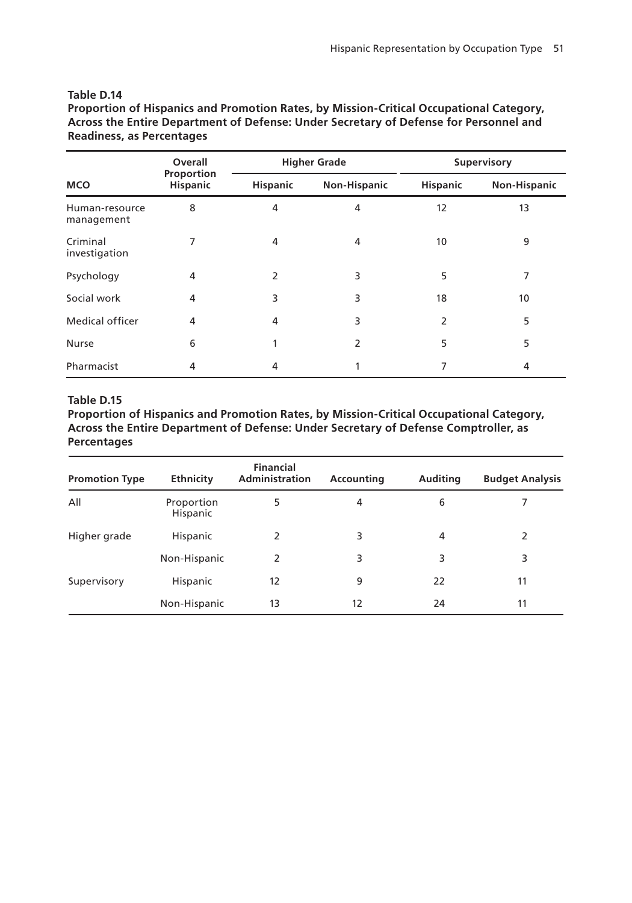**Table D.14**
**Proportion of Hispanics and Promotion Rates, by Mission-Critical Occupational Category, Across the Entire Department of Defense: Under Secretary of Defense for Personnel and Readiness, as Percentages**

| MCO | Overall Proportion Hispanic | Higher Grade | | Supervisory | |
|---|---|---|---|---|---|
| | | Hispanic | Non-Hispanic | Hispanic | Non-Hispanic |
| Human-resource management | 8 | 4 | 4 | 12 | 13 |
| Criminal investigation | 7 | 4 | 4 | 10 | 9 |
| Psychology | 4 | 2 | 3 | 5 | 7 |
| Social work | 4 | 3 | 3 | 18 | 10 |
| Medical officer | 4 | 4 | 3 | 2 | 5 |
| Nurse | 6 | 1 | 2 | 5 | 5 |
| Pharmacist | 4 | 4 | 1 | 7 | 4 |

**Table D.15**
**Proportion of Hispanics and Promotion Rates, by Mission-Critical Occupational Category, Across the Entire Department of Defense: Under Secretary of Defense Comptroller, as Percentages**

| Promotion Type | Ethnicity | Financial Administration | Accounting | Auditing | Budget Analysis |
|---|---|---|---|---|---|
| All | Proportion Hispanic | 5 | 4 | 6 | 7 |
| Higher grade | Hispanic | 2 | 3 | 4 | 2 |
| | Non-Hispanic | 2 | 3 | 3 | 3 |
| Supervisory | Hispanic | 12 | 9 | 22 | 11 |
| | Non-Hispanic | 13 | 12 | 24 | 11 |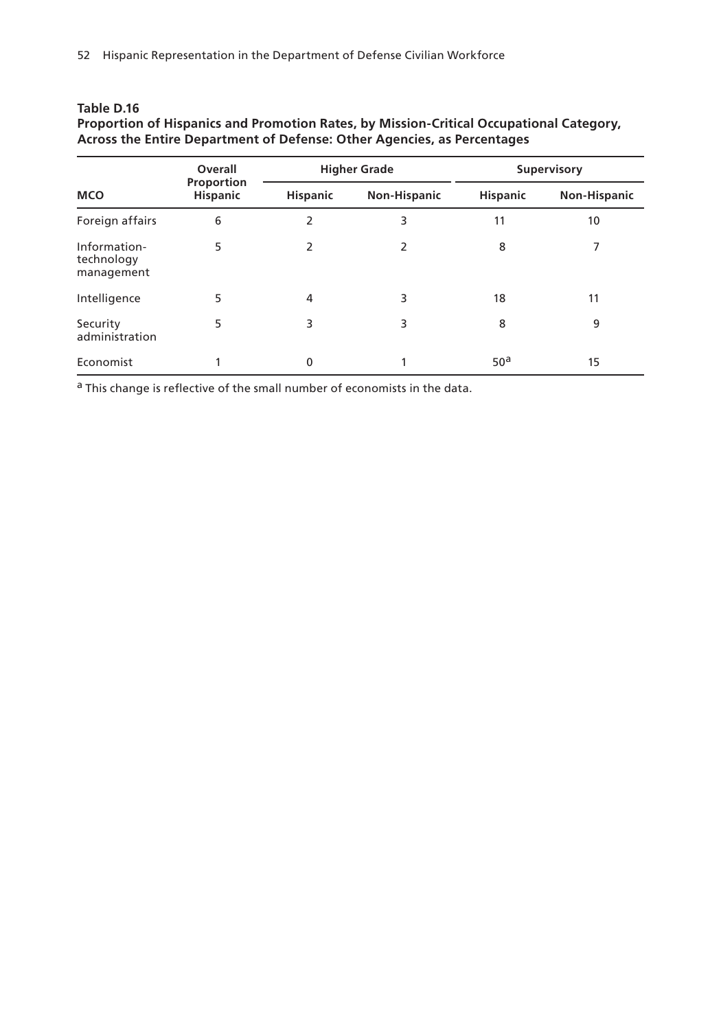**Table D.16**
**Proportion of Hispanics and Promotion Rates, by Mission-Critical Occupational Category, Across the Entire Department of Defense: Other Agencies, as Percentages**

| MCO | Overall Proportion Hispanic | Higher Grade | | Supervisory | |
|---|---|---|---|---|---|
| | | Hispanic | Non-Hispanic | Hispanic | Non-Hispanic |
| Foreign affairs | 6 | 2 | 3 | 11 | 10 |
| Information-technology management | 5 | 2 | 2 | 8 | 7 |
| Intelligence | 5 | 4 | 3 | 18 | 11 |
| Security administration | 5 | 3 | 3 | 8 | 9 |
| Economist | 1 | 0 | 1 | 50[a] | 15 |

[a] This change is reflective of the small number of economists in the data.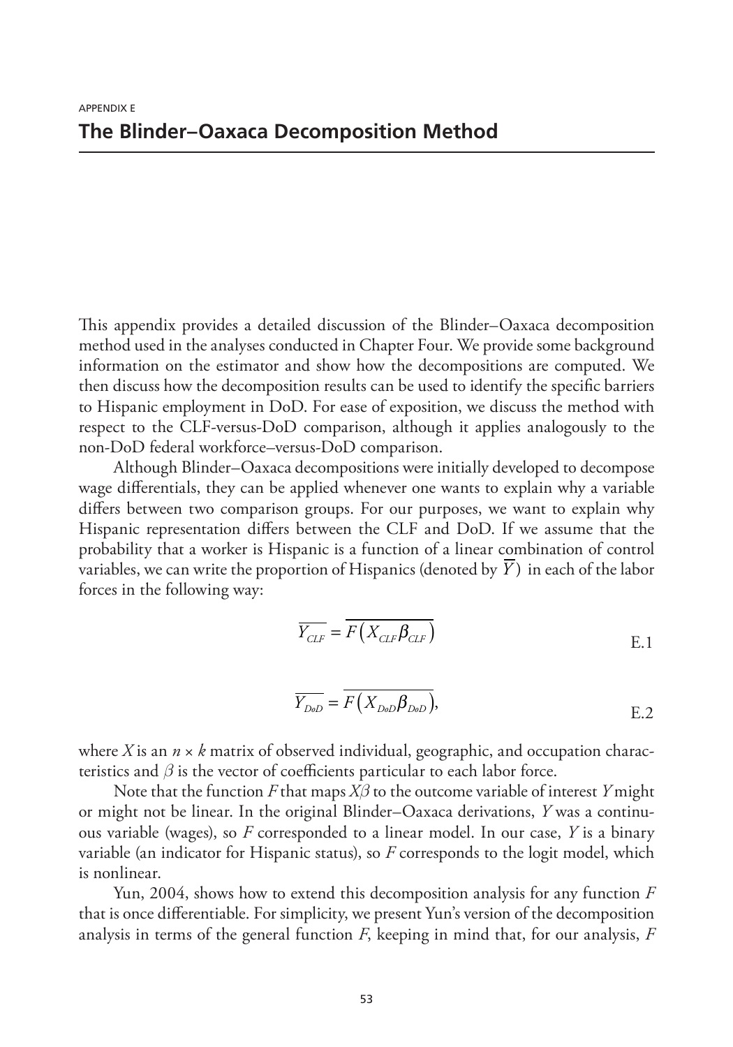APPENDIX E

# The Blinder–Oaxaca Decomposition Method

This appendix provides a detailed discussion of the Blinder–Oaxaca decomposition method used in the analyses conducted in Chapter Four. We provide some background information on the estimator and show how the decompositions are computed. We then discuss how the decomposition results can be used to identify the specific barriers to Hispanic employment in DoD. For ease of exposition, we discuss the method with respect to the CLF-versus-DoD comparison, although it applies analogously to the non-DoD federal workforce–versus-DoD comparison.

Although Blinder–Oaxaca decompositions were initially developed to decompose wage differentials, they can be applied whenever one wants to explain why a variable differs between two comparison groups. For our purposes, we want to explain why Hispanic representation differs between the CLF and DoD. If we assume that the probability that a worker is Hispanic is a function of a linear combination of control variables, we can write the proportion of Hispanics (denoted by $\overline{Y}$) in each of the labor forces in the following way:

$$\overline{Y_{CLF}} = \overline{F\left(X_{CLF}\beta_{CLF}\right)} \tag{E.1}$$

$$\overline{Y_{DoD}} = \overline{F\left(X_{DoD}\beta_{DoD}\right)}, \tag{E.2}$$

where $X$ is an $n \times k$ matrix of observed individual, geographic, and occupation characteristics and $\beta$ is the vector of coefficients particular to each labor force.

Note that the function $F$ that maps $X\beta$ to the outcome variable of interest $Y$ might or might not be linear. In the original Blinder–Oaxaca derivations, $Y$ was a continuous variable (wages), so $F$ corresponded to a linear model. In our case, $Y$ is a binary variable (an indicator for Hispanic status), so $F$ corresponds to the logit model, which is nonlinear.

Yun, 2004, shows how to extend this decomposition analysis for any function $F$ that is once differentiable. For simplicity, we present Yun's version of the decomposition analysis in terms of the general function $F$, keeping in mind that, for our analysis, $F$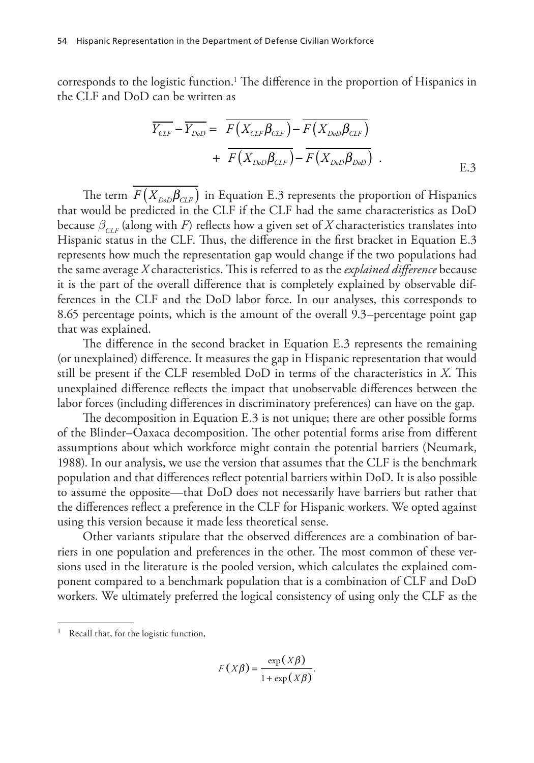corresponds to the logistic function.[1] The difference in the proportion of Hispanics in the CLF and DoD can be written as

$$\overline{Y_{CLF}} - \overline{Y_{DoD}} = \overline{F\left(X_{CLF}\beta_{CLF}\right)} - \overline{F\left(X_{DoD}\beta_{CLF}\right)} + \overline{F\left(X_{DoD}\beta_{CLF}\right)} - \overline{F\left(X_{DoD}\beta_{DoD}\right)} \quad . \tag{E.3}$$

The term $\overline{F\left(X_{DoD}\beta_{CLF}\right)}$ in Equation E.3 represents the proportion of Hispanics that would be predicted in the CLF if the CLF had the same characteristics as DoD because $\beta_{CLF}$ (along with $F$) reflects how a given set of $X$ characteristics translates into Hispanic status in the CLF. Thus, the difference in the first bracket in Equation E.3 represents how much the representation gap would change if the two populations had the same average $X$ characteristics. This is referred to as the *explained difference* because it is the part of the overall difference that is completely explained by observable differences in the CLF and the DoD labor force. In our analyses, this corresponds to 8.65 percentage points, which is the amount of the overall 9.3–percentage point gap that was explained.

The difference in the second bracket in Equation E.3 represents the remaining (or unexplained) difference. It measures the gap in Hispanic representation that would still be present if the CLF resembled DoD in terms of the characteristics in $X$. This unexplained difference reflects the impact that unobservable differences between the labor forces (including differences in discriminatory preferences) can have on the gap.

The decomposition in Equation E.3 is not unique; there are other possible forms of the Blinder–Oaxaca decomposition. The other potential forms arise from different assumptions about which workforce might contain the potential barriers (Neumark, 1988). In our analysis, we use the version that assumes that the CLF is the benchmark population and that differences reflect potential barriers within DoD. It is also possible to assume the opposite—that DoD does not necessarily have barriers but rather that the differences reflect a preference in the CLF for Hispanic workers. We opted against using this version because it made less theoretical sense.

Other variants stipulate that the observed differences are a combination of barriers in one population and preferences in the other. The most common of these versions used in the literature is the pooled version, which calculates the explained component compared to a benchmark population that is a combination of CLF and DoD workers. We ultimately preferred the logical consistency of using only the CLF as the

---

[1] Recall that, for the logistic function,

$$F(X\beta) = \frac{\exp(X\beta)}{1 + \exp(X\beta)}.$$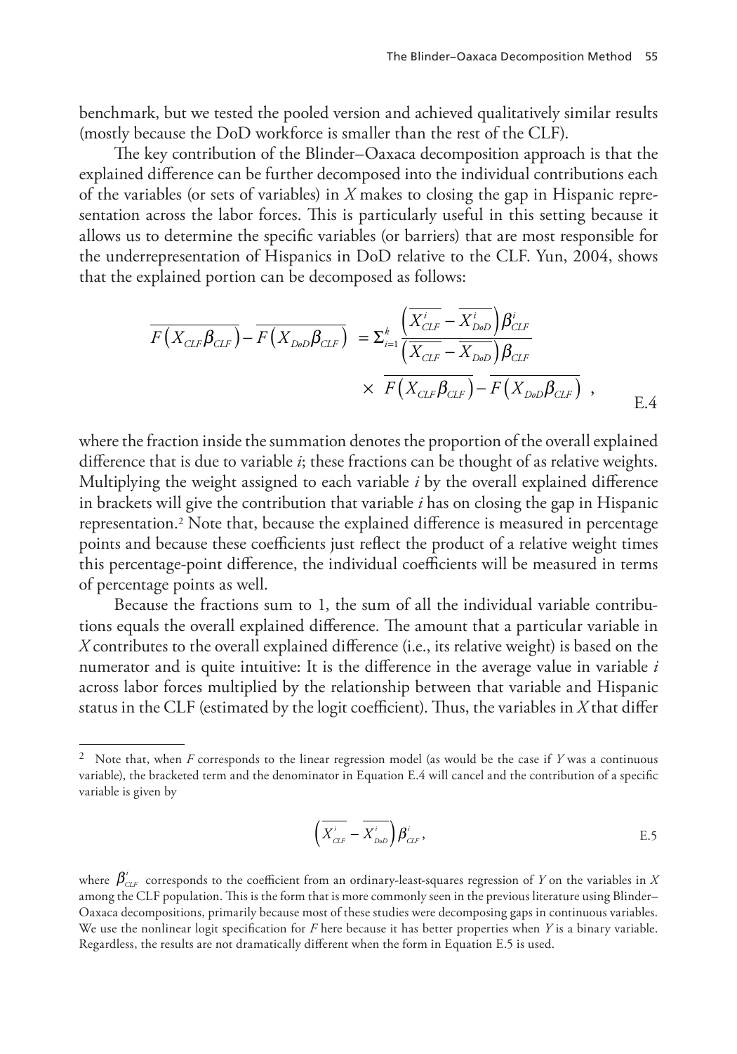benchmark, but we tested the pooled version and achieved qualitatively similar results (mostly because the DoD workforce is smaller than the rest of the CLF).

The key contribution of the Blinder–Oaxaca decomposition approach is that the explained difference can be further decomposed into the individual contributions each of the variables (or sets of variables) in $X$ makes to closing the gap in Hispanic representation across the labor forces. This is particularly useful in this setting because it allows us to determine the specific variables (or barriers) that are most responsible for the underrepresentation of Hispanics in DoD relative to the CLF. Yun, 2004, shows that the explained portion can be decomposed as follows:

$$\overline{F\left(X_{CLF}\beta_{CLF}\right)} - \overline{F\left(X_{DoD}\beta_{CLF}\right)} = \Sigma_{i=1}^{k} \frac{\left(\overline{X_{CLF}^{i}} - \overline{X_{DoD}^{i}}\right)\beta_{CLF}^{i}}{\left(\overline{X_{CLF}} - \overline{X_{DoD}}\right)\beta_{CLF}} \times \overline{\overline{F\left(X_{CLF}\beta_{CLF}\right)} - \overline{F\left(X_{DoD}\beta_{CLF}\right)}}\ , \qquad \text{E.4}$$

where the fraction inside the summation denotes the proportion of the overall explained difference that is due to variable *i*; these fractions can be thought of as relative weights. Multiplying the weight assigned to each variable *i* by the overall explained difference in brackets will give the contribution that variable *i* has on closing the gap in Hispanic representation.[2] Note that, because the explained difference is measured in percentage points and because these coefficients just reflect the product of a relative weight times this percentage-point difference, the individual coefficients will be measured in terms of percentage points as well.

Because the fractions sum to 1, the sum of all the individual variable contributions equals the overall explained difference. The amount that a particular variable in $X$ contributes to the overall explained difference (i.e., its relative weight) is based on the numerator and is quite intuitive: It is the difference in the average value in variable *i* across labor forces multiplied by the relationship between that variable and Hispanic status in the CLF (estimated by the logit coefficient). Thus, the variables in $X$ that differ

---

[2] Note that, when $F$ corresponds to the linear regression model (as would be the case if $Y$ was a continuous variable), the bracketed term and the denominator in Equation E.4 will cancel and the contribution of a specific variable is given by

$$\left(\overline{X_{CLF}^{i}} - \overline{X_{DoD}^{i}}\right)\beta_{CLF}^{i}, \qquad \text{E.5}$$

where $\beta_{CLF}^{i}$ corresponds to the coefficient from an ordinary-least-squares regression of $Y$ on the variables in $X$ among the CLF population. This is the form that is more commonly seen in the previous literature using Blinder–Oaxaca decompositions, primarily because most of these studies were decomposing gaps in continuous variables. We use the nonlinear logit specification for $F$ here because it has better properties when $Y$ is a binary variable. Regardless, the results are not dramatically different when the form in Equation E.5 is used.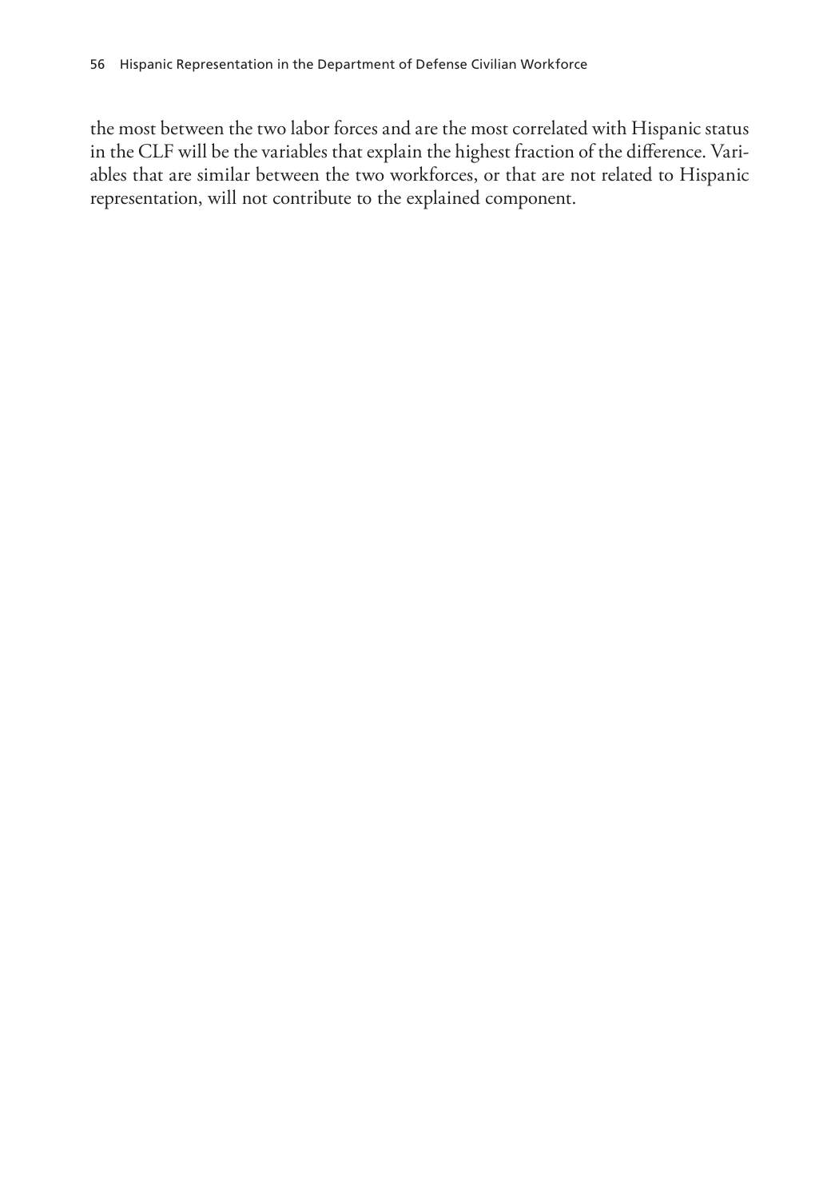the most between the two labor forces and are the most correlated with Hispanic status in the CLF will be the variables that explain the highest fraction of the difference. Variables that are similar between the two workforces, or that are not related to Hispanic representation, will not contribute to the explained component.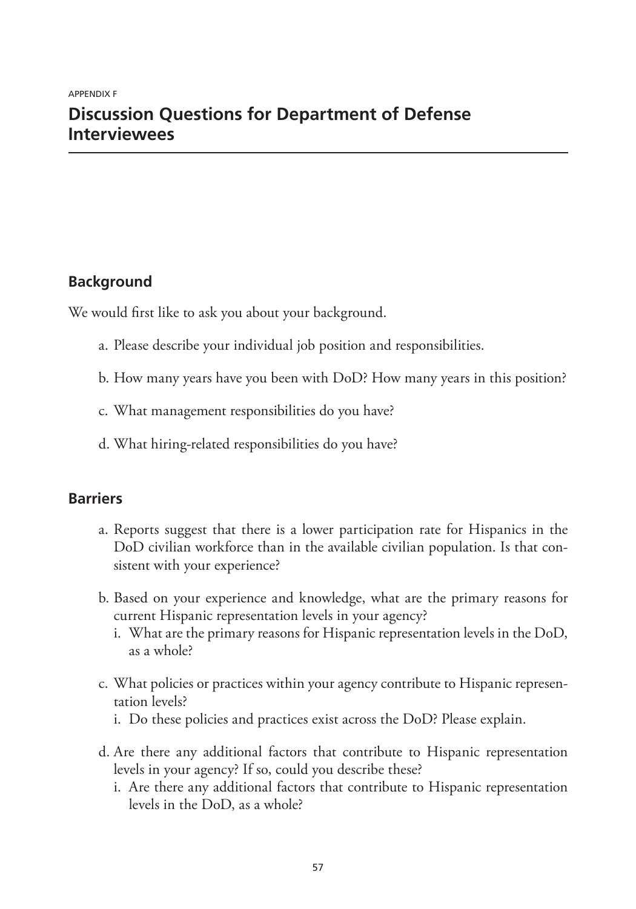APPENDIX F

# Discussion Questions for Department of Defense Interviewees

## Background

We would first like to ask you about your background.

a. Please describe your individual job position and responsibilities.

b. How many years have you been with DoD? How many years in this position?

c. What management responsibilities do you have?

d. What hiring-related responsibilities do you have?

## Barriers

a. Reports suggest that there is a lower participation rate for Hispanics in the DoD civilian workforce than in the available civilian population. Is that consistent with your experience?

b. Based on your experience and knowledge, what are the primary reasons for current Hispanic representation levels in your agency?
   i. What are the primary reasons for Hispanic representation levels in the DoD, as a whole?

c. What policies or practices within your agency contribute to Hispanic representation levels?
   i. Do these policies and practices exist across the DoD? Please explain.

d. Are there any additional factors that contribute to Hispanic representation levels in your agency? If so, could you describe these?
   i. Are there any additional factors that contribute to Hispanic representation levels in the DoD, as a whole?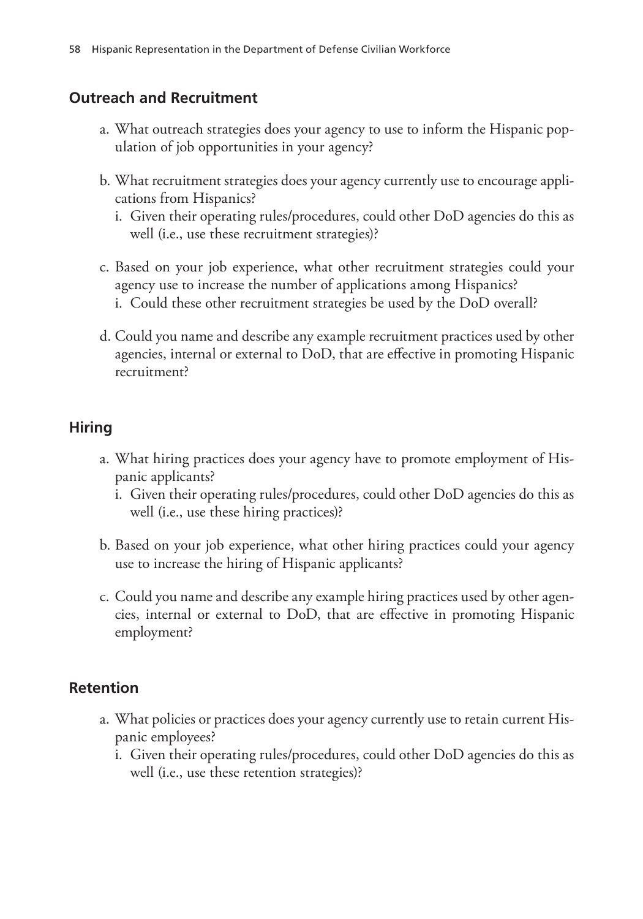## Outreach and Recruitment

a. What outreach strategies does your agency to use to inform the Hispanic population of job opportunities in your agency?

b. What recruitment strategies does your agency currently use to encourage applications from Hispanics?
   i. Given their operating rules/procedures, could other DoD agencies do this as well (i.e., use these recruitment strategies)?

c. Based on your job experience, what other recruitment strategies could your agency use to increase the number of applications among Hispanics?
   i. Could these other recruitment strategies be used by the DoD overall?

d. Could you name and describe any example recruitment practices used by other agencies, internal or external to DoD, that are effective in promoting Hispanic recruitment?

## Hiring

a. What hiring practices does your agency have to promote employment of Hispanic applicants?
   i. Given their operating rules/procedures, could other DoD agencies do this as well (i.e., use these hiring practices)?

b. Based on your job experience, what other hiring practices could your agency use to increase the hiring of Hispanic applicants?

c. Could you name and describe any example hiring practices used by other agencies, internal or external to DoD, that are effective in promoting Hispanic employment?

## Retention

a. What policies or practices does your agency currently use to retain current Hispanic employees?
   i. Given their operating rules/procedures, could other DoD agencies do this as well (i.e., use these retention strategies)?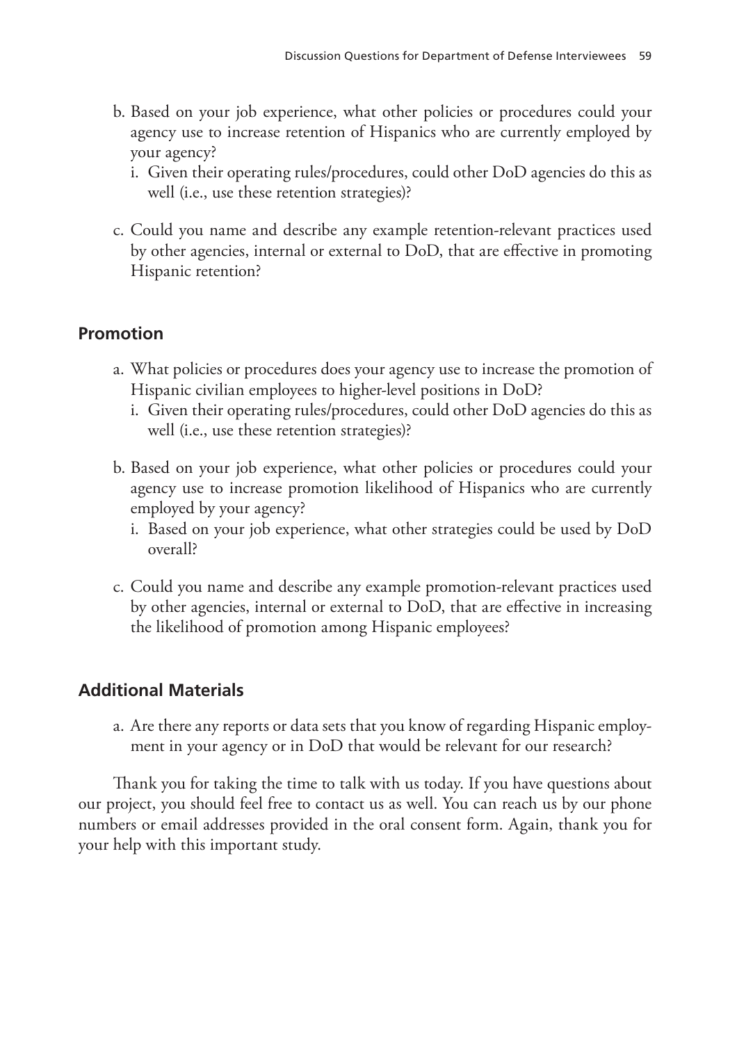b. Based on your job experience, what other policies or procedures could your agency use to increase retention of Hispanics who are currently employed by your agency?
   i. Given their operating rules/procedures, could other DoD agencies do this as well (i.e., use these retention strategies)?

c. Could you name and describe any example retention-relevant practices used by other agencies, internal or external to DoD, that are effective in promoting Hispanic retention?

### Promotion

a. What policies or procedures does your agency use to increase the promotion of Hispanic civilian employees to higher-level positions in DoD?
   i. Given their operating rules/procedures, could other DoD agencies do this as well (i.e., use these retention strategies)?

b. Based on your job experience, what other policies or procedures could your agency use to increase promotion likelihood of Hispanics who are currently employed by your agency?
   i. Based on your job experience, what other strategies could be used by DoD overall?

c. Could you name and describe any example promotion-relevant practices used by other agencies, internal or external to DoD, that are effective in increasing the likelihood of promotion among Hispanic employees?

### Additional Materials

a. Are there any reports or data sets that you know of regarding Hispanic employment in your agency or in DoD that would be relevant for our research?

Thank you for taking the time to talk with us today. If you have questions about our project, you should feel free to contact us as well. You can reach us by our phone numbers or email addresses provided in the oral consent form. Again, thank you for your help with this important study.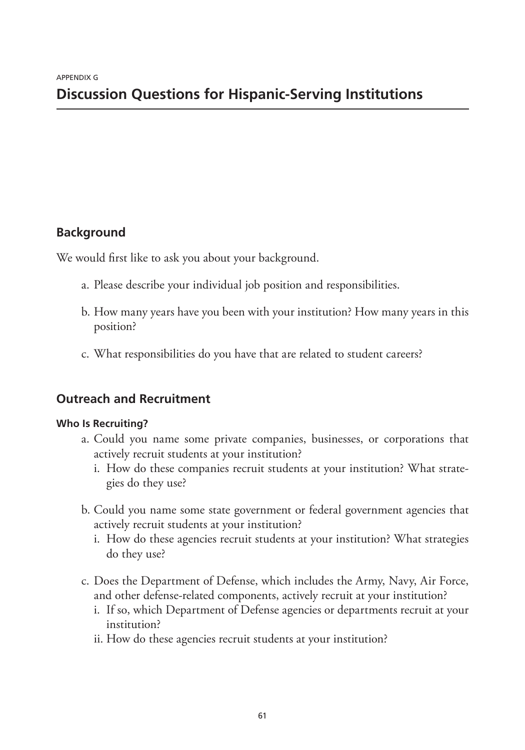APPENDIX G

# Discussion Questions for Hispanic-Serving Institutions

## Background

We would first like to ask you about your background.

a. Please describe your individual job position and responsibilities.

b. How many years have you been with your institution? How many years in this position?

c. What responsibilities do you have that are related to student careers?

## Outreach and Recruitment

#### Who Is Recruiting?

a. Could you name some private companies, businesses, or corporations that actively recruit students at your institution?
   i. How do these companies recruit students at your institution? What strategies do they use?

b. Could you name some state government or federal government agencies that actively recruit students at your institution?
   i. How do these agencies recruit students at your institution? What strategies do they use?

c. Does the Department of Defense, which includes the Army, Navy, Air Force, and other defense-related components, actively recruit at your institution?
   i. If so, which Department of Defense agencies or departments recruit at your institution?
   ii. How do these agencies recruit students at your institution?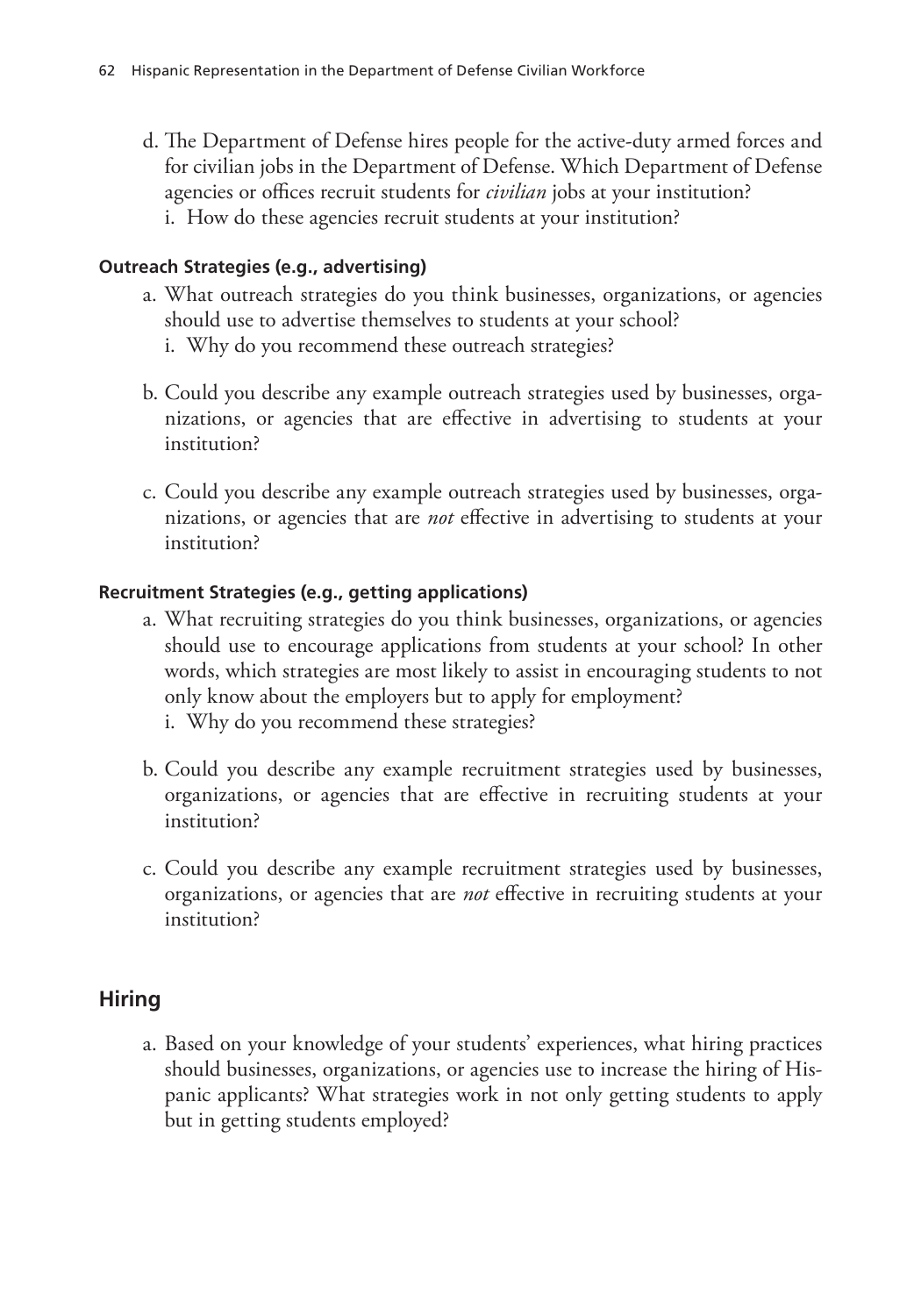d. The Department of Defense hires people for the active-duty armed forces and for civilian jobs in the Department of Defense. Which Department of Defense agencies or offices recruit students for *civilian* jobs at your institution?
   i. How do these agencies recruit students at your institution?

**Outreach Strategies (e.g., advertising)**

a. What outreach strategies do you think businesses, organizations, or agencies should use to advertise themselves to students at your school?
   i. Why do you recommend these outreach strategies?

b. Could you describe any example outreach strategies used by businesses, organizations, or agencies that are effective in advertising to students at your institution?

c. Could you describe any example outreach strategies used by businesses, organizations, or agencies that are *not* effective in advertising to students at your institution?

**Recruitment Strategies (e.g., getting applications)**

a. What recruiting strategies do you think businesses, organizations, or agencies should use to encourage applications from students at your school? In other words, which strategies are most likely to assist in encouraging students to not only know about the employers but to apply for employment?
   i. Why do you recommend these strategies?

b. Could you describe any example recruitment strategies used by businesses, organizations, or agencies that are effective in recruiting students at your institution?

c. Could you describe any example recruitment strategies used by businesses, organizations, or agencies that are *not* effective in recruiting students at your institution?

## Hiring

a. Based on your knowledge of your students' experiences, what hiring practices should businesses, organizations, or agencies use to increase the hiring of Hispanic applicants? What strategies work in not only getting students to apply but in getting students employed?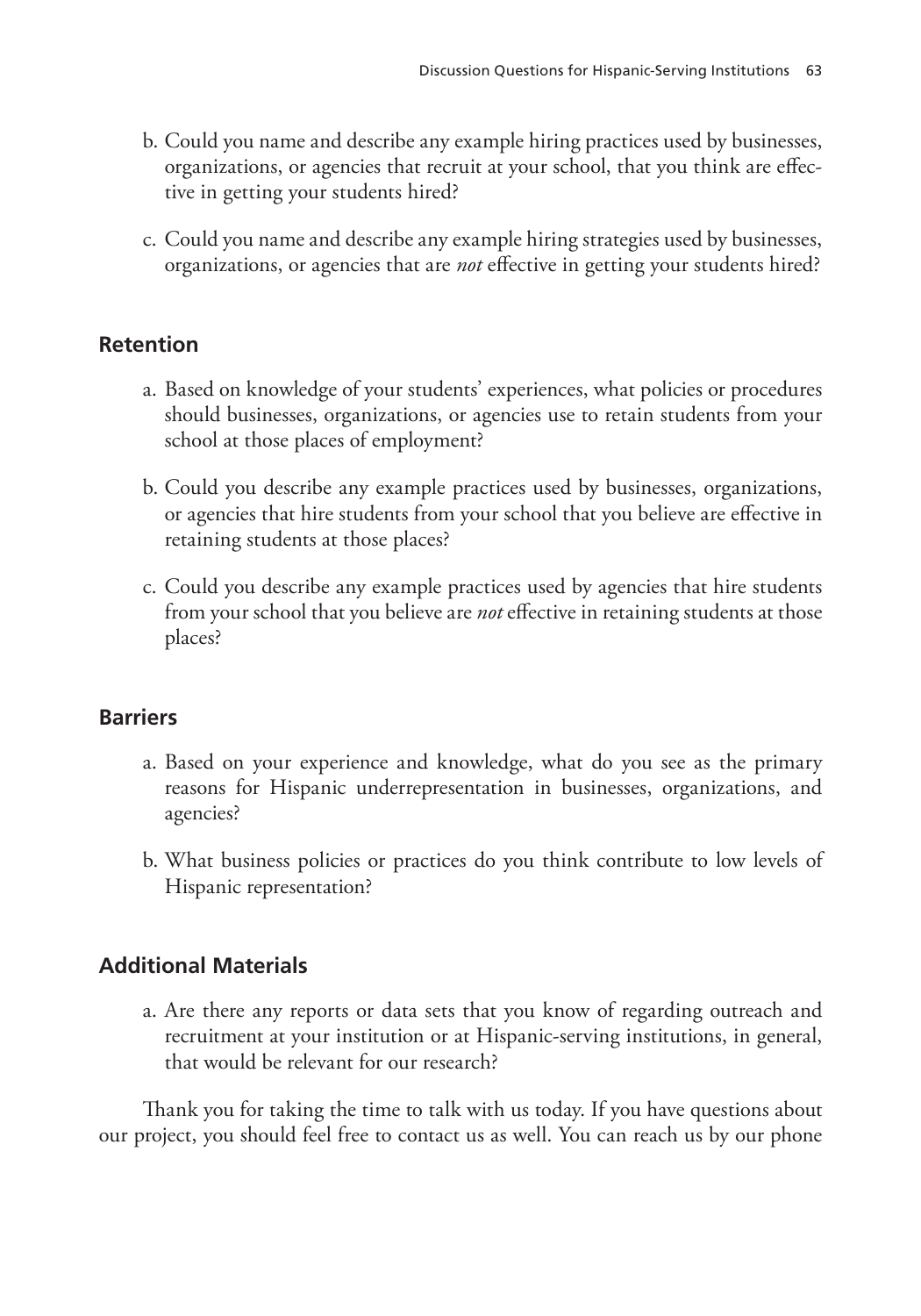b. Could you name and describe any example hiring practices used by businesses, organizations, or agencies that recruit at your school, that you think are effective in getting your students hired?

c. Could you name and describe any example hiring strategies used by businesses, organizations, or agencies that are *not* effective in getting your students hired?

### Retention

a. Based on knowledge of your students' experiences, what policies or procedures should businesses, organizations, or agencies use to retain students from your school at those places of employment?

b. Could you describe any example practices used by businesses, organizations, or agencies that hire students from your school that you believe are effective in retaining students at those places?

c. Could you describe any example practices used by agencies that hire students from your school that you believe are *not* effective in retaining students at those places?

### Barriers

a. Based on your experience and knowledge, what do you see as the primary reasons for Hispanic underrepresentation in businesses, organizations, and agencies?

b. What business policies or practices do you think contribute to low levels of Hispanic representation?

### Additional Materials

a. Are there any reports or data sets that you know of regarding outreach and recruitment at your institution or at Hispanic-serving institutions, in general, that would be relevant for our research?

Thank you for taking the time to talk with us today. If you have questions about our project, you should feel free to contact us as well. You can reach us by our phone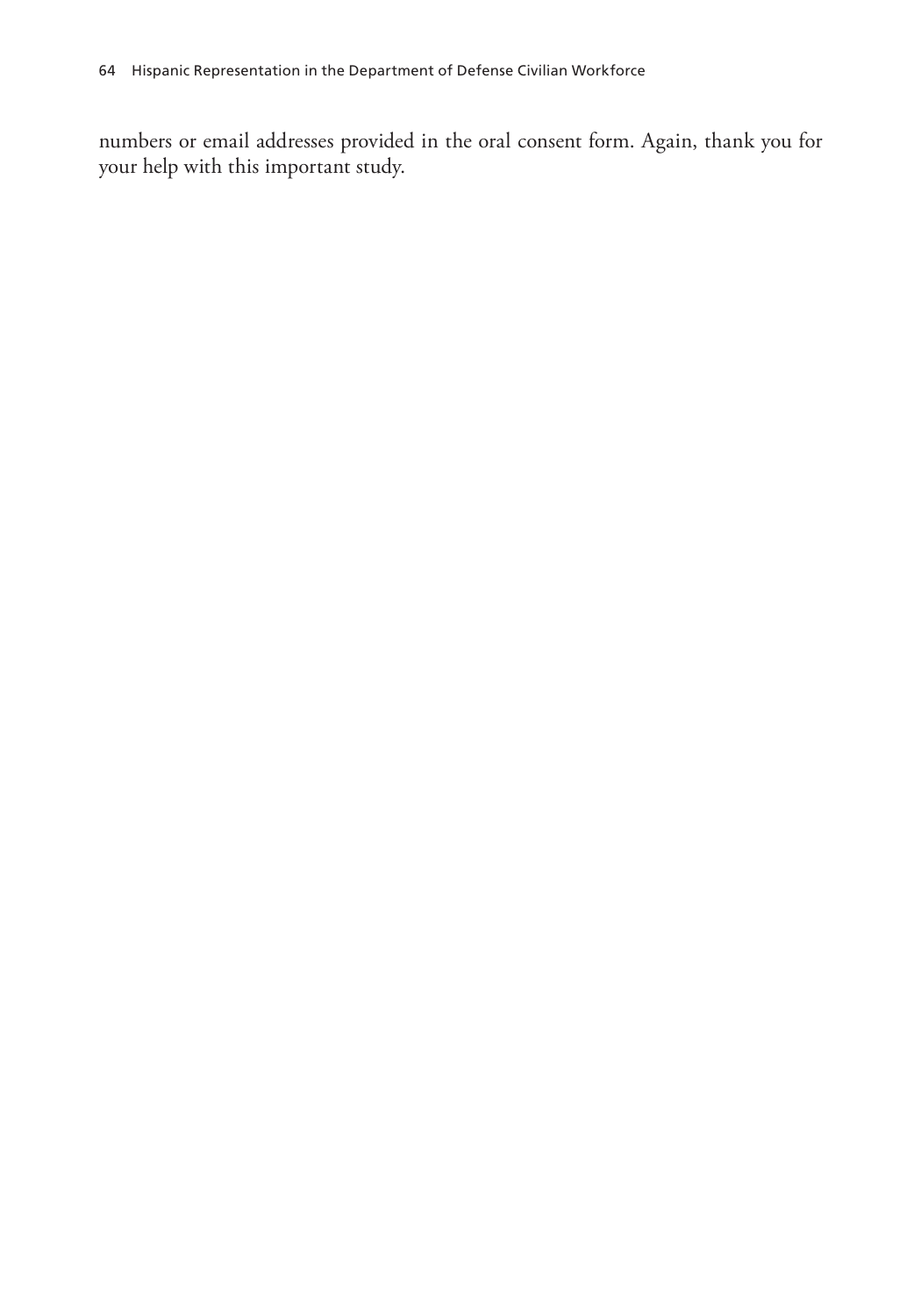numbers or email addresses provided in the oral consent form. Again, thank you for your help with this important study.